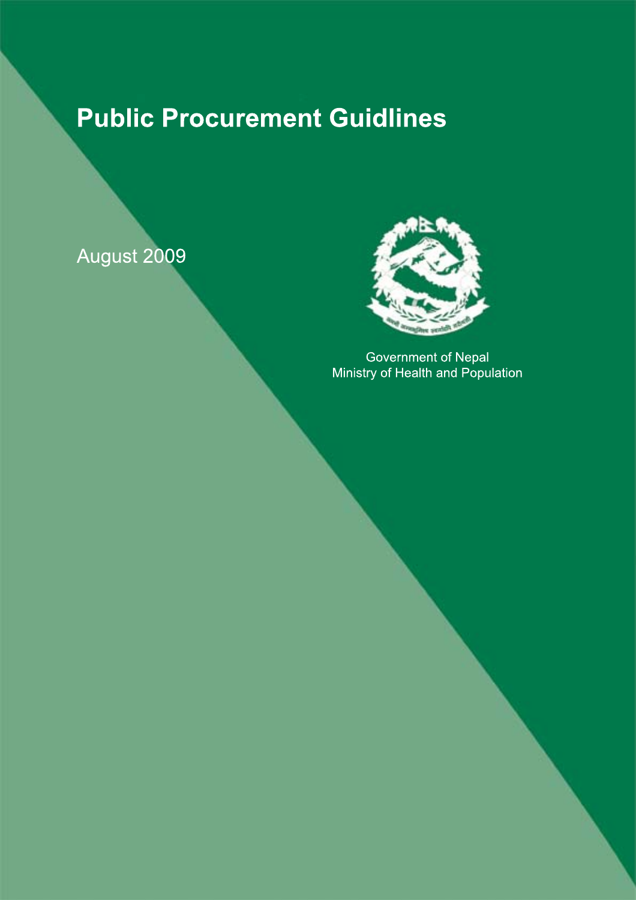# Public Procurement Guidlines

August 2009

Government of Nepal
Ministry of Health and Population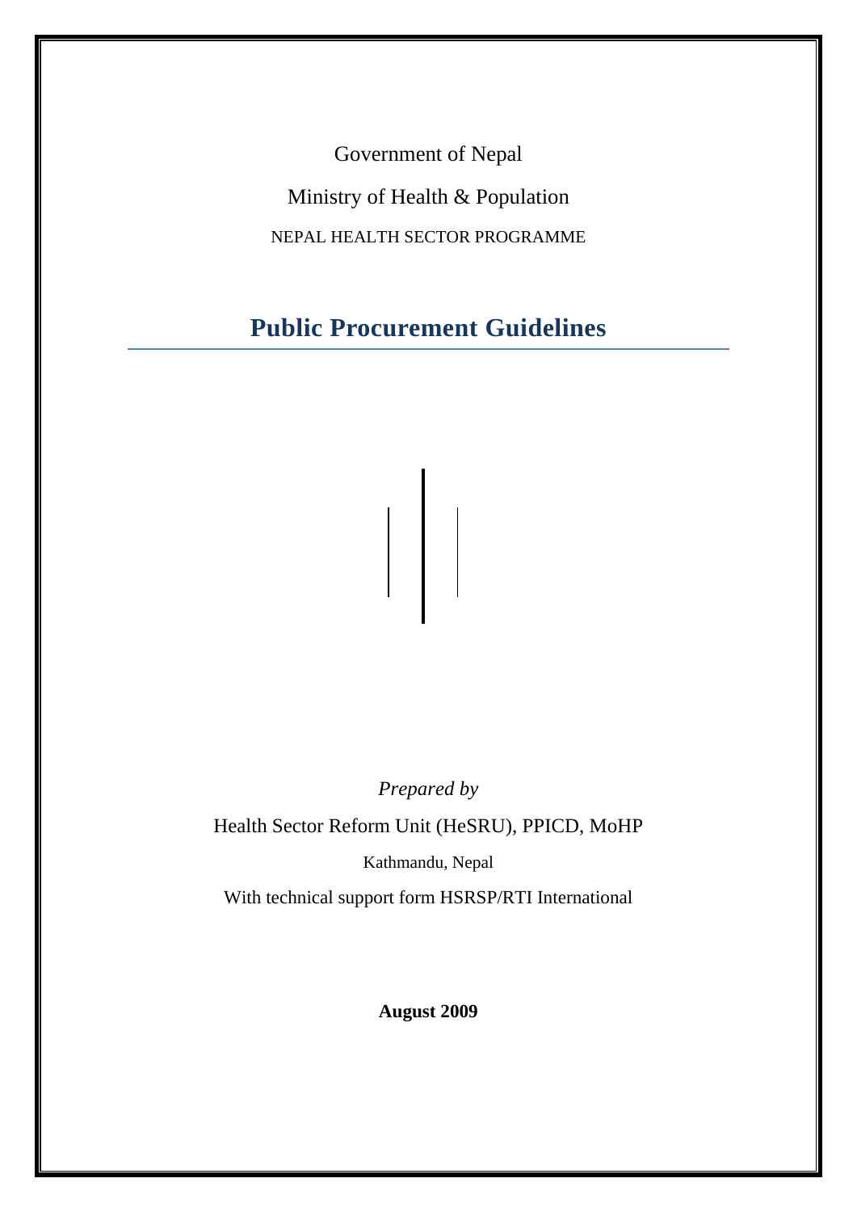Government of Nepal

Ministry of Health & Population

NEPAL HEALTH SECTOR PROGRAMME

# Public Procurement Guidelines

*Prepared by*

Health Sector Reform Unit (HeSRU), PPICD, MoHP

Kathmandu, Nepal

With technical support form HSRSP/RTI International

**August 2009**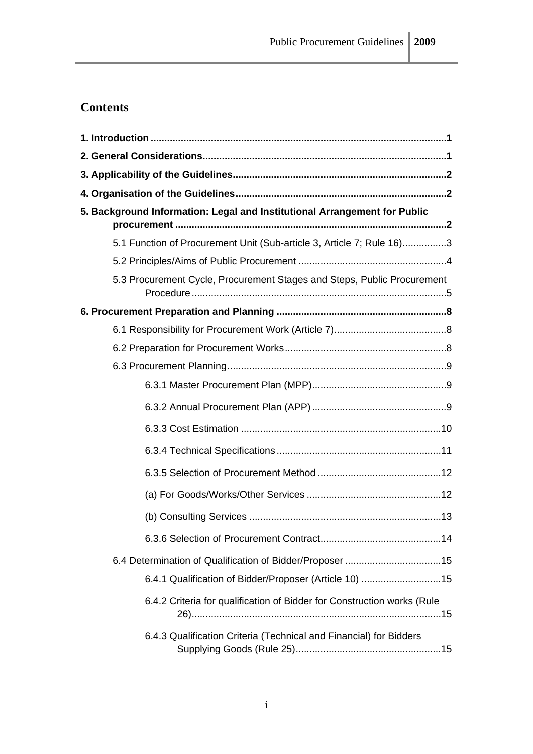## Contents

**1. Introduction ........................................................................................................1**

**2. General Considerations......................................................................................1**

**3. Applicability of the Guidelines...........................................................................2**

**4. Organisation of the Guidelines...........................................................................2**

**5. Background Information: Legal and Institutional Arrangement for Public procurement ........................................................................................................2**

- 5.1 Function of Procurement Unit (Sub-article 3, Article 7; Rule 16)................3
- 5.2 Principles/Aims of Public Procurement .....................................................4
- 5.3 Procurement Cycle, Procurement Stages and Steps, Public Procurement Procedure...........................................................................................5

**6. Procurement Preparation and Planning ............................................................8**

- 6.1 Responsibility for Procurement Work (Article 7).........................................8
- 6.2 Preparation for Procurement Works..........................................................8
- 6.3 Procurement Planning...............................................................................9
  - 6.3.1 Master Procurement Plan (MPP)................................................9
  - 6.3.2 Annual Procurement Plan (APP)................................................9
  - 6.3.3 Cost Estimation .......................................................................10
  - 6.3.4 Technical Specifications...........................................................11
  - 6.3.5 Selection of Procurement Method ............................................12
  - (a) For Goods/Works/Other Services ................................................12
  - (b) Consulting Services .....................................................................13
  - 6.3.6 Selection of Procurement Contract...........................................14
- 6.4 Determination of Qualification of Bidder/Proposer ..................................15
  - 6.4.1 Qualification of Bidder/Proposer (Article 10) ............................15
  - 6.4.2 Criteria for qualification of Bidder for Construction works (Rule 26)..........................................................................................15
  - 6.4.3 Qualification Criteria (Technical and Financial) for Bidders Supplying Goods (Rule 25)....................................................15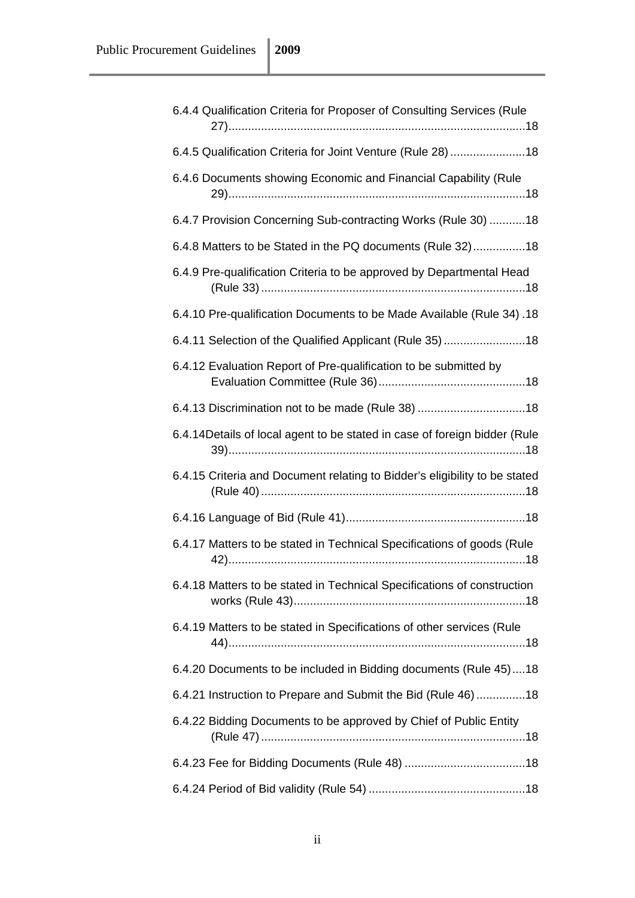6.4.4 Qualification Criteria for Proposer of Consulting Services (Rule 27)....18

6.4.5 Qualification Criteria for Joint Venture (Rule 28)....18

6.4.6 Documents showing Economic and Financial Capability (Rule 29)....18

6.4.7 Provision Concerning Sub-contracting Works (Rule 30)....18

6.4.8 Matters to be Stated in the PQ documents (Rule 32)....18

6.4.9 Pre-qualification Criteria to be approved by Departmental Head (Rule 33)....18

6.4.10 Pre-qualification Documents to be Made Available (Rule 34)....18

6.4.11 Selection of the Qualified Applicant (Rule 35)....18

6.4.12 Evaluation Report of Pre-qualification to be submitted by Evaluation Committee (Rule 36)....18

6.4.13 Discrimination not to be made (Rule 38)....18

6.4.14Details of local agent to be stated in case of foreign bidder (Rule 39)....18

6.4.15 Criteria and Document relating to Bidder's eligibility to be stated (Rule 40)....18

6.4.16 Language of Bid (Rule 41)....18

6.4.17 Matters to be stated in Technical Specifications of goods (Rule 42)....18

6.4.18 Matters to be stated in Technical Specifications of construction works (Rule 43)....18

6.4.19 Matters to be stated in Specifications of other services (Rule 44)....18

6.4.20 Documents to be included in Bidding documents (Rule 45)....18

6.4.21 Instruction to Prepare and Submit the Bid (Rule 46)....18

6.4.22 Bidding Documents to be approved by Chief of Public Entity (Rule 47)....18

6.4.23 Fee for Bidding Documents (Rule 48)....18

6.4.24 Period of Bid validity (Rule 54)....18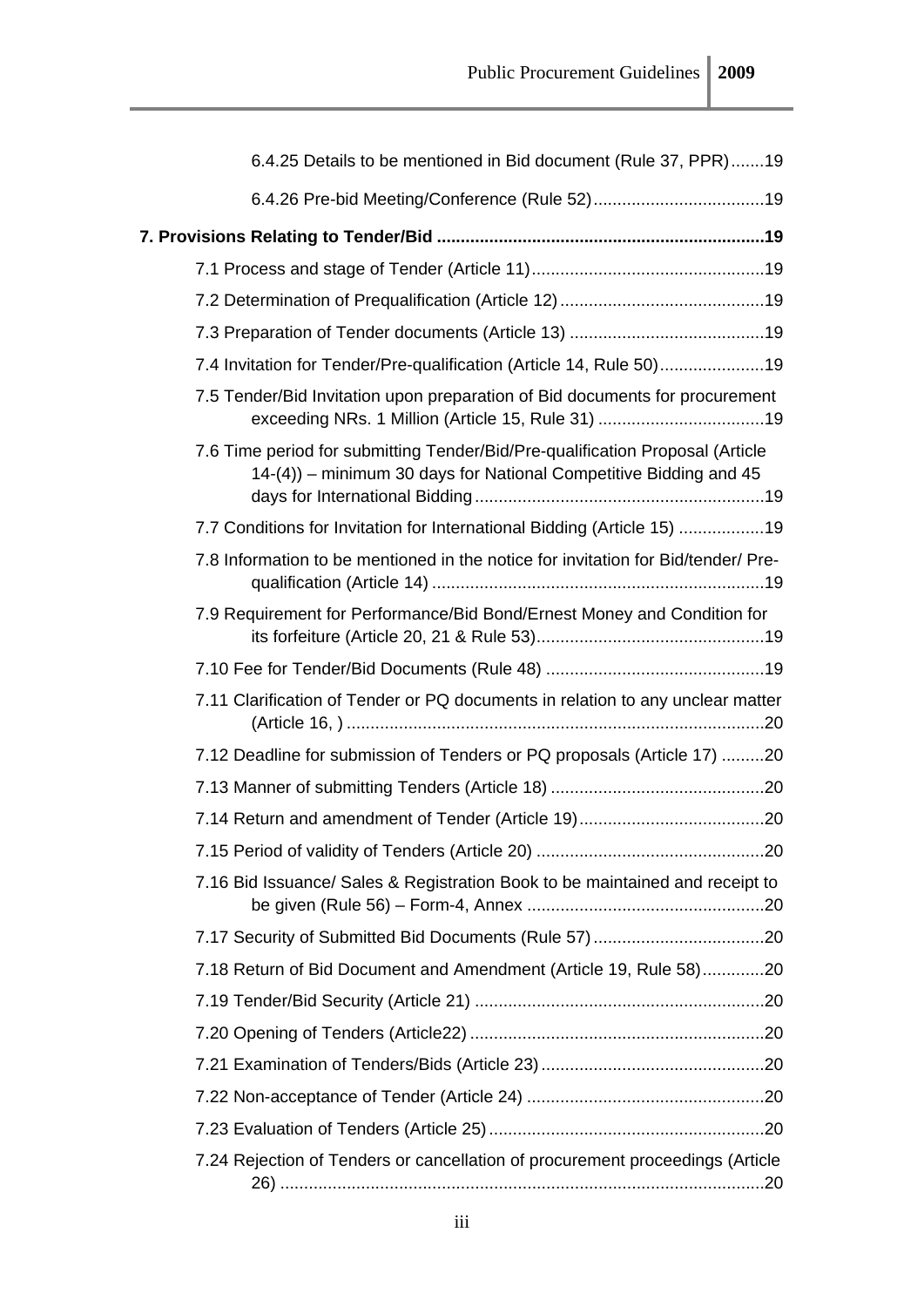6.4.25 Details to be mentioned in Bid document (Rule 37, PPR) .......19

6.4.26 Pre-bid Meeting/Conference (Rule 52) ....................................19

**7. Provisions Relating to Tender/Bid .....................................................................19**

7.1 Process and stage of Tender (Article 11) .................................................19

7.2 Determination of Prequalification (Article 12) ...........................................19

7.3 Preparation of Tender documents (Article 13) .........................................19

7.4 Invitation for Tender/Pre-qualification (Article 14, Rule 50) ......................19

7.5 Tender/Bid Invitation upon preparation of Bid documents for procurement exceeding NRs. 1 Million (Article 15, Rule 31) ...................................19

7.6 Time period for submitting Tender/Bid/Pre-qualification Proposal (Article 14-(4)) – minimum 30 days for National Competitive Bidding and 45 days for International Bidding .............................................................19

7.7 Conditions for Invitation for International Bidding (Article 15) ..................19

7.8 Information to be mentioned in the notice for invitation for Bid/tender/ Pre-qualification (Article 14) .....................................................................19

7.9 Requirement for Performance/Bid Bond/Ernest Money and Condition for its forfeiture (Article 20, 21 & Rule 53) ................................................19

7.10 Fee for Tender/Bid Documents (Rule 48) ..............................................19

7.11 Clarification of Tender or PQ documents in relation to any unclear matter (Article 16, ) .......................................................................................20

7.12 Deadline for submission of Tenders or PQ proposals (Article 17) .........20

7.13 Manner of submitting Tenders (Article 18) .............................................20

7.14 Return and amendment of Tender (Article 19) .......................................20

7.15 Period of validity of Tenders (Article 20) ................................................20

7.16 Bid Issuance/ Sales & Registration Book to be maintained and receipt to be given (Rule 56) – Form-4, Annex ..................................................20

7.17 Security of Submitted Bid Documents (Rule 57) ....................................20

7.18 Return of Bid Document and Amendment (Article 19, Rule 58) .............20

7.19 Tender/Bid Security (Article 21) .............................................................20

7.20 Opening of Tenders (Article22) ..............................................................20

7.21 Examination of Tenders/Bids (Article 23) ...............................................20

7.22 Non-acceptance of Tender (Article 24) ..................................................20

7.23 Evaluation of Tenders (Article 25) ..........................................................20

7.24 Rejection of Tenders or cancellation of procurement proceedings (Article 26) .....................................................................................................20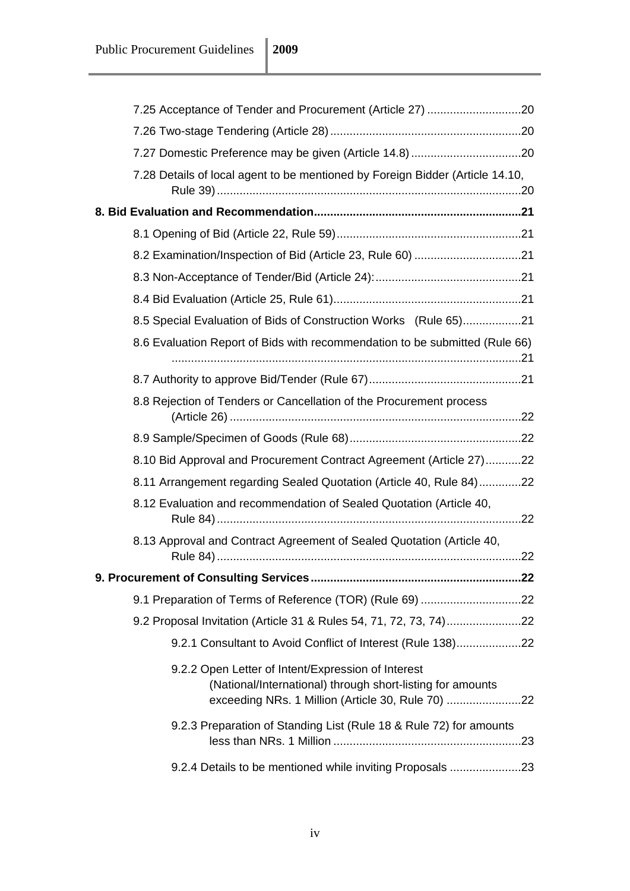- 7.25 Acceptance of Tender and Procurement (Article 27) ............................20
- 7.26 Two-stage Tendering (Article 28) ..........................................................20
- 7.27 Domestic Preference may be given (Article 14.8) ..................................20
- 7.28 Details of local agent to be mentioned by Foreign Bidder (Article 14.10, Rule 39) ............................................................................................20

**8. Bid Evaluation and Recommendation ................................................................21**

- 8.1 Opening of Bid (Article 22, Rule 59) .........................................................21
- 8.2 Examination/Inspection of Bid (Article 23, Rule 60) .................................21
- 8.3 Non-Acceptance of Tender/Bid (Article 24): .............................................21
- 8.4 Bid Evaluation (Article 25, Rule 61) ..........................................................21
- 8.5 Special Evaluation of Bids of Construction Works (Rule 65) ..................21
- 8.6 Evaluation Report of Bids with recommendation to be submitted (Rule 66) ..........................................................................................................21
- 8.7 Authority to approve Bid/Tender (Rule 67) ...............................................21
- 8.8 Rejection of Tenders or Cancellation of the Procurement process (Article 26) ..........................................................................................22
- 8.9 Sample/Specimen of Goods (Rule 68) .....................................................22
- 8.10 Bid Approval and Procurement Contract Agreement (Article 27) ...........22
- 8.11 Arrangement regarding Sealed Quotation (Article 40, Rule 84) .............22
- 8.12 Evaluation and recommendation of Sealed Quotation (Article 40, Rule 84) ............................................................................................22
- 8.13 Approval and Contract Agreement of Sealed Quotation (Article 40, Rule 84) ............................................................................................22

**9. Procurement of Consulting Services .................................................................22**

- 9.1 Preparation of Terms of Reference (TOR) (Rule 69) ...............................22
- 9.2 Proposal Invitation (Article 31 & Rules 54, 71, 72, 73, 74) .......................22
  - 9.2.1 Consultant to Avoid Conflict of Interest (Rule 138) ....................22
  - 9.2.2 Open Letter of Intent/Expression of Interest (National/International) through short-listing for amounts exceeding NRs. 1 Million (Article 30, Rule 70) .......................22
  - 9.2.3 Preparation of Standing List (Rule 18 & Rule 72) for amounts less than NRs. 1 Million ..........................................................23
  - 9.2.4 Details to be mentioned while inviting Proposals ......................23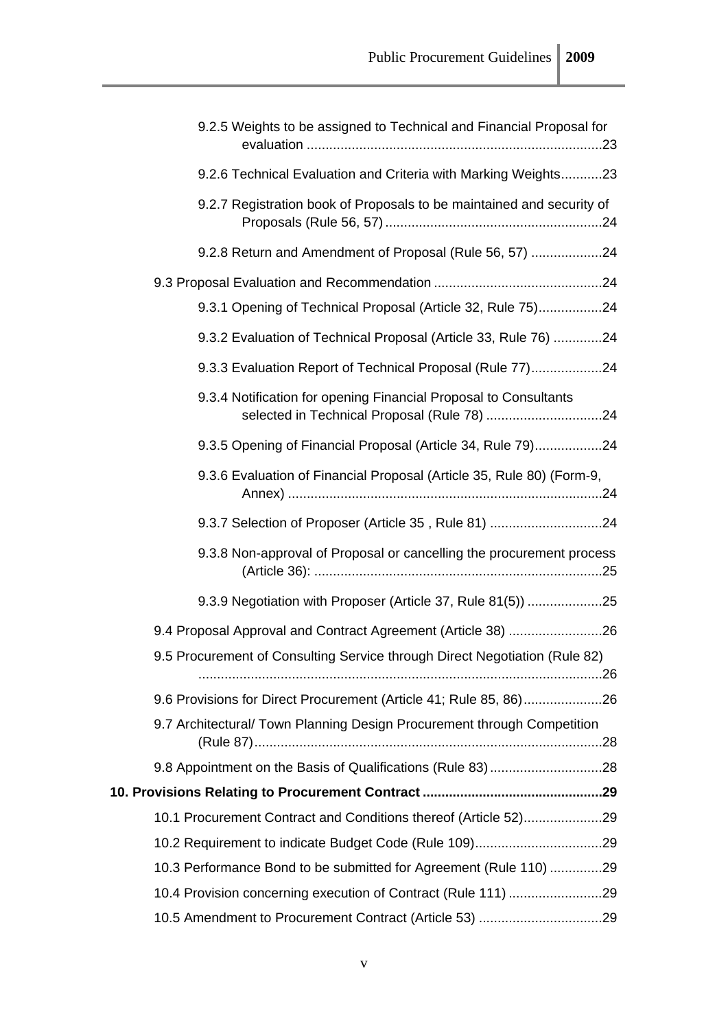9.2.5 Weights to be assigned to Technical and Financial Proposal for evaluation ............................................................................23

9.2.6 Technical Evaluation and Criteria with Marking Weights...........23

9.2.7 Registration book of Proposals to be maintained and security of Proposals (Rule 56, 57) ...........................................................24

9.2.8 Return and Amendment of Proposal (Rule 56, 57) ...................24

9.3 Proposal Evaluation and Recommendation .............................................24

9.3.1 Opening of Technical Proposal (Article 32, Rule 75).................24

9.3.2 Evaluation of Technical Proposal (Article 33, Rule 76) .............24

9.3.3 Evaluation Report of Technical Proposal (Rule 77)...................24

9.3.4 Notification for opening Financial Proposal to Consultants selected in Technical Proposal (Rule 78) ...............................24

9.3.5 Opening of Financial Proposal (Article 34, Rule 79)..................24

9.3.6 Evaluation of Financial Proposal (Article 35, Rule 80) (Form-9, Annex) ....................................................................................24

9.3.7 Selection of Proposer (Article 35 , Rule 81) ..............................24

9.3.8 Non-approval of Proposal or cancelling the procurement process (Article 36): .............................................................................25

9.3.9 Negotiation with Proposer (Article 37, Rule 81(5)) ....................25

9.4 Proposal Approval and Contract Agreement (Article 38) .........................26

9.5 Procurement of Consulting Service through Direct Negotiation (Rule 82) ............................................................................................................26

9.6 Provisions for Direct Procurement (Article 41; Rule 85, 86).....................26

9.7 Architectural/ Town Planning Design Procurement through Competition (Rule 87).............................................................................................28

9.8 Appointment on the Basis of Qualifications (Rule 83)..............................28

**10. Provisions Relating to Procurement Contract ................................................29**

10.1 Procurement Contract and Conditions thereof (Article 52).....................29

10.2 Requirement to indicate Budget Code (Rule 109)..................................29

10.3 Performance Bond to be submitted for Agreement (Rule 110) ..............29

10.4 Provision concerning execution of Contract (Rule 111) .........................29

10.5 Amendment to Procurement Contract (Article 53) .................................29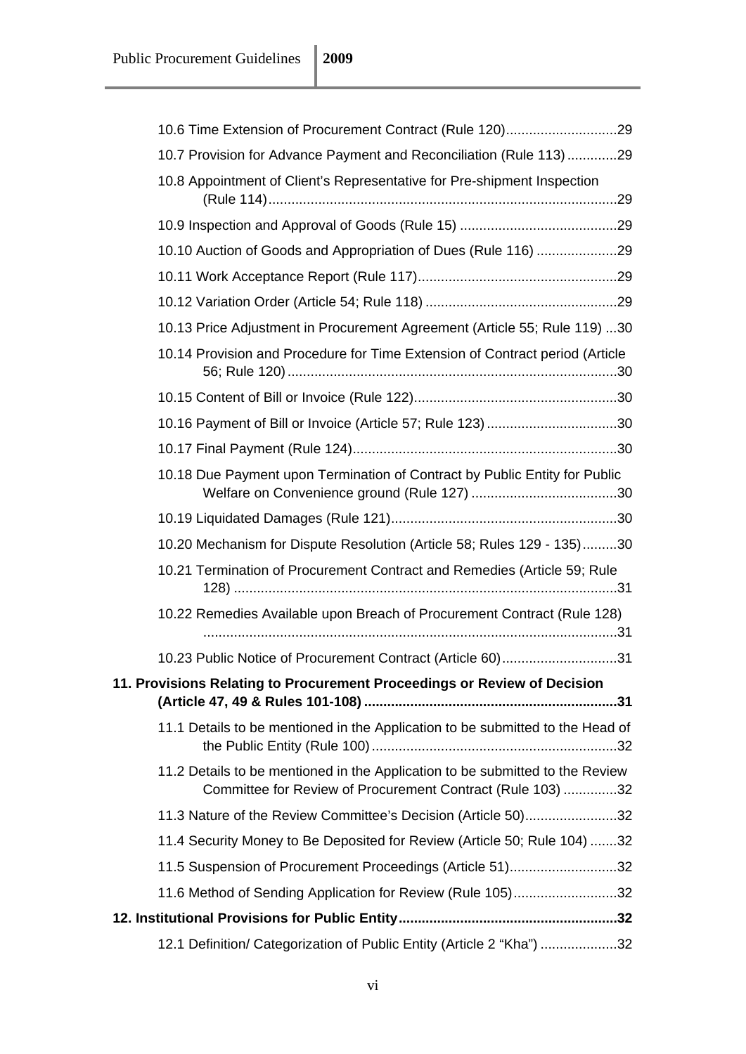10.6 Time Extension of Procurement Contract (Rule 120)............................29

10.7 Provision for Advance Payment and Reconciliation (Rule 113).............29

10.8 Appointment of Client's Representative for Pre-shipment Inspection (Rule 114)..........................................................................................29

10.9 Inspection and Approval of Goods (Rule 15) .........................................29

10.10 Auction of Goods and Appropriation of Dues (Rule 116) .....................29

10.11 Work Acceptance Report (Rule 117)....................................................29

10.12 Variation Order (Article 54; Rule 118) .................................................29

10.13 Price Adjustment in Procurement Agreement (Article 55; Rule 119) ...30

10.14 Provision and Procedure for Time Extension of Contract period (Article 56; Rule 120).....................................................................................30

10.15 Content of Bill or Invoice (Rule 122)....................................................30

10.16 Payment of Bill or Invoice (Article 57; Rule 123)..................................30

10.17 Final Payment (Rule 124)....................................................................30

10.18 Due Payment upon Termination of Contract by Public Entity for Public Welfare on Convenience ground (Rule 127) ......................................30

10.19 Liquidated Damages (Rule 121)..........................................................30

10.20 Mechanism for Dispute Resolution (Article 58; Rules 129 - 135).........30

10.21 Termination of Procurement Contract and Remedies (Article 59; Rule 128) ..................................................................................................31

10.22 Remedies Available upon Breach of Procurement Contract (Rule 128) ..........................................................................................................31

10.23 Public Notice of Procurement Contract (Article 60)..............................31

**11. Provisions Relating to Procurement Proceedings or Review of Decision (Article 47, 49 & Rules 101-108).................................................................31**

11.1 Details to be mentioned in the Application to be submitted to the Head of the Public Entity (Rule 100)...............................................................32

11.2 Details to be mentioned in the Application to be submitted to the Review Committee for Review of Procurement Contract (Rule 103) ..............32

11.3 Nature of the Review Committee's Decision (Article 50)........................32

11.4 Security Money to Be Deposited for Review (Article 50; Rule 104) .......32

11.5 Suspension of Procurement Proceedings (Article 51)............................32

11.6 Method of Sending Application for Review (Rule 105)...........................32

**12. Institutional Provisions for Public Entity.........................................................32**

12.1 Definition/ Categorization of Public Entity (Article 2 "Kha") ....................32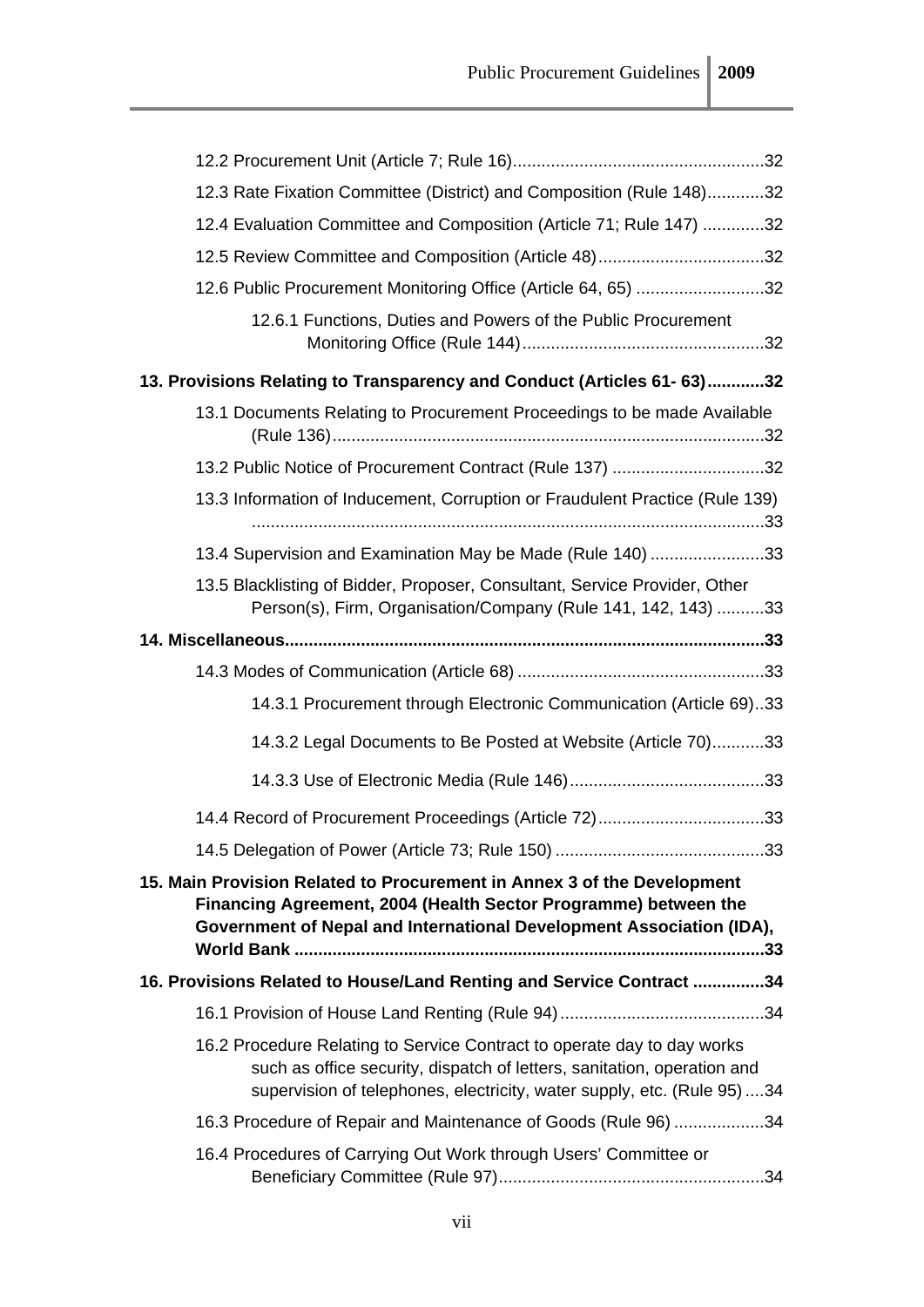12.2 Procurement Unit (Article 7; Rule 16)....................................................32

12.3 Rate Fixation Committee (District) and Composition (Rule 148)............32

12.4 Evaluation Committee and Composition (Article 71; Rule 147) .............32

12.5 Review Committee and Composition (Article 48)...................................32

12.6 Public Procurement Monitoring Office (Article 64, 65) ...........................32

12.6.1 Functions, Duties and Powers of the Public Procurement Monitoring Office (Rule 144)...................................................32

**13. Provisions Relating to Transparency and Conduct (Articles 61- 63)............32**

13.1 Documents Relating to Procurement Proceedings to be made Available (Rule 136)..........................................................................................32

13.2 Public Notice of Procurement Contract (Rule 137) ................................32

13.3 Information of Inducement, Corruption or Fraudulent Practice (Rule 139) ..........................................................................................................33

13.4 Supervision and Examination May be Made (Rule 140) ........................33

13.5 Blacklisting of Bidder, Proposer, Consultant, Service Provider, Other Person(s), Firm, Organisation/Company (Rule 141, 142, 143) ..........33

**14. Miscellaneous....................................................................................................33**

14.3 Modes of Communication (Article 68) ...................................................33

14.3.1 Procurement through Electronic Communication (Article 69)..33

14.3.2 Legal Documents to Be Posted at Website (Article 70)...........33

14.3.3 Use of Electronic Media (Rule 146).........................................33

14.4 Record of Procurement Proceedings (Article 72)...................................33

14.5 Delegation of Power (Article 73; Rule 150) ............................................33

**15. Main Provision Related to Procurement in Annex 3 of the Development Financing Agreement, 2004 (Health Sector Programme) between the Government of Nepal and International Development Association (IDA), World Bank .................................................................................................33**

**16. Provisions Related to House/Land Renting and Service Contract ...............34**

16.1 Provision of House Land Renting (Rule 94)...........................................34

16.2 Procedure Relating to Service Contract to operate day to day works such as office security, dispatch of letters, sanitation, operation and supervision of telephones, electricity, water supply, etc. (Rule 95)....34

16.3 Procedure of Repair and Maintenance of Goods (Rule 96) ...................34

16.4 Procedures of Carrying Out Work through Users' Committee or Beneficiary Committee (Rule 97).......................................................34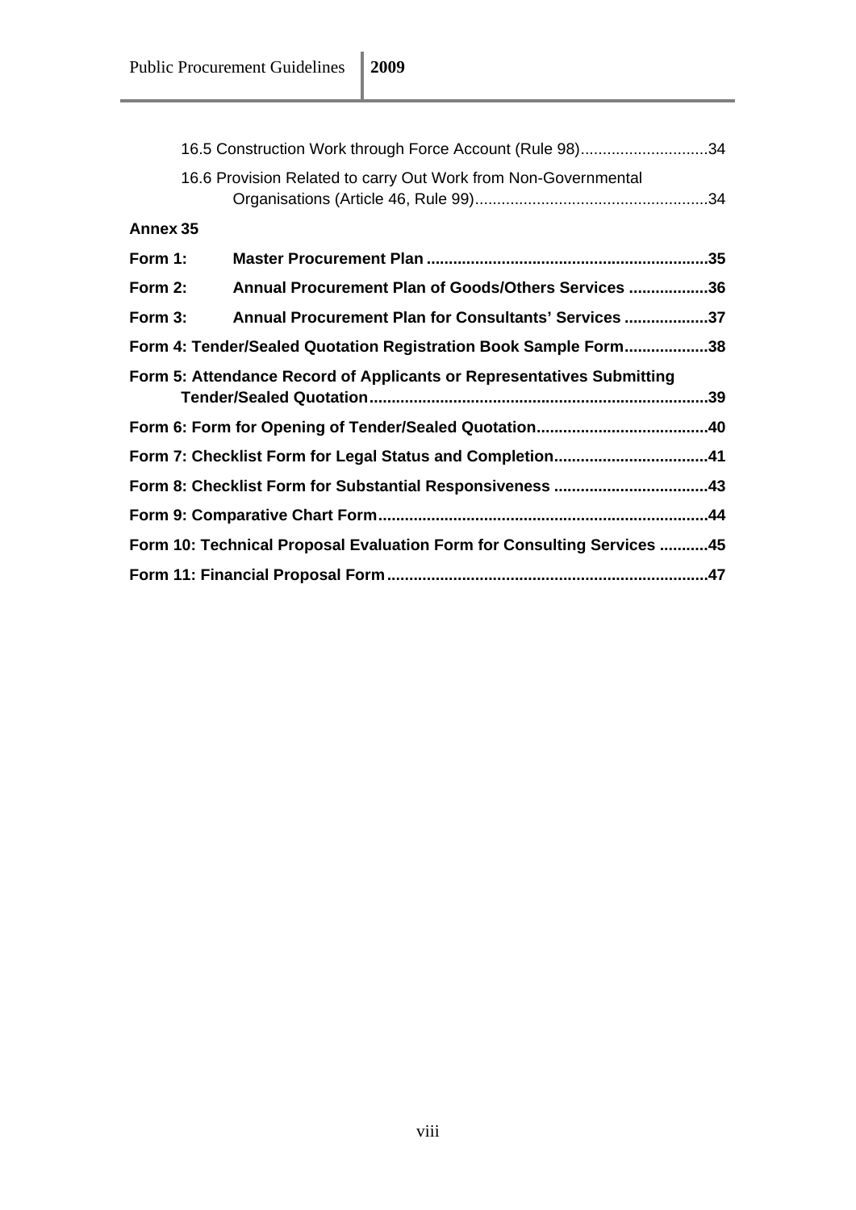16.5 Construction Work through Force Account (Rule 98)............................34

16.6 Provision Related to carry Out Work from Non-Governmental Organisations (Article 46, Rule 99)....................................................34

**Annex 35**

**Form 1: Master Procurement Plan ...............................................................35**

**Form 2: Annual Procurement Plan of Goods/Others Services ..................36**

**Form 3: Annual Procurement Plan for Consultants' Services ...................37**

**Form 4: Tender/Sealed Quotation Registration Book Sample Form...................38**

**Form 5: Attendance Record of Applicants or Representatives Submitting Tender/Sealed Quotation............................................................................39**

**Form 6: Form for Opening of Tender/Sealed Quotation......................................40**

**Form 7: Checklist Form for Legal Status and Completion...................................41**

**Form 8: Checklist Form for Substantial Responsiveness ...................................43**

**Form 9: Comparative Chart Form...........................................................................44**

**Form 10: Technical Proposal Evaluation Form for Consulting Services ...........45**

**Form 11: Financial Proposal Form........................................................................47**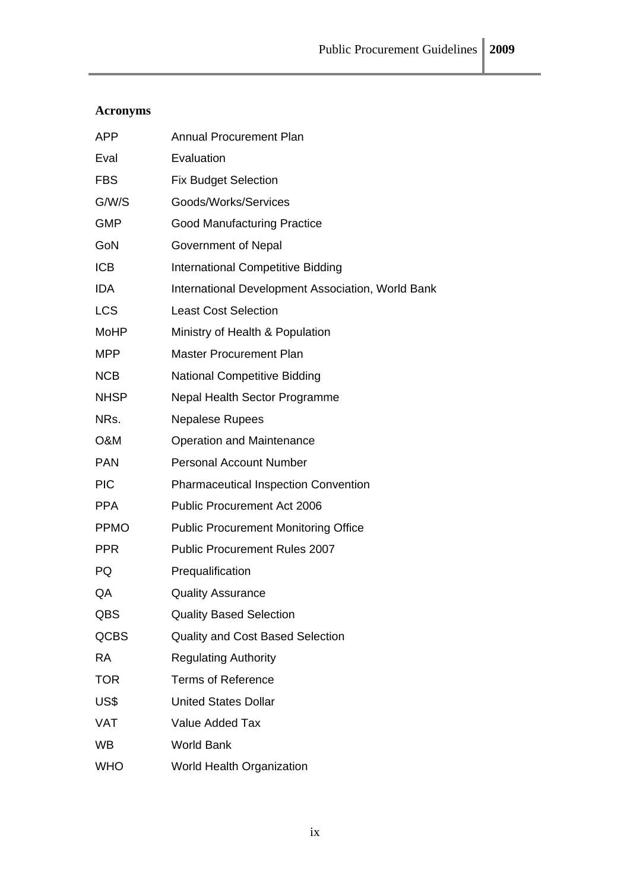## Acronyms

| | |
|---|---|
| APP | Annual Procurement Plan |
| Eval | Evaluation |
| FBS | Fix Budget Selection |
| G/W/S | Goods/Works/Services |
| GMP | Good Manufacturing Practice |
| GoN | Government of Nepal |
| ICB | International Competitive Bidding |
| IDA | International Development Association, World Bank |
| LCS | Least Cost Selection |
| MoHP | Ministry of Health & Population |
| MPP | Master Procurement Plan |
| NCB | National Competitive Bidding |
| NHSP | Nepal Health Sector Programme |
| NRs. | Nepalese Rupees |
| O&M | Operation and Maintenance |
| PAN | Personal Account Number |
| PIC | Pharmaceutical Inspection Convention |
| PPA | Public Procurement Act 2006 |
| PPMO | Public Procurement Monitoring Office |
| PPR | Public Procurement Rules 2007 |
| PQ | Prequalification |
| QA | Quality Assurance |
| QBS | Quality Based Selection |
| QCBS | Quality and Cost Based Selection |
| RA | Regulating Authority |
| TOR | Terms of Reference |
| US$ | United States Dollar |
| VAT | Value Added Tax |
| WB | World Bank |
| WHO | World Health Organization |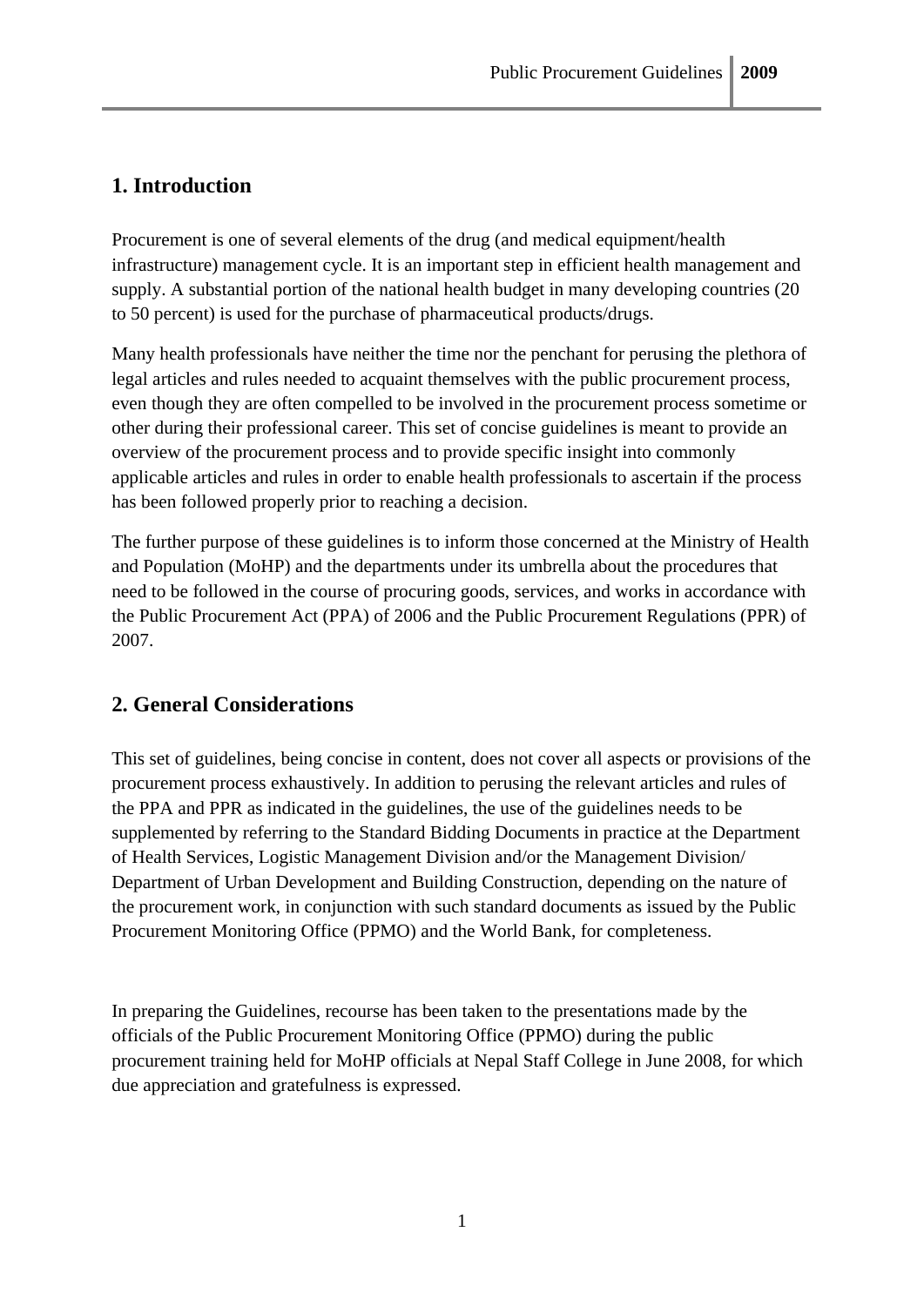## 1. Introduction

Procurement is one of several elements of the drug (and medical equipment/health infrastructure) management cycle. It is an important step in efficient health management and supply. A substantial portion of the national health budget in many developing countries (20 to 50 percent) is used for the purchase of pharmaceutical products/drugs.

Many health professionals have neither the time nor the penchant for perusing the plethora of legal articles and rules needed to acquaint themselves with the public procurement process, even though they are often compelled to be involved in the procurement process sometime or other during their professional career. This set of concise guidelines is meant to provide an overview of the procurement process and to provide specific insight into commonly applicable articles and rules in order to enable health professionals to ascertain if the process has been followed properly prior to reaching a decision.

The further purpose of these guidelines is to inform those concerned at the Ministry of Health and Population (MoHP) and the departments under its umbrella about the procedures that need to be followed in the course of procuring goods, services, and works in accordance with the Public Procurement Act (PPA) of 2006 and the Public Procurement Regulations (PPR) of 2007.

## 2. General Considerations

This set of guidelines, being concise in content, does not cover all aspects or provisions of the procurement process exhaustively. In addition to perusing the relevant articles and rules of the PPA and PPR as indicated in the guidelines, the use of the guidelines needs to be supplemented by referring to the Standard Bidding Documents in practice at the Department of Health Services, Logistic Management Division and/or the Management Division/ Department of Urban Development and Building Construction, depending on the nature of the procurement work, in conjunction with such standard documents as issued by the Public Procurement Monitoring Office (PPMO) and the World Bank, for completeness.

In preparing the Guidelines, recourse has been taken to the presentations made by the officials of the Public Procurement Monitoring Office (PPMO) during the public procurement training held for MoHP officials at Nepal Staff College in June 2008, for which due appreciation and gratefulness is expressed.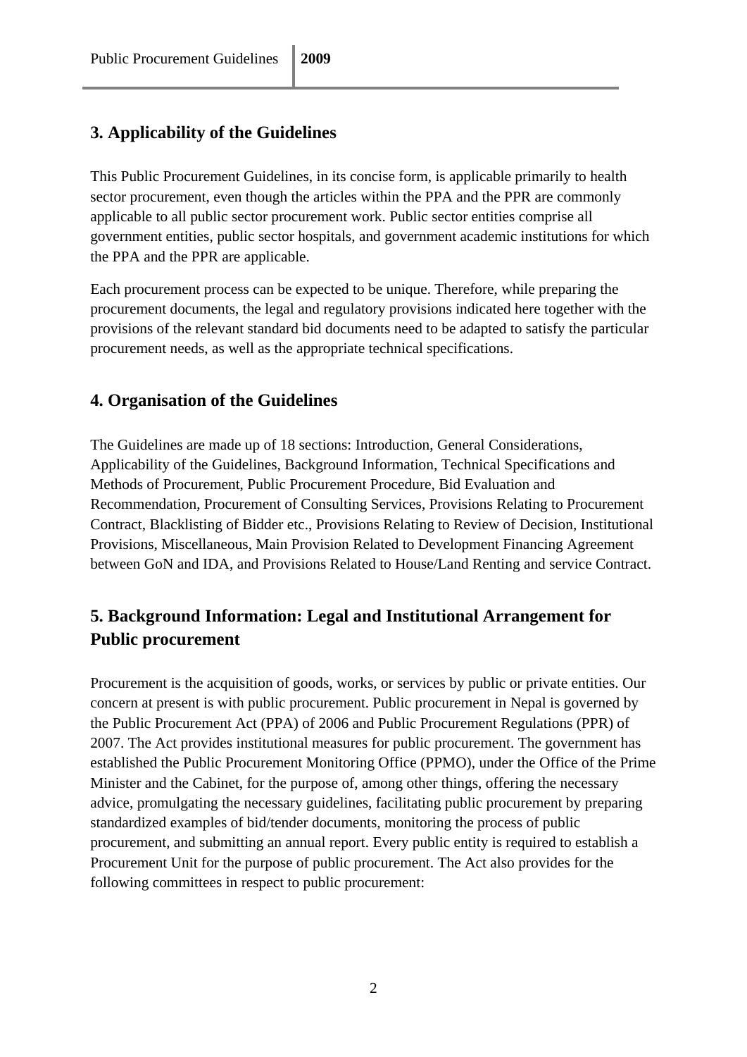## 3. Applicability of the Guidelines

This Public Procurement Guidelines, in its concise form, is applicable primarily to health sector procurement, even though the articles within the PPA and the PPR are commonly applicable to all public sector procurement work. Public sector entities comprise all government entities, public sector hospitals, and government academic institutions for which the PPA and the PPR are applicable.

Each procurement process can be expected to be unique. Therefore, while preparing the procurement documents, the legal and regulatory provisions indicated here together with the provisions of the relevant standard bid documents need to be adapted to satisfy the particular procurement needs, as well as the appropriate technical specifications.

## 4. Organisation of the Guidelines

The Guidelines are made up of 18 sections: Introduction, General Considerations, Applicability of the Guidelines, Background Information, Technical Specifications and Methods of Procurement, Public Procurement Procedure, Bid Evaluation and Recommendation, Procurement of Consulting Services, Provisions Relating to Procurement Contract, Blacklisting of Bidder etc., Provisions Relating to Review of Decision, Institutional Provisions, Miscellaneous, Main Provision Related to Development Financing Agreement between GoN and IDA, and Provisions Related to House/Land Renting and service Contract.

## 5. Background Information: Legal and Institutional Arrangement for Public procurement

Procurement is the acquisition of goods, works, or services by public or private entities. Our concern at present is with public procurement. Public procurement in Nepal is governed by the Public Procurement Act (PPA) of 2006 and Public Procurement Regulations (PPR) of 2007. The Act provides institutional measures for public procurement. The government has established the Public Procurement Monitoring Office (PPMO), under the Office of the Prime Minister and the Cabinet, for the purpose of, among other things, offering the necessary advice, promulgating the necessary guidelines, facilitating public procurement by preparing standardized examples of bid/tender documents, monitoring the process of public procurement, and submitting an annual report. Every public entity is required to establish a Procurement Unit for the purpose of public procurement. The Act also provides for the following committees in respect to public procurement: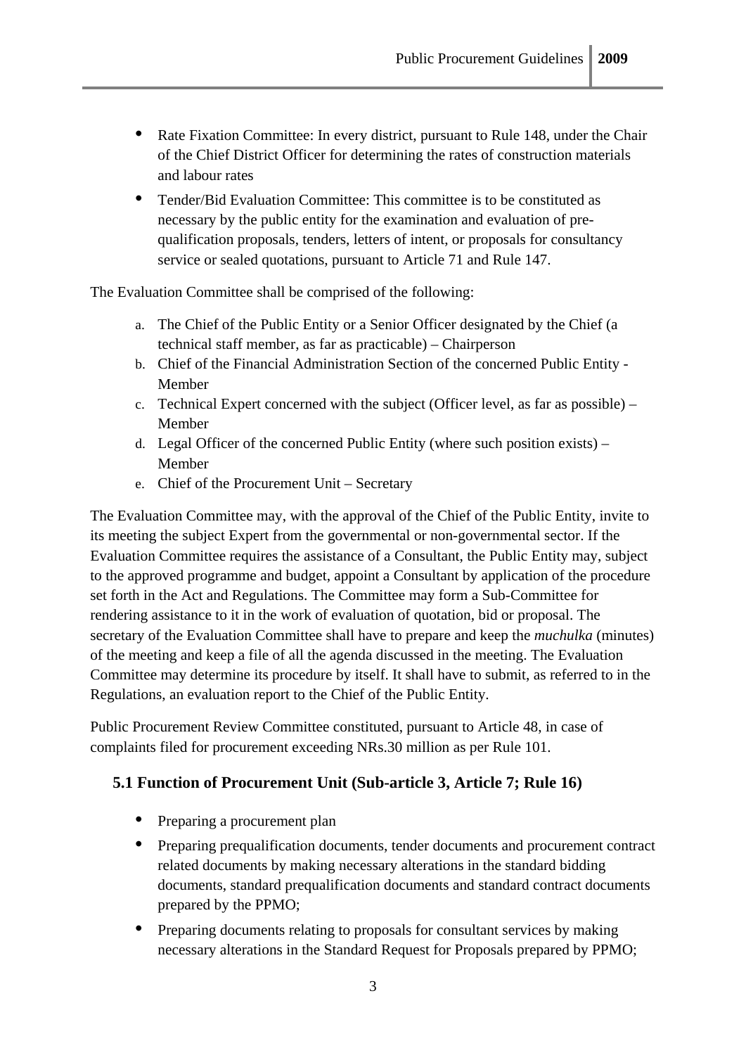- Rate Fixation Committee: In every district, pursuant to Rule 148, under the Chair of the Chief District Officer for determining the rates of construction materials and labour rates
- Tender/Bid Evaluation Committee: This committee is to be constituted as necessary by the public entity for the examination and evaluation of pre-qualification proposals, tenders, letters of intent, or proposals for consultancy service or sealed quotations, pursuant to Article 71 and Rule 147.

The Evaluation Committee shall be comprised of the following:

a. The Chief of the Public Entity or a Senior Officer designated by the Chief (a technical staff member, as far as practicable) – Chairperson
b. Chief of the Financial Administration Section of the concerned Public Entity - Member
c. Technical Expert concerned with the subject (Officer level, as far as possible) – Member
d. Legal Officer of the concerned Public Entity (where such position exists) – Member
e. Chief of the Procurement Unit – Secretary

The Evaluation Committee may, with the approval of the Chief of the Public Entity, invite to its meeting the subject Expert from the governmental or non-governmental sector. If the Evaluation Committee requires the assistance of a Consultant, the Public Entity may, subject to the approved programme and budget, appoint a Consultant by application of the procedure set forth in the Act and Regulations. The Committee may form a Sub-Committee for rendering assistance to it in the work of evaluation of quotation, bid or proposal. The secretary of the Evaluation Committee shall have to prepare and keep the *muchulka* (minutes) of the meeting and keep a file of all the agenda discussed in the meeting. The Evaluation Committee may determine its procedure by itself. It shall have to submit, as referred to in the Regulations, an evaluation report to the Chief of the Public Entity.

Public Procurement Review Committee constituted, pursuant to Article 48, in case of complaints filed for procurement exceeding NRs.30 million as per Rule 101.

## 5.1 Function of Procurement Unit (Sub-article 3, Article 7; Rule 16)

- Preparing a procurement plan
- Preparing prequalification documents, tender documents and procurement contract related documents by making necessary alterations in the standard bidding documents, standard prequalification documents and standard contract documents prepared by the PPMO;
- Preparing documents relating to proposals for consultant services by making necessary alterations in the Standard Request for Proposals prepared by PPMO;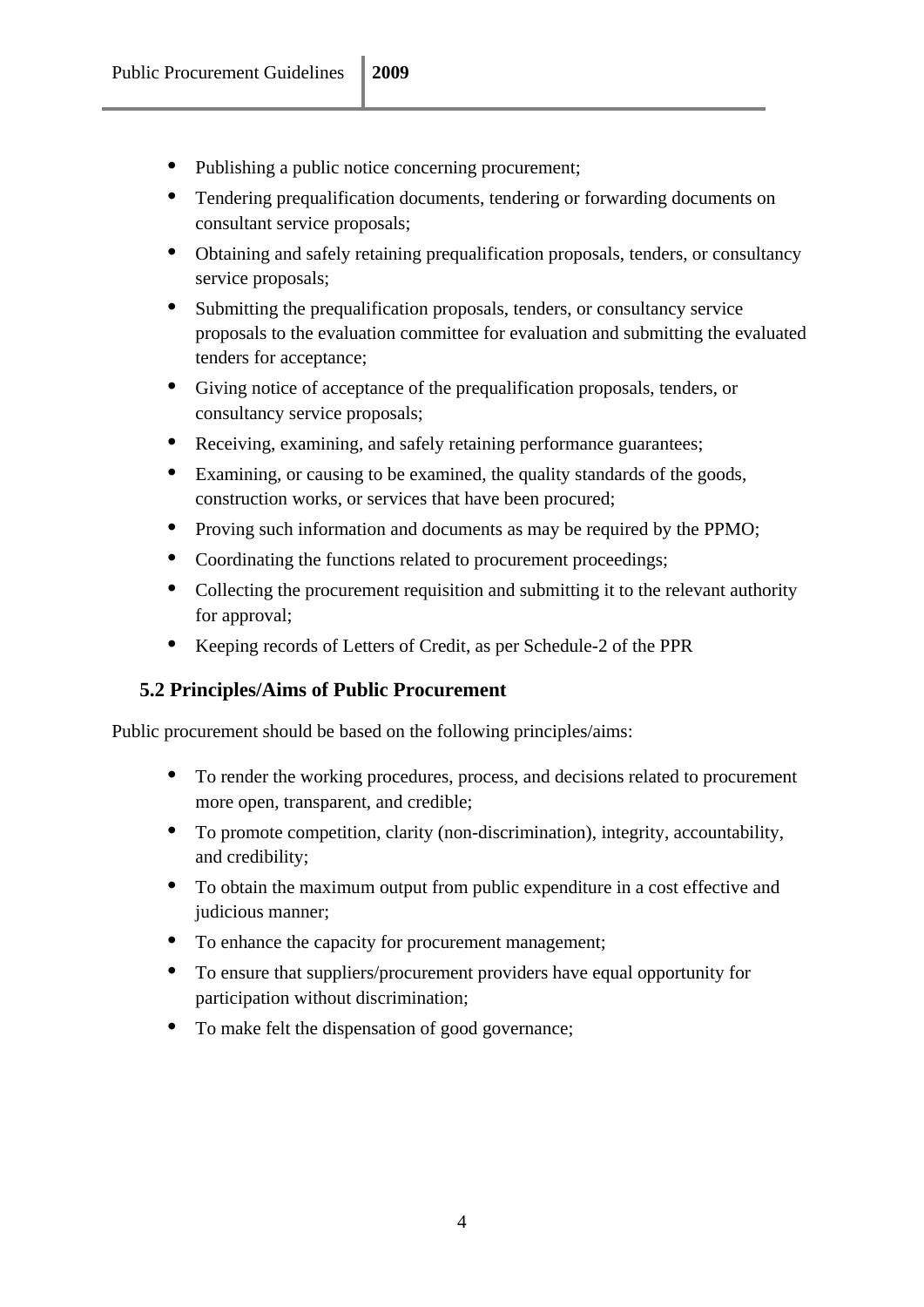- Publishing a public notice concerning procurement;
- Tendering prequalification documents, tendering or forwarding documents on consultant service proposals;
- Obtaining and safely retaining prequalification proposals, tenders, or consultancy service proposals;
- Submitting the prequalification proposals, tenders, or consultancy service proposals to the evaluation committee for evaluation and submitting the evaluated tenders for acceptance;
- Giving notice of acceptance of the prequalification proposals, tenders, or consultancy service proposals;
- Receiving, examining, and safely retaining performance guarantees;
- Examining, or causing to be examined, the quality standards of the goods, construction works, or services that have been procured;
- Proving such information and documents as may be required by the PPMO;
- Coordinating the functions related to procurement proceedings;
- Collecting the procurement requisition and submitting it to the relevant authority for approval;
- Keeping records of Letters of Credit, as per Schedule-2 of the PPR

### 5.2 Principles/Aims of Public Procurement

Public procurement should be based on the following principles/aims:

- To render the working procedures, process, and decisions related to procurement more open, transparent, and credible;
- To promote competition, clarity (non-discrimination), integrity, accountability, and credibility;
- To obtain the maximum output from public expenditure in a cost effective and judicious manner;
- To enhance the capacity for procurement management;
- To ensure that suppliers/procurement providers have equal opportunity for participation without discrimination;
- To make felt the dispensation of good governance;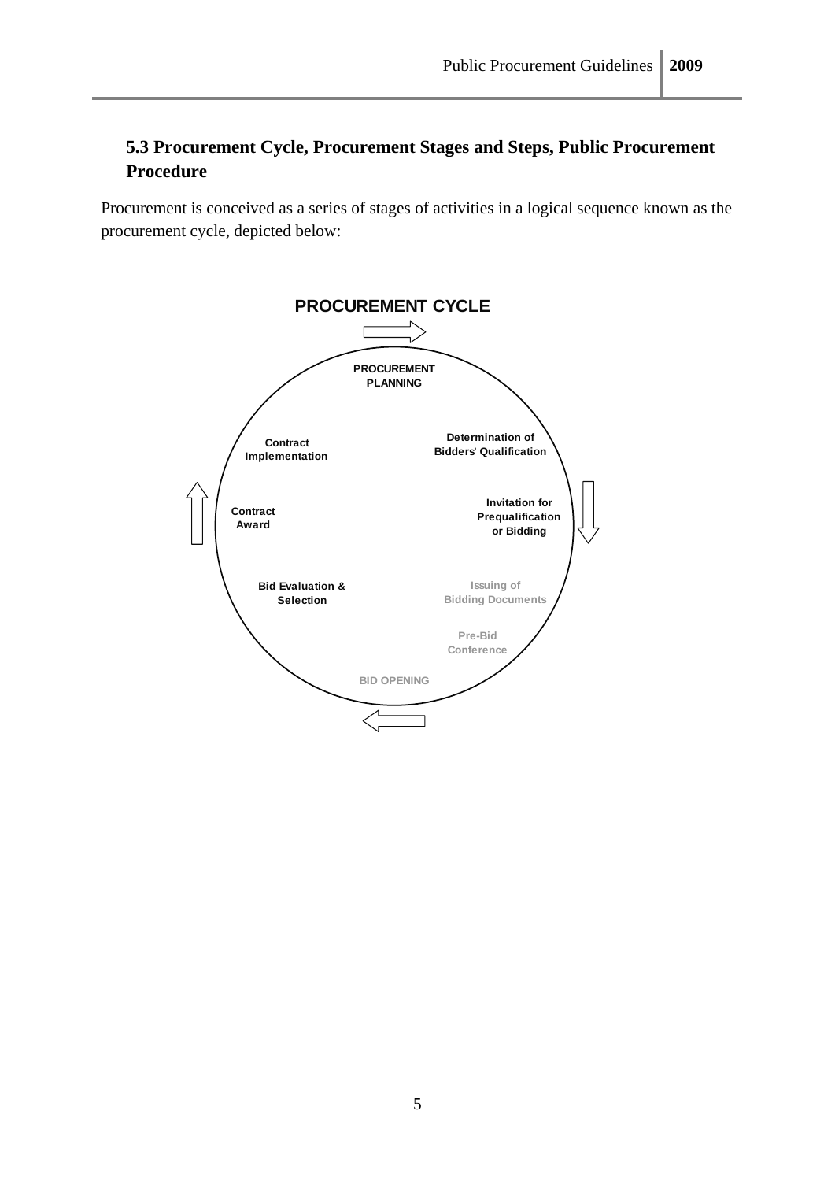### 5.3 Procurement Cycle, Procurement Stages and Steps, Public Procurement Procedure

Procurement is conceived as a series of stages of activities in a logical sequence known as the procurement cycle, depicted below:

**PROCUREMENT CYCLE**

- PROCUREMENT PLANNING
- Determination of Bidders' Qualification
- Invitation for Prequalification or Bidding
- Issuing of Bidding Documents
- Pre-Bid Conference
- BID OPENING
- Bid Evaluation & Selection
- Contract Award
- Contract Implementation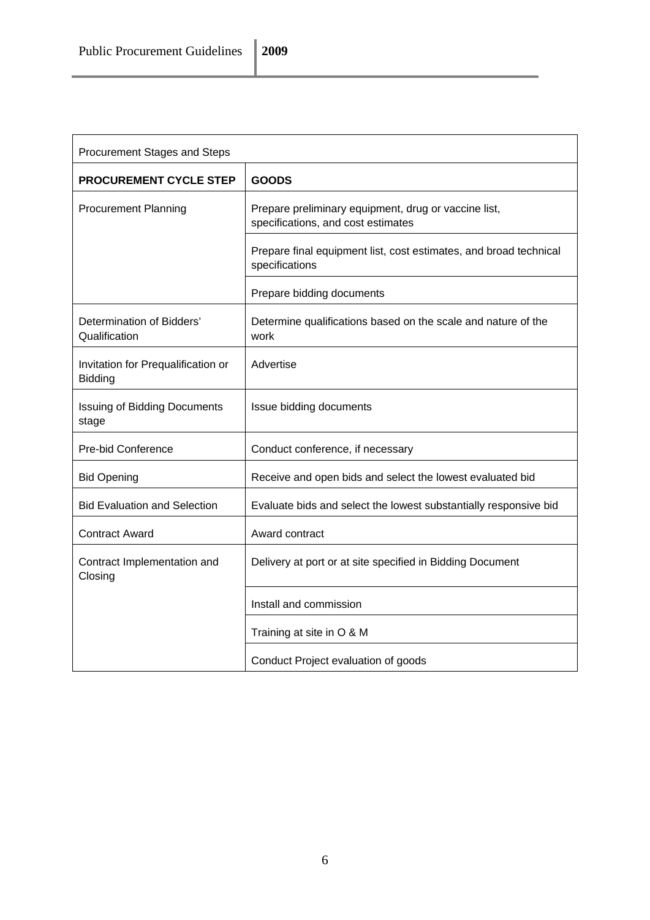| Procurement Stages and Steps | |
|---|---|
| **PROCUREMENT CYCLE STEP** | **GOODS** |
| Procurement Planning | Prepare preliminary equipment, drug or vaccine list, specifications, and cost estimates |
| | Prepare final equipment list, cost estimates, and broad technical specifications |
| | Prepare bidding documents |
| Determination of Bidders' Qualification | Determine qualifications based on the scale and nature of the work |
| Invitation for Prequalification or Bidding | Advertise |
| Issuing of Bidding Documents stage | Issue bidding documents |
| Pre-bid Conference | Conduct conference, if necessary |
| Bid Opening | Receive and open bids and select the lowest evaluated bid |
| Bid Evaluation and Selection | Evaluate bids and select the lowest substantially responsive bid |
| Contract Award | Award contract |
| Contract Implementation and Closing | Delivery at port or at site specified in Bidding Document |
| | Install and commission |
| | Training at site in O & M |
| | Conduct Project evaluation of goods |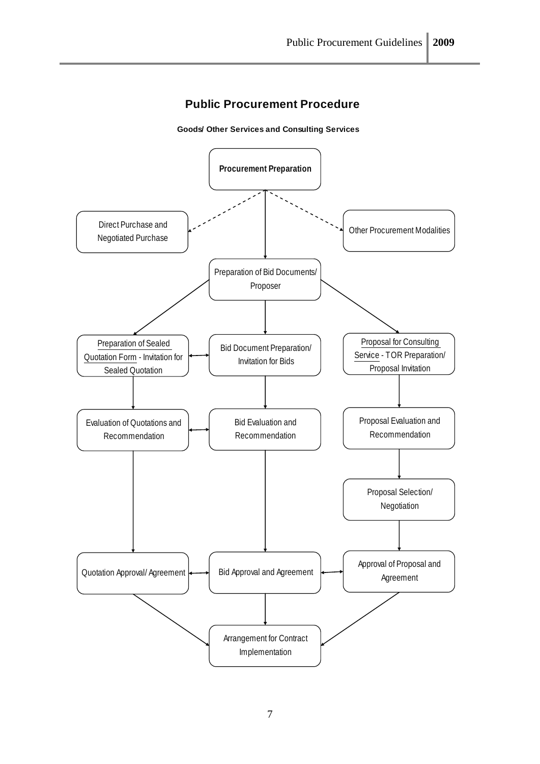## Public Procurement Procedure

**Goods/ Other Services and Consulting Services**

**Procurement Preparation**

Direct Purchase and Negotiated Purchase

Other Procurement Modalities

Preparation of Bid Documents/ Proposer

Preparation of Sealed Quotation Form - Invitation for Sealed Quotation

Bid Document Preparation/ Invitation for Bids

Proposal for Consulting Service - TOR Preparation/ Proposal Invitation

Evaluation of Quotations and Recommendation

Bid Evaluation and Recommendation

Proposal Evaluation and Recommendation

Proposal Selection/ Negotiation

Quotation Approval/ Agreement

Bid Approval and Agreement

Approval of Proposal and Agreement

Arrangement for Contract Implementation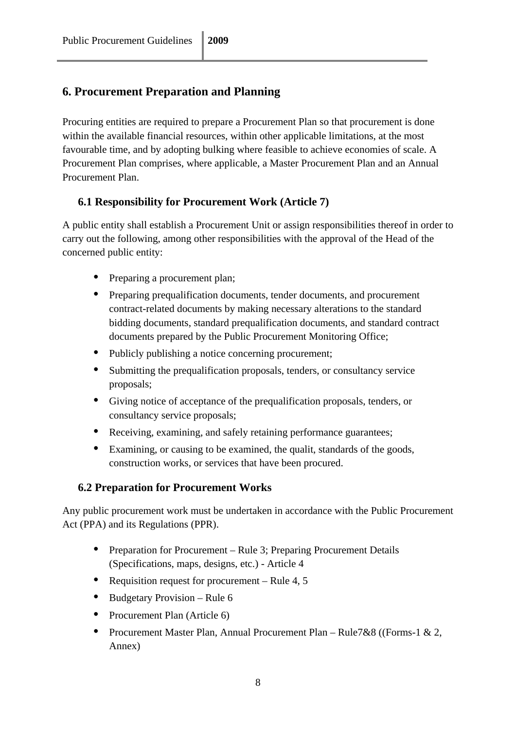## 6. Procurement Preparation and Planning

Procuring entities are required to prepare a Procurement Plan so that procurement is done within the available financial resources, within other applicable limitations, at the most favourable time, and by adopting bulking where feasible to achieve economies of scale. A Procurement Plan comprises, where applicable, a Master Procurement Plan and an Annual Procurement Plan.

### 6.1 Responsibility for Procurement Work (Article 7)

A public entity shall establish a Procurement Unit or assign responsibilities thereof in order to carry out the following, among other responsibilities with the approval of the Head of the concerned public entity:

- Preparing a procurement plan;
- Preparing prequalification documents, tender documents, and procurement contract-related documents by making necessary alterations to the standard bidding documents, standard prequalification documents, and standard contract documents prepared by the Public Procurement Monitoring Office;
- Publicly publishing a notice concerning procurement;
- Submitting the prequalification proposals, tenders, or consultancy service proposals;
- Giving notice of acceptance of the prequalification proposals, tenders, or consultancy service proposals;
- Receiving, examining, and safely retaining performance guarantees;
- Examining, or causing to be examined, the qualit, standards of the goods, construction works, or services that have been procured.

### 6.2 Preparation for Procurement Works

Any public procurement work must be undertaken in accordance with the Public Procurement Act (PPA) and its Regulations (PPR).

- Preparation for Procurement – Rule 3; Preparing Procurement Details (Specifications, maps, designs, etc.) - Article 4
- Requisition request for procurement – Rule 4, 5
- Budgetary Provision – Rule 6
- Procurement Plan (Article 6)
- Procurement Master Plan, Annual Procurement Plan – Rule7&8 ((Forms-1 & 2, Annex)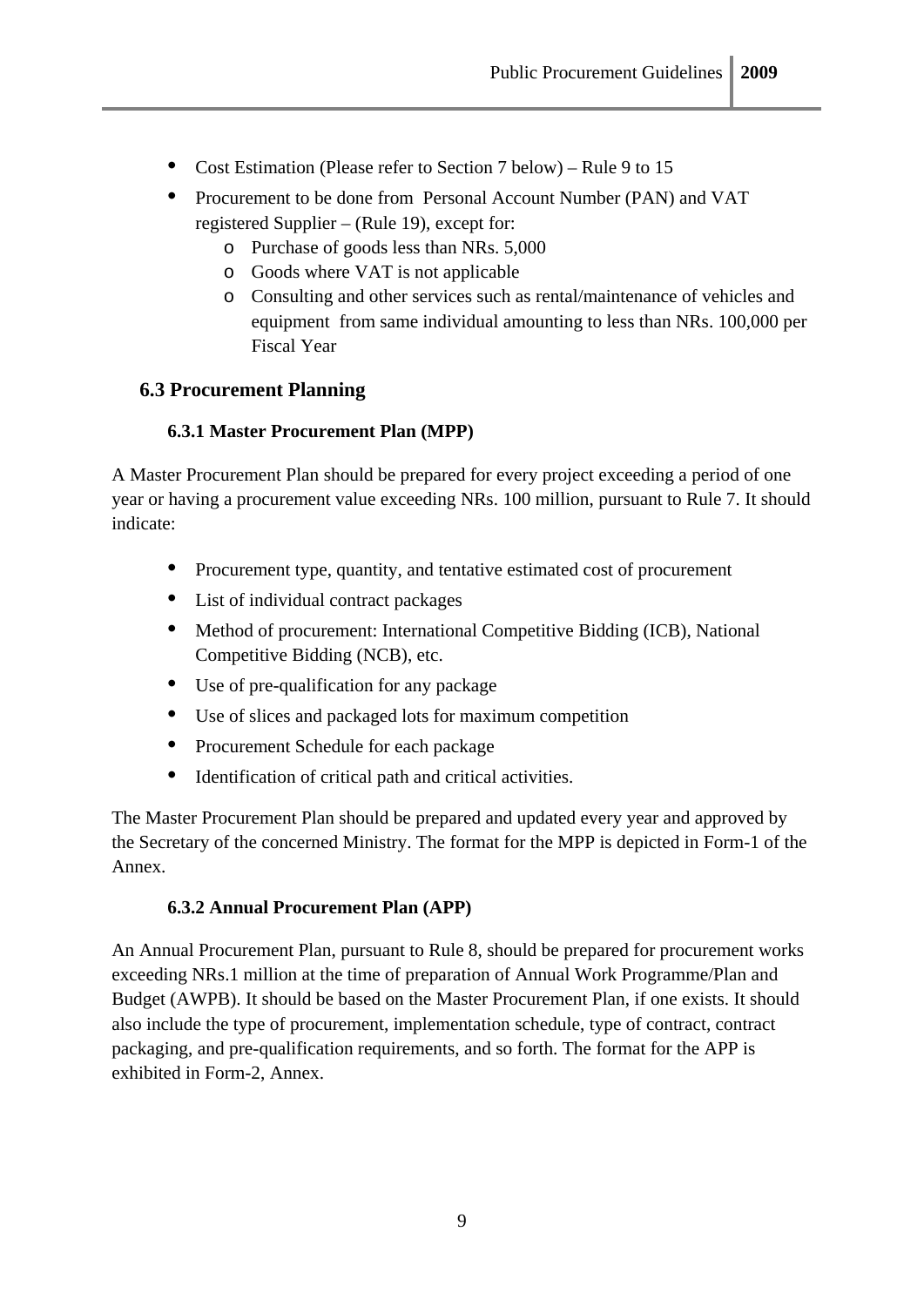- Cost Estimation (Please refer to Section 7 below) – Rule 9 to 15
- Procurement to be done from Personal Account Number (PAN) and VAT registered Supplier – (Rule 19), except for:
  - Purchase of goods less than NRs. 5,000
  - Goods where VAT is not applicable
  - Consulting and other services such as rental/maintenance of vehicles and equipment from same individual amounting to less than NRs. 100,000 per Fiscal Year

## 6.3 Procurement Planning

### 6.3.1 Master Procurement Plan (MPP)

A Master Procurement Plan should be prepared for every project exceeding a period of one year or having a procurement value exceeding NRs. 100 million, pursuant to Rule 7. It should indicate:

- Procurement type, quantity, and tentative estimated cost of procurement
- List of individual contract packages
- Method of procurement: International Competitive Bidding (ICB), National Competitive Bidding (NCB), etc.
- Use of pre-qualification for any package
- Use of slices and packaged lots for maximum competition
- Procurement Schedule for each package
- Identification of critical path and critical activities.

The Master Procurement Plan should be prepared and updated every year and approved by the Secretary of the concerned Ministry. The format for the MPP is depicted in Form-1 of the Annex.

### 6.3.2 Annual Procurement Plan (APP)

An Annual Procurement Plan, pursuant to Rule 8, should be prepared for procurement works exceeding NRs.1 million at the time of preparation of Annual Work Programme/Plan and Budget (AWPB). It should be based on the Master Procurement Plan, if one exists. It should also include the type of procurement, implementation schedule, type of contract, contract packaging, and pre-qualification requirements, and so forth. The format for the APP is exhibited in Form-2, Annex.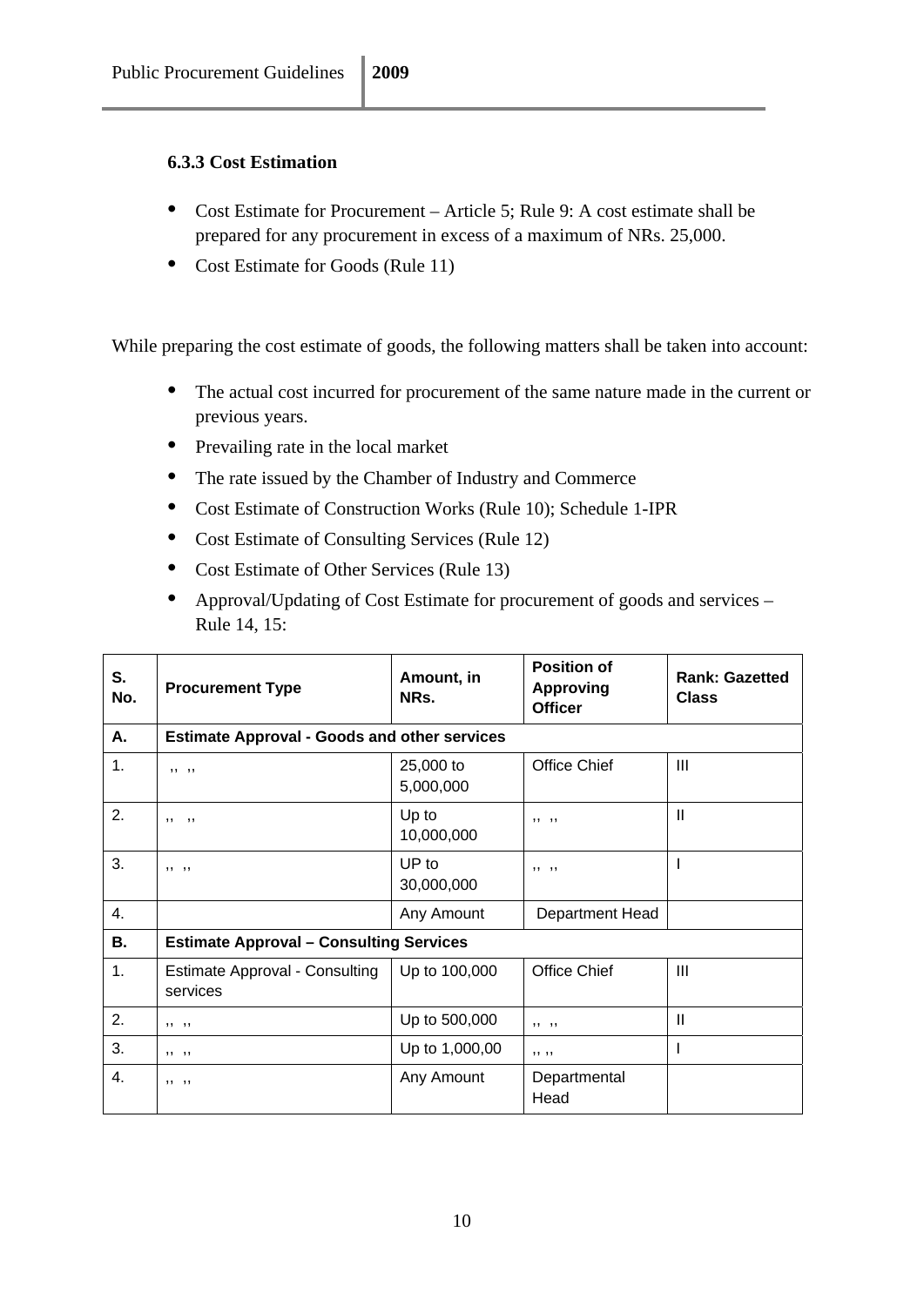### 6.3.3 Cost Estimation

- Cost Estimate for Procurement – Article 5; Rule 9: A cost estimate shall be prepared for any procurement in excess of a maximum of NRs. 25,000.
- Cost Estimate for Goods (Rule 11)

While preparing the cost estimate of goods, the following matters shall be taken into account:

- The actual cost incurred for procurement of the same nature made in the current or previous years.
- Prevailing rate in the local market
- The rate issued by the Chamber of Industry and Commerce
- Cost Estimate of Construction Works (Rule 10); Schedule 1-IPR
- Cost Estimate of Consulting Services (Rule 12)
- Cost Estimate of Other Services (Rule 13)
- Approval/Updating of Cost Estimate for procurement of goods and services – Rule 14, 15:

| S. No. | Procurement Type | Amount, in NRs. | Position of Approving Officer | Rank: Gazetted Class |
|---|---|---|---|---|
| A. | Estimate Approval - Goods and other services | | | |
| 1. | ,, ,, | 25,000 to 5,000,000 | Office Chief | III |
| 2. | ,, ,, | Up to 10,000,000 | ,, ,, | II |
| 3. | ,, ,, | UP to 30,000,000 | ,, ,, | I |
| 4. | | Any Amount | Department Head | |
| B. | Estimate Approval – Consulting Services | | | |
| 1. | Estimate Approval - Consulting services | Up to 100,000 | Office Chief | III |
| 2. | ,, ,, | Up to 500,000 | ,, ,, | II |
| 3. | ,, ,, | Up to 1,000,00 | ,, ,, | I |
| 4. | ,, ,, | Any Amount | Departmental Head | |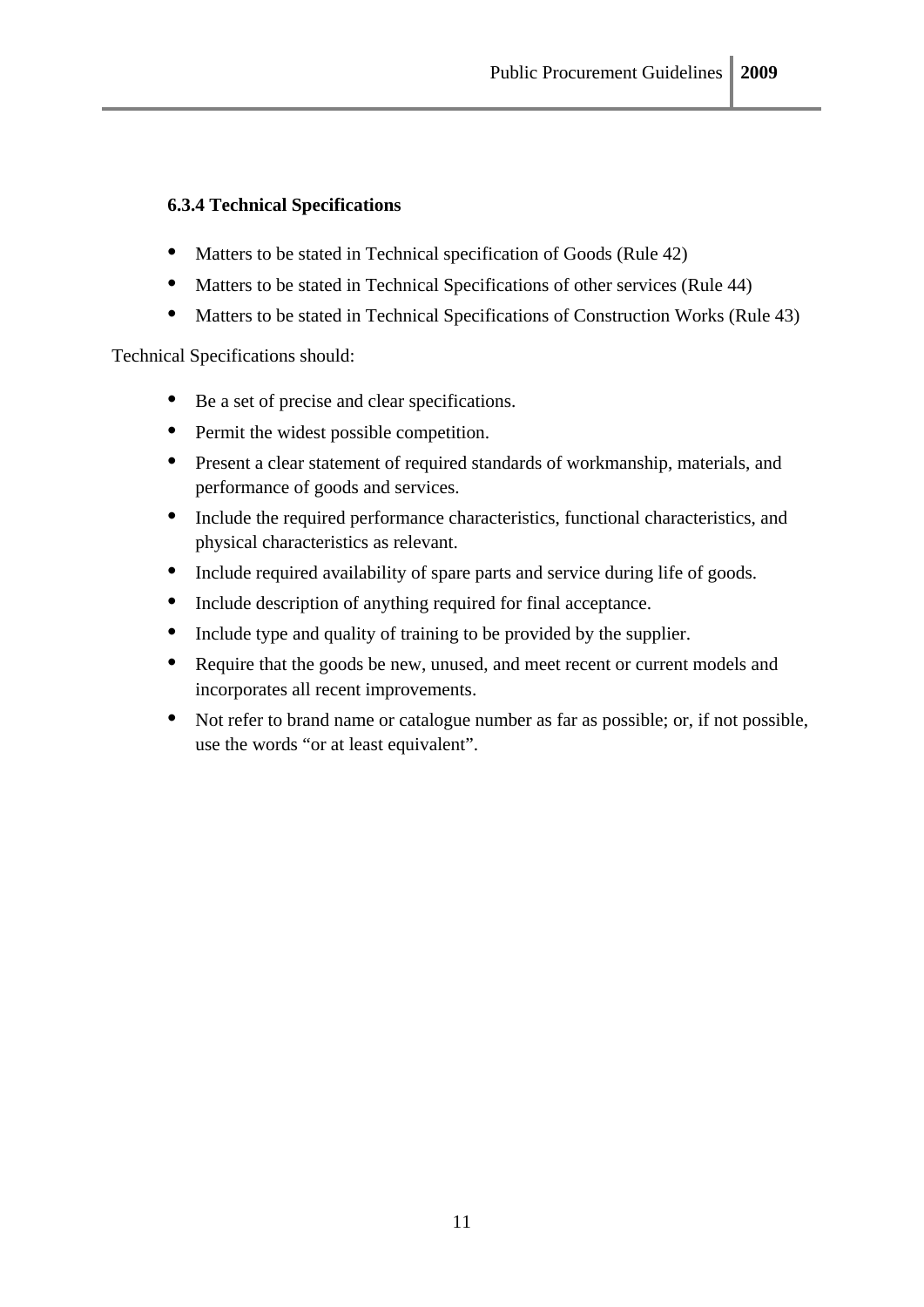#### 6.3.4 Technical Specifications

- Matters to be stated in Technical specification of Goods (Rule 42)
- Matters to be stated in Technical Specifications of other services (Rule 44)
- Matters to be stated in Technical Specifications of Construction Works (Rule 43)

Technical Specifications should:

- Be a set of precise and clear specifications.
- Permit the widest possible competition.
- Present a clear statement of required standards of workmanship, materials, and performance of goods and services.
- Include the required performance characteristics, functional characteristics, and physical characteristics as relevant.
- Include required availability of spare parts and service during life of goods.
- Include description of anything required for final acceptance.
- Include type and quality of training to be provided by the supplier.
- Require that the goods be new, unused, and meet recent or current models and incorporates all recent improvements.
- Not refer to brand name or catalogue number as far as possible; or, if not possible, use the words "or at least equivalent".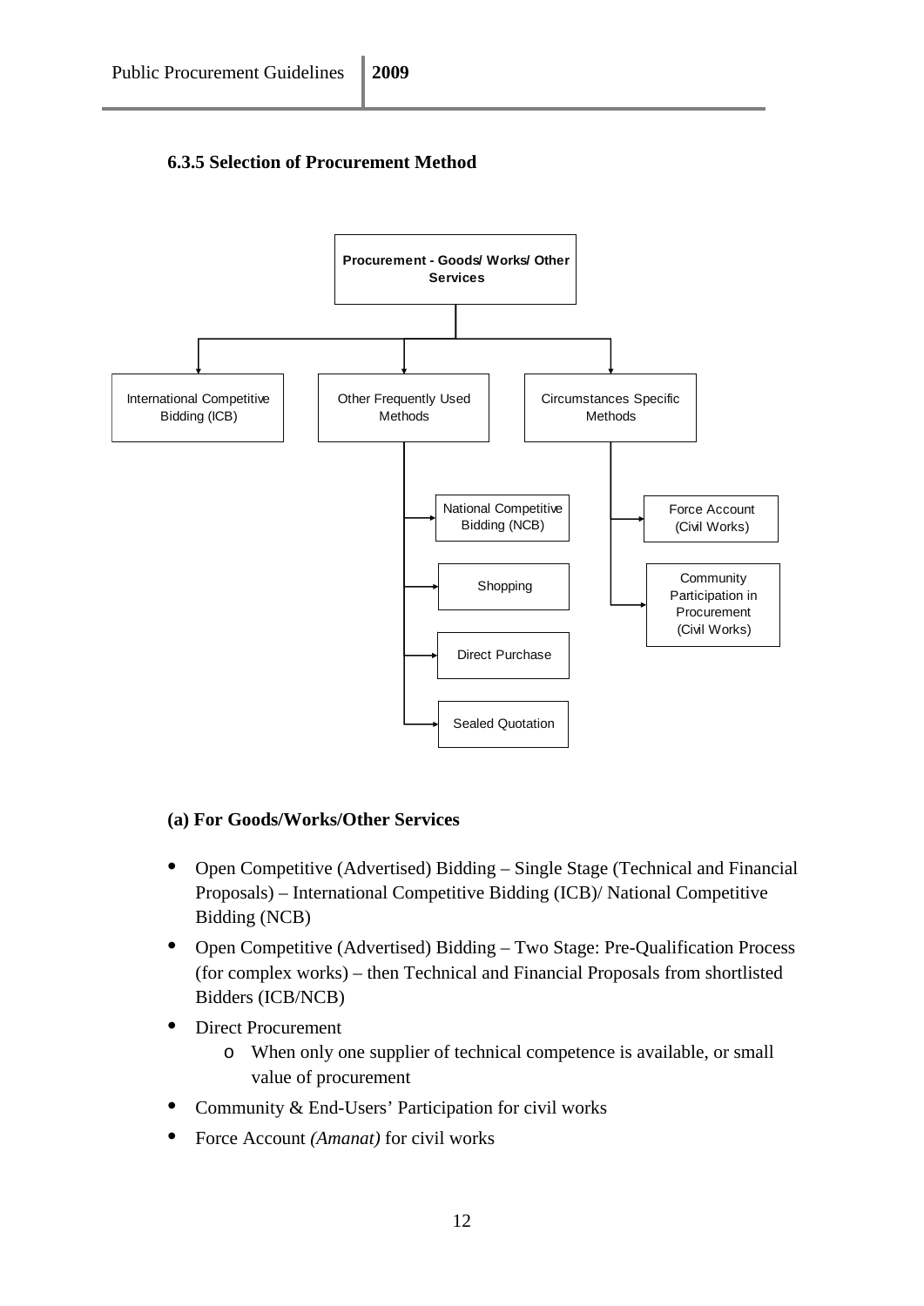### 6.3.5 Selection of Procurement Method

- Procurement - Goods/ Works/ Other Services
  - International Competitive Bidding (ICB)
  - Other Frequently Used Methods
    - National Competitive Bidding (NCB)
    - Shopping
    - Direct Purchase
    - Sealed Quotation
  - Circumstances Specific Methods
    - Force Account (Civil Works)
    - Community Participation in Procurement (Civil Works)

**(a) For Goods/Works/Other Services**

- Open Competitive (Advertised) Bidding – Single Stage (Technical and Financial Proposals) – International Competitive Bidding (ICB)/ National Competitive Bidding (NCB)
- Open Competitive (Advertised) Bidding – Two Stage: Pre-Qualification Process (for complex works) – then Technical and Financial Proposals from shortlisted Bidders (ICB/NCB)
- Direct Procurement
  - When only one supplier of technical competence is available, or small value of procurement
- Community & End-Users' Participation for civil works
- Force Account *(Amanat)* for civil works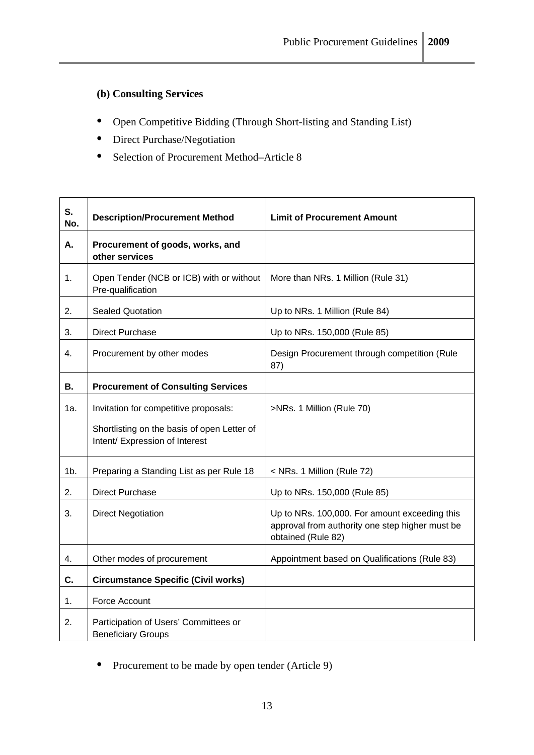**(b) Consulting Services**

- Open Competitive Bidding (Through Short-listing and Standing List)
- Direct Purchase/Negotiation
- Selection of Procurement Method–Article 8

| S. No. | Description/Procurement Method | Limit of Procurement Amount |
|---|---|---|
| **A.** | **Procurement of goods, works, and other services** | |
| 1. | Open Tender (NCB or ICB) with or without Pre-qualification | More than NRs. 1 Million (Rule 31) |
| 2. | Sealed Quotation | Up to NRs. 1 Million (Rule 84) |
| 3. | Direct Purchase | Up to NRs. 150,000 (Rule 85) |
| 4. | Procurement by other modes | Design Procurement through competition (Rule 87) |
| **B.** | **Procurement of Consulting Services** | |
| 1a. | Invitation for competitive proposals: Shortlisting on the basis of open Letter of Intent/ Expression of Interest | >NRs. 1 Million (Rule 70) |
| 1b. | Preparing a Standing List as per Rule 18 | < NRs. 1 Million (Rule 72) |
| 2. | Direct Purchase | Up to NRs. 150,000 (Rule 85) |
| 3. | Direct Negotiation | Up to NRs. 100,000. For amount exceeding this approval from authority one step higher must be obtained (Rule 82) |
| 4. | Other modes of procurement | Appointment based on Qualifications (Rule 83) |
| **C.** | **Circumstance Specific (Civil works)** | |
| 1. | Force Account | |
| 2. | Participation of Users' Committees or Beneficiary Groups | |

- Procurement to be made by open tender (Article 9)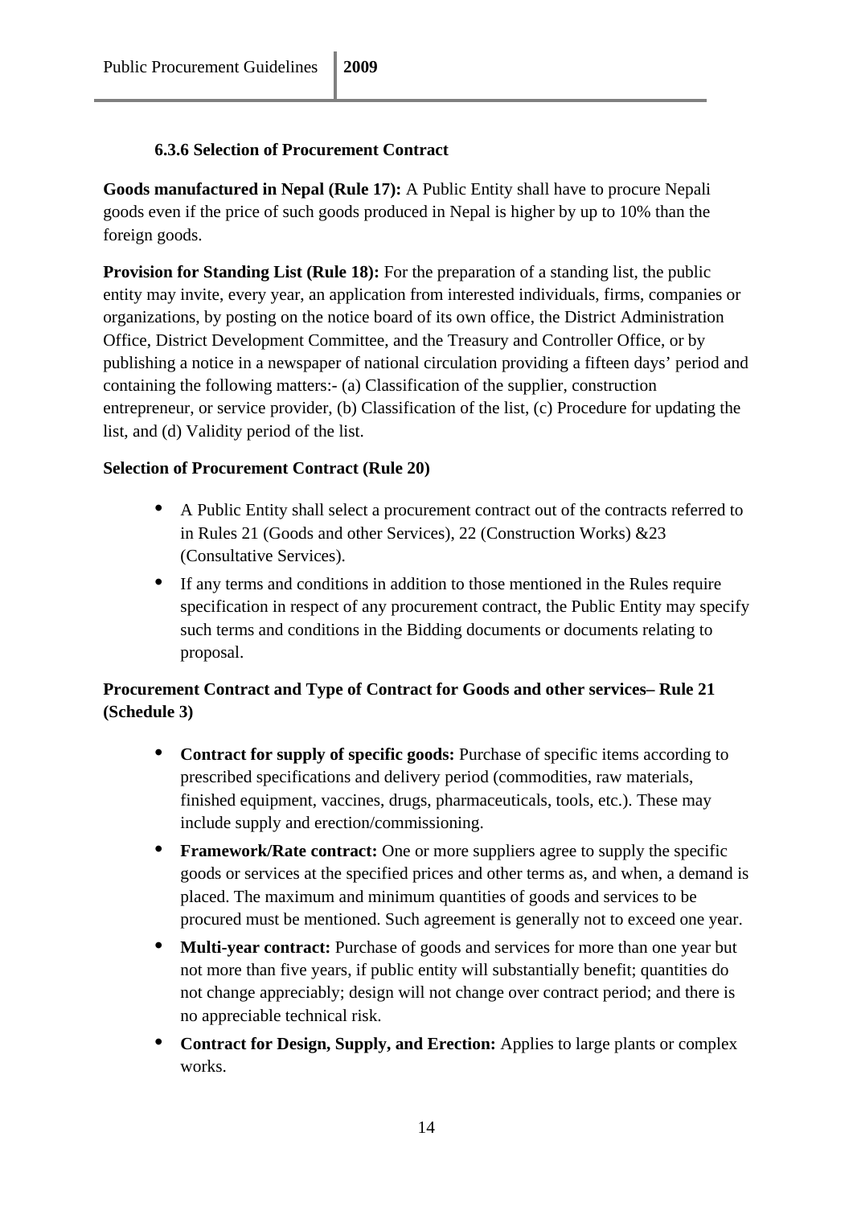### 6.3.6 Selection of Procurement Contract

**Goods manufactured in Nepal (Rule 17):** A Public Entity shall have to procure Nepali goods even if the price of such goods produced in Nepal is higher by up to 10% than the foreign goods.

**Provision for Standing List (Rule 18):** For the preparation of a standing list, the public entity may invite, every year, an application from interested individuals, firms, companies or organizations, by posting on the notice board of its own office, the District Administration Office, District Development Committee, and the Treasury and Controller Office, or by publishing a notice in a newspaper of national circulation providing a fifteen days' period and containing the following matters:- (a) Classification of the supplier, construction entrepreneur, or service provider, (b) Classification of the list, (c) Procedure for updating the list, and (d) Validity period of the list.

**Selection of Procurement Contract (Rule 20)**

- A Public Entity shall select a procurement contract out of the contracts referred to in Rules 21 (Goods and other Services), 22 (Construction Works) &23 (Consultative Services).
- If any terms and conditions in addition to those mentioned in the Rules require specification in respect of any procurement contract, the Public Entity may specify such terms and conditions in the Bidding documents or documents relating to proposal.

**Procurement Contract and Type of Contract for Goods and other services– Rule 21 (Schedule 3)**

- **Contract for supply of specific goods:** Purchase of specific items according to prescribed specifications and delivery period (commodities, raw materials, finished equipment, vaccines, drugs, pharmaceuticals, tools, etc.). These may include supply and erection/commissioning.
- **Framework/Rate contract:** One or more suppliers agree to supply the specific goods or services at the specified prices and other terms as, and when, a demand is placed. The maximum and minimum quantities of goods and services to be procured must be mentioned. Such agreement is generally not to exceed one year.
- **Multi-year contract:** Purchase of goods and services for more than one year but not more than five years, if public entity will substantially benefit; quantities do not change appreciably; design will not change over contract period; and there is no appreciable technical risk.
- **Contract for Design, Supply, and Erection:** Applies to large plants or complex works.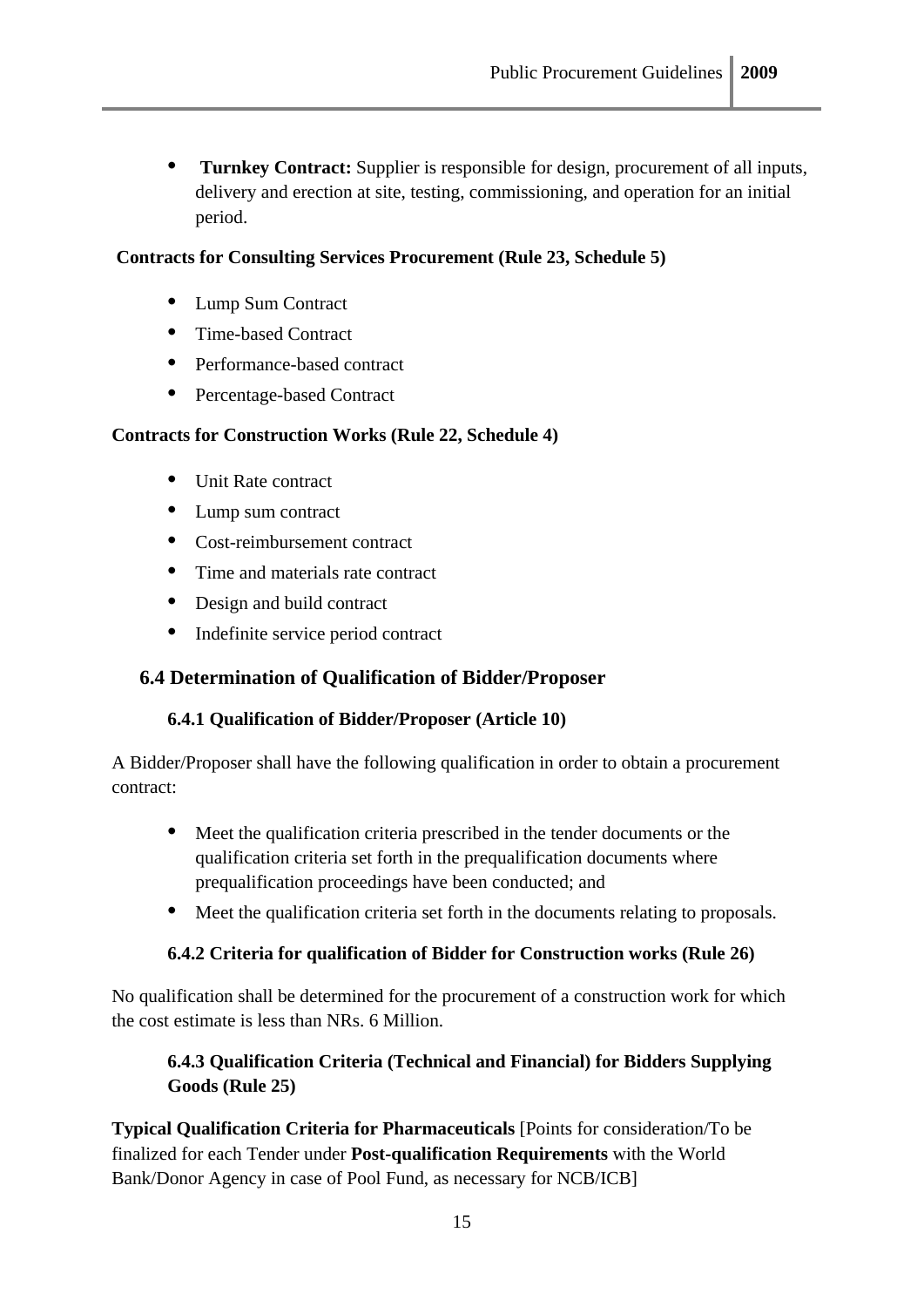- **Turnkey Contract:** Supplier is responsible for design, procurement of all inputs, delivery and erection at site, testing, commissioning, and operation for an initial period.

**Contracts for Consulting Services Procurement (Rule 23, Schedule 5)**

- Lump Sum Contract
- Time-based Contract
- Performance-based contract
- Percentage-based Contract

**Contracts for Construction Works (Rule 22, Schedule 4)**

- Unit Rate contract
- Lump sum contract
- Cost-reimbursement contract
- Time and materials rate contract
- Design and build contract
- Indefinite service period contract

## 6.4 Determination of Qualification of Bidder/Proposer

### 6.4.1 Qualification of Bidder/Proposer (Article 10)

A Bidder/Proposer shall have the following qualification in order to obtain a procurement contract:

- Meet the qualification criteria prescribed in the tender documents or the qualification criteria set forth in the prequalification documents where prequalification proceedings have been conducted; and
- Meet the qualification criteria set forth in the documents relating to proposals.

### 6.4.2 Criteria for qualification of Bidder for Construction works (Rule 26)

No qualification shall be determined for the procurement of a construction work for which the cost estimate is less than NRs. 6 Million.

### 6.4.3 Qualification Criteria (Technical and Financial) for Bidders Supplying Goods (Rule 25)

**Typical Qualification Criteria for Pharmaceuticals** [Points for consideration/To be finalized for each Tender under **Post-qualification Requirements** with the World Bank/Donor Agency in case of Pool Fund, as necessary for NCB/ICB]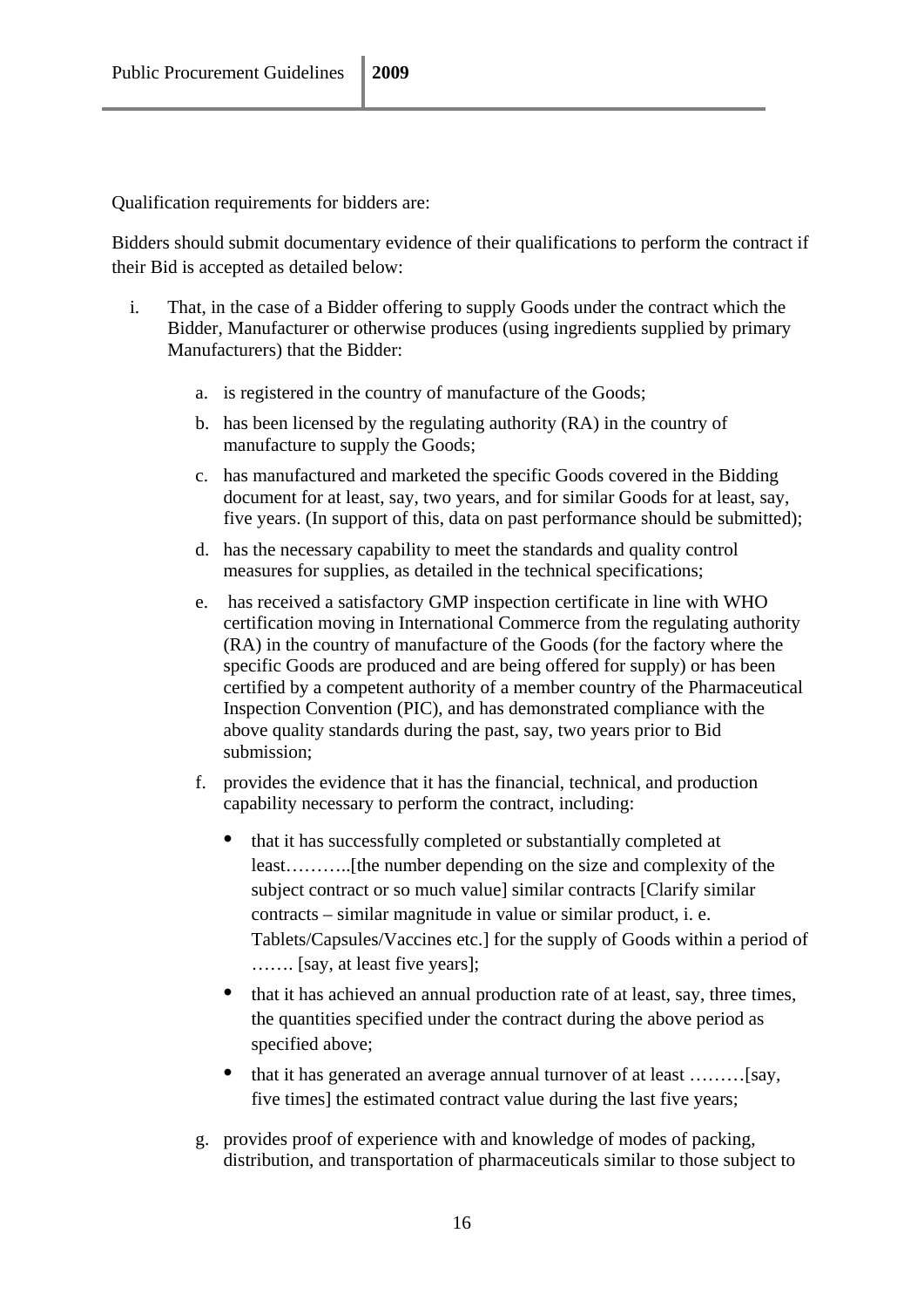Qualification requirements for bidders are:

Bidders should submit documentary evidence of their qualifications to perform the contract if their Bid is accepted as detailed below:

i. That, in the case of a Bidder offering to supply Goods under the contract which the Bidder, Manufacturer or otherwise produces (using ingredients supplied by primary Manufacturers) that the Bidder:

   a. is registered in the country of manufacture of the Goods;

   b. has been licensed by the regulating authority (RA) in the country of manufacture to supply the Goods;

   c. has manufactured and marketed the specific Goods covered in the Bidding document for at least, say, two years, and for similar Goods for at least, say, five years. (In support of this, data on past performance should be submitted);

   d. has the necessary capability to meet the standards and quality control measures for supplies, as detailed in the technical specifications;

   e. has received a satisfactory GMP inspection certificate in line with WHO certification moving in International Commerce from the regulating authority (RA) in the country of manufacture of the Goods (for the factory where the specific Goods are produced and are being offered for supply) or has been certified by a competent authority of a member country of the Pharmaceutical Inspection Convention (PIC), and has demonstrated compliance with the above quality standards during the past, say, two years prior to Bid submission;

   f. provides the evidence that it has the financial, technical, and production capability necessary to perform the contract, including:

      - that it has successfully completed or substantially completed at least………..[the number depending on the size and complexity of the subject contract or so much value] similar contracts [Clarify similar contracts – similar magnitude in value or similar product, i. e. Tablets/Capsules/Vaccines etc.] for the supply of Goods within a period of ……. [say, at least five years];
      - that it has achieved an annual production rate of at least, say, three times, the quantities specified under the contract during the above period as specified above;
      - that it has generated an average annual turnover of at least ………[say, five times] the estimated contract value during the last five years;

   g. provides proof of experience with and knowledge of modes of packing, distribution, and transportation of pharmaceuticals similar to those subject to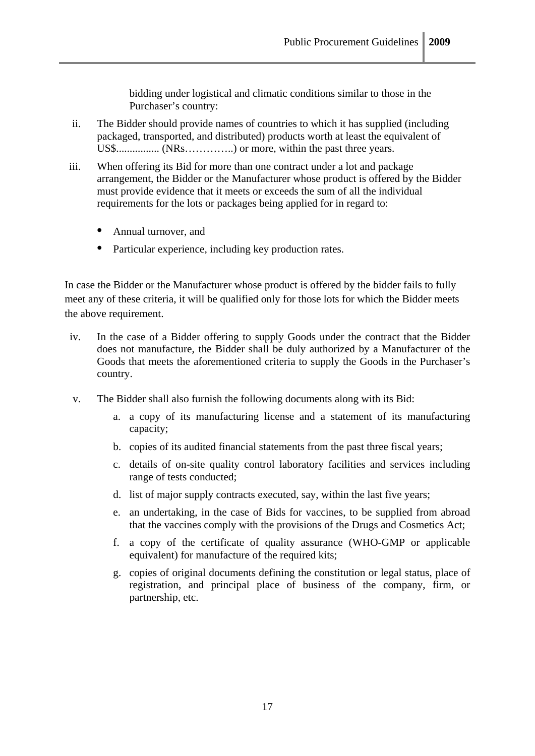bidding under logistical and climatic conditions similar to those in the Purchaser's country:

ii. The Bidder should provide names of countries to which it has supplied (including packaged, transported, and distributed) products worth at least the equivalent of US$................ (NRs…………..) or more, within the past three years.

iii. When offering its Bid for more than one contract under a lot and package arrangement, the Bidder or the Manufacturer whose product is offered by the Bidder must provide evidence that it meets or exceeds the sum of all the individual requirements for the lots or packages being applied for in regard to:

   - Annual turnover, and
   - Particular experience, including key production rates.

In case the Bidder or the Manufacturer whose product is offered by the bidder fails to fully meet any of these criteria, it will be qualified only for those lots for which the Bidder meets the above requirement.

iv. In the case of a Bidder offering to supply Goods under the contract that the Bidder does not manufacture, the Bidder shall be duly authorized by a Manufacturer of the Goods that meets the aforementioned criteria to supply the Goods in the Purchaser's country.

v. The Bidder shall also furnish the following documents along with its Bid:

   a. a copy of its manufacturing license and a statement of its manufacturing capacity;
   b. copies of its audited financial statements from the past three fiscal years;
   c. details of on-site quality control laboratory facilities and services including range of tests conducted;
   d. list of major supply contracts executed, say, within the last five years;
   e. an undertaking, in the case of Bids for vaccines, to be supplied from abroad that the vaccines comply with the provisions of the Drugs and Cosmetics Act;
   f. a copy of the certificate of quality assurance (WHO-GMP or applicable equivalent) for manufacture of the required kits;
   g. copies of original documents defining the constitution or legal status, place of registration, and principal place of business of the company, firm, or partnership, etc.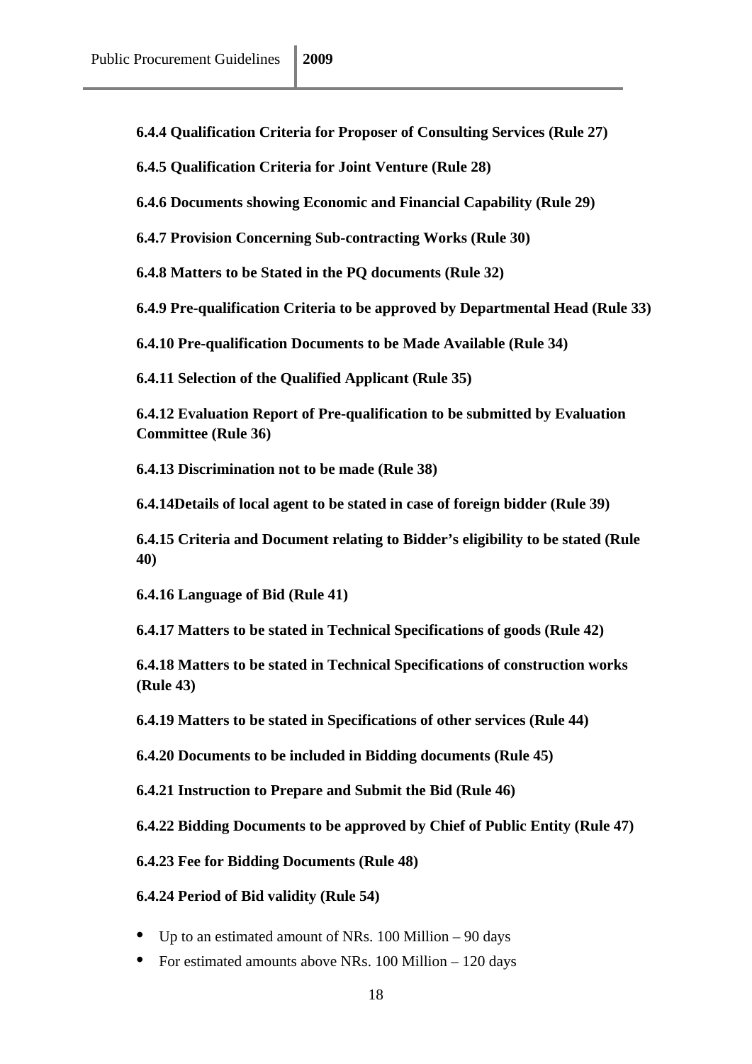**6.4.4 Qualification Criteria for Proposer of Consulting Services (Rule 27)**

**6.4.5 Qualification Criteria for Joint Venture (Rule 28)**

**6.4.6 Documents showing Economic and Financial Capability (Rule 29)**

**6.4.7 Provision Concerning Sub-contracting Works (Rule 30)**

**6.4.8 Matters to be Stated in the PQ documents (Rule 32)**

**6.4.9 Pre-qualification Criteria to be approved by Departmental Head (Rule 33)**

**6.4.10 Pre-qualification Documents to be Made Available (Rule 34)**

**6.4.11 Selection of the Qualified Applicant (Rule 35)**

**6.4.12 Evaluation Report of Pre-qualification to be submitted by Evaluation Committee (Rule 36)**

**6.4.13 Discrimination not to be made (Rule 38)**

**6.4.14Details of local agent to be stated in case of foreign bidder (Rule 39)**

**6.4.15 Criteria and Document relating to Bidder's eligibility to be stated (Rule 40)**

**6.4.16 Language of Bid (Rule 41)**

**6.4.17 Matters to be stated in Technical Specifications of goods (Rule 42)**

**6.4.18 Matters to be stated in Technical Specifications of construction works (Rule 43)**

**6.4.19 Matters to be stated in Specifications of other services (Rule 44)**

**6.4.20 Documents to be included in Bidding documents (Rule 45)**

**6.4.21 Instruction to Prepare and Submit the Bid (Rule 46)**

**6.4.22 Bidding Documents to be approved by Chief of Public Entity (Rule 47)**

**6.4.23 Fee for Bidding Documents (Rule 48)**

**6.4.24 Period of Bid validity (Rule 54)**

- Up to an estimated amount of NRs. 100 Million – 90 days
- For estimated amounts above NRs. 100 Million – 120 days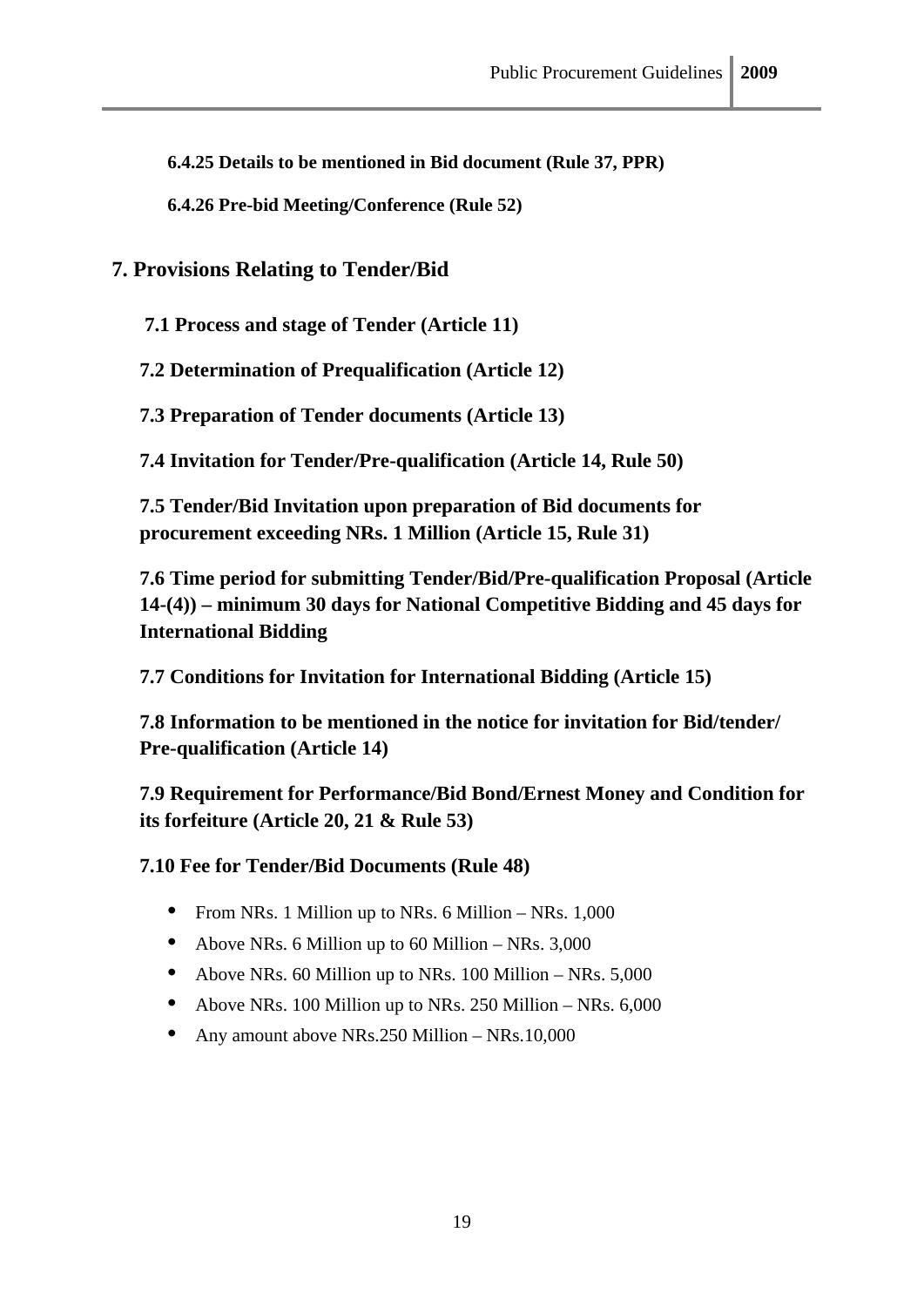#### 6.4.25 Details to be mentioned in Bid document (Rule 37, PPR)

#### 6.4.26 Pre-bid Meeting/Conference (Rule 52)

## 7. Provisions Relating to Tender/Bid

### 7.1 Process and stage of Tender (Article 11)

### 7.2 Determination of Prequalification (Article 12)

### 7.3 Preparation of Tender documents (Article 13)

### 7.4 Invitation for Tender/Pre-qualification (Article 14, Rule 50)

### 7.5 Tender/Bid Invitation upon preparation of Bid documents for procurement exceeding NRs. 1 Million (Article 15, Rule 31)

### 7.6 Time period for submitting Tender/Bid/Pre-qualification Proposal (Article 14-(4)) – minimum 30 days for National Competitive Bidding and 45 days for International Bidding

### 7.7 Conditions for Invitation for International Bidding (Article 15)

### 7.8 Information to be mentioned in the notice for invitation for Bid/tender/ Pre-qualification (Article 14)

### 7.9 Requirement for Performance/Bid Bond/Ernest Money and Condition for its forfeiture (Article 20, 21 & Rule 53)

### 7.10 Fee for Tender/Bid Documents (Rule 48)

- From NRs. 1 Million up to NRs. 6 Million – NRs. 1,000
- Above NRs. 6 Million up to 60 Million – NRs. 3,000
- Above NRs. 60 Million up to NRs. 100 Million – NRs. 5,000
- Above NRs. 100 Million up to NRs. 250 Million – NRs. 6,000
- Any amount above NRs.250 Million – NRs.10,000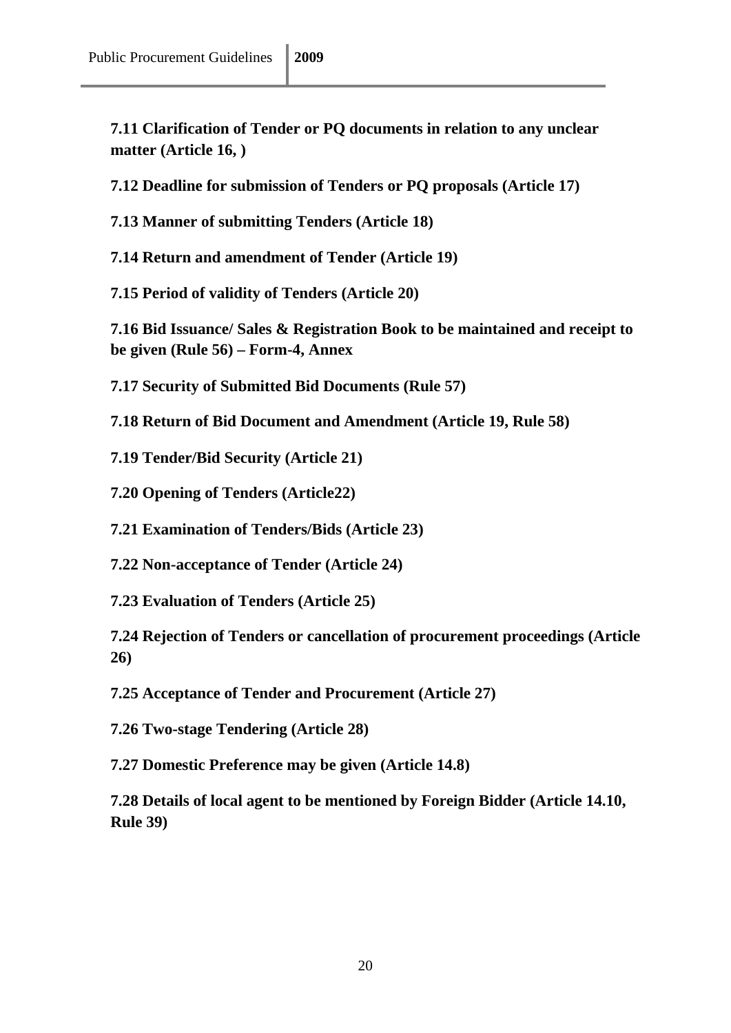**7.11 Clarification of Tender or PQ documents in relation to any unclear matter (Article 16, )**

**7.12 Deadline for submission of Tenders or PQ proposals (Article 17)**

**7.13 Manner of submitting Tenders (Article 18)**

**7.14 Return and amendment of Tender (Article 19)**

**7.15 Period of validity of Tenders (Article 20)**

**7.16 Bid Issuance/ Sales & Registration Book to be maintained and receipt to be given (Rule 56) – Form-4, Annex**

**7.17 Security of Submitted Bid Documents (Rule 57)**

**7.18 Return of Bid Document and Amendment (Article 19, Rule 58)**

**7.19 Tender/Bid Security (Article 21)**

**7.20 Opening of Tenders (Article22)**

**7.21 Examination of Tenders/Bids (Article 23)**

**7.22 Non-acceptance of Tender (Article 24)**

**7.23 Evaluation of Tenders (Article 25)**

**7.24 Rejection of Tenders or cancellation of procurement proceedings (Article 26)**

**7.25 Acceptance of Tender and Procurement (Article 27)**

**7.26 Two-stage Tendering (Article 28)**

**7.27 Domestic Preference may be given (Article 14.8)**

**7.28 Details of local agent to be mentioned by Foreign Bidder (Article 14.10, Rule 39)**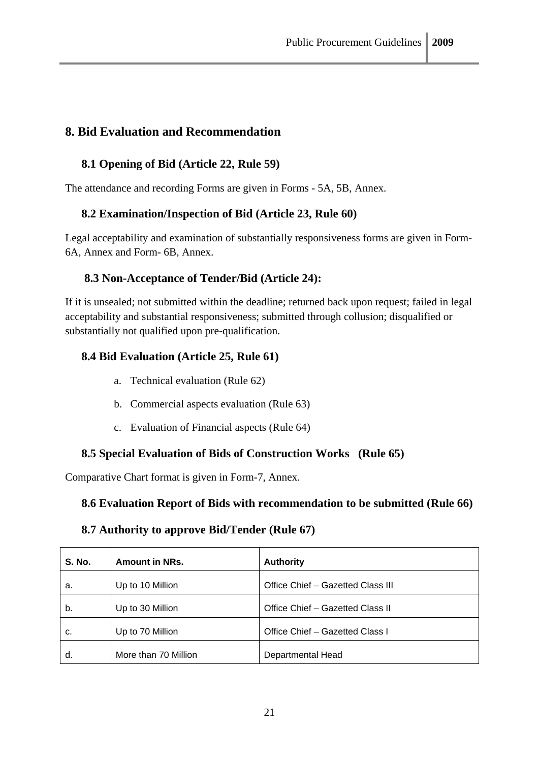## 8. Bid Evaluation and Recommendation

### 8.1 Opening of Bid (Article 22, Rule 59)

The attendance and recording Forms are given in Forms - 5A, 5B, Annex.

### 8.2 Examination/Inspection of Bid (Article 23, Rule 60)

Legal acceptability and examination of substantially responsiveness forms are given in Form-6A, Annex and Form- 6B, Annex.

### 8.3 Non-Acceptance of Tender/Bid (Article 24):

If it is unsealed; not submitted within the deadline; returned back upon request; failed in legal acceptability and substantial responsiveness; submitted through collusion; disqualified or substantially not qualified upon pre-qualification.

### 8.4 Bid Evaluation (Article 25, Rule 61)

a. Technical evaluation (Rule 62)

b. Commercial aspects evaluation (Rule 63)

c. Evaluation of Financial aspects (Rule 64)

### 8.5 Special Evaluation of Bids of Construction Works (Rule 65)

Comparative Chart format is given in Form-7, Annex.

### 8.6 Evaluation Report of Bids with recommendation to be submitted (Rule 66)

### 8.7 Authority to approve Bid/Tender (Rule 67)

| S. No. | Amount in NRs. | Authority |
|---|---|---|
| a. | Up to 10 Million | Office Chief – Gazetted Class III |
| b. | Up to 30 Million | Office Chief – Gazetted Class II |
| c. | Up to 70 Million | Office Chief – Gazetted Class I |
| d. | More than 70 Million | Departmental Head |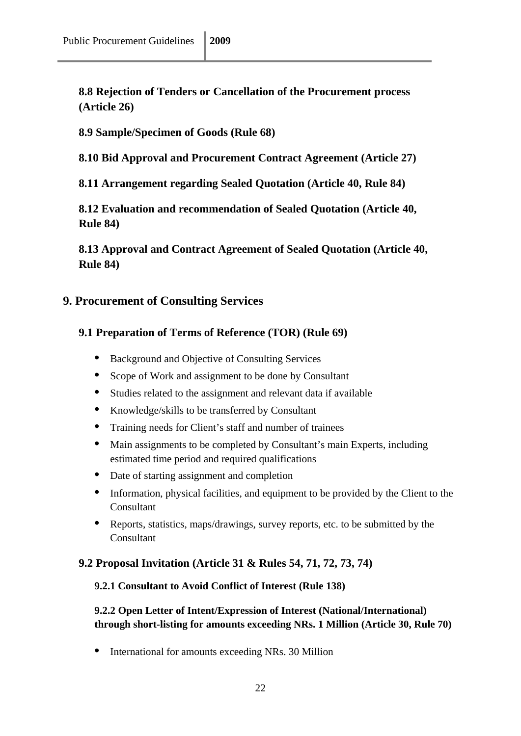### 8.8 Rejection of Tenders or Cancellation of the Procurement process (Article 26)

### 8.9 Sample/Specimen of Goods (Rule 68)

### 8.10 Bid Approval and Procurement Contract Agreement (Article 27)

### 8.11 Arrangement regarding Sealed Quotation (Article 40, Rule 84)

### 8.12 Evaluation and recommendation of Sealed Quotation (Article 40, Rule 84)

### 8.13 Approval and Contract Agreement of Sealed Quotation (Article 40, Rule 84)

## 9. Procurement of Consulting Services

### 9.1 Preparation of Terms of Reference (TOR) (Rule 69)

- Background and Objective of Consulting Services
- Scope of Work and assignment to be done by Consultant
- Studies related to the assignment and relevant data if available
- Knowledge/skills to be transferred by Consultant
- Training needs for Client's staff and number of trainees
- Main assignments to be completed by Consultant's main Experts, including estimated time period and required qualifications
- Date of starting assignment and completion
- Information, physical facilities, and equipment to be provided by the Client to the Consultant
- Reports, statistics, maps/drawings, survey reports, etc. to be submitted by the Consultant

### 9.2 Proposal Invitation (Article 31 & Rules 54, 71, 72, 73, 74)

#### 9.2.1 Consultant to Avoid Conflict of Interest (Rule 138)

#### 9.2.2 Open Letter of Intent/Expression of Interest (National/International) through short-listing for amounts exceeding NRs. 1 Million (Article 30, Rule 70)

- International for amounts exceeding NRs. 30 Million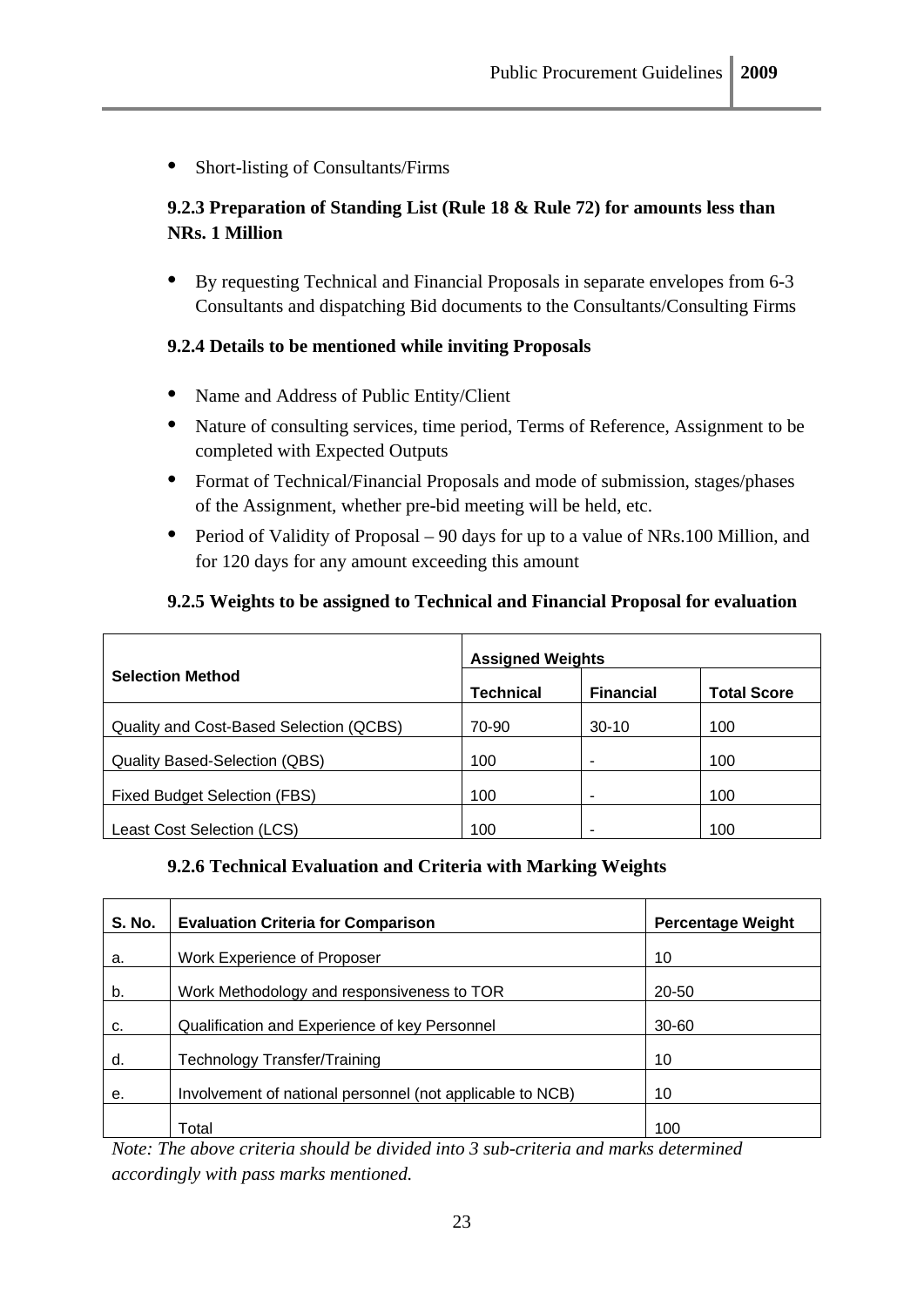- Short-listing of Consultants/Firms

### 9.2.3 Preparation of Standing List (Rule 18 & Rule 72) for amounts less than NRs. 1 Million

- By requesting Technical and Financial Proposals in separate envelopes from 6-3 Consultants and dispatching Bid documents to the Consultants/Consulting Firms

### 9.2.4 Details to be mentioned while inviting Proposals

- Name and Address of Public Entity/Client
- Nature of consulting services, time period, Terms of Reference, Assignment to be completed with Expected Outputs
- Format of Technical/Financial Proposals and mode of submission, stages/phases of the Assignment, whether pre-bid meeting will be held, etc.
- Period of Validity of Proposal – 90 days for up to a value of NRs.100 Million, and for 120 days for any amount exceeding this amount

### 9.2.5 Weights to be assigned to Technical and Financial Proposal for evaluation

| Selection Method | Assigned Weights | | |
|---|---|---|---|
| | **Technical** | **Financial** | **Total Score** |
| Quality and Cost-Based Selection (QCBS) | 70-90 | 30-10 | 100 |
| Quality Based-Selection (QBS) | 100 | - | 100 |
| Fixed Budget Selection (FBS) | 100 | - | 100 |
| Least Cost Selection (LCS) | 100 | - | 100 |

### 9.2.6 Technical Evaluation and Criteria with Marking Weights

| S. No. | Evaluation Criteria for Comparison | Percentage Weight |
|---|---|---|
| a. | Work Experience of Proposer | 10 |
| b. | Work Methodology and responsiveness to TOR | 20-50 |
| c. | Qualification and Experience of key Personnel | 30-60 |
| d. | Technology Transfer/Training | 10 |
| e. | Involvement of national personnel (not applicable to NCB) | 10 |
| | Total | 100 |

*Note: The above criteria should be divided into 3 sub-criteria and marks determined accordingly with pass marks mentioned.*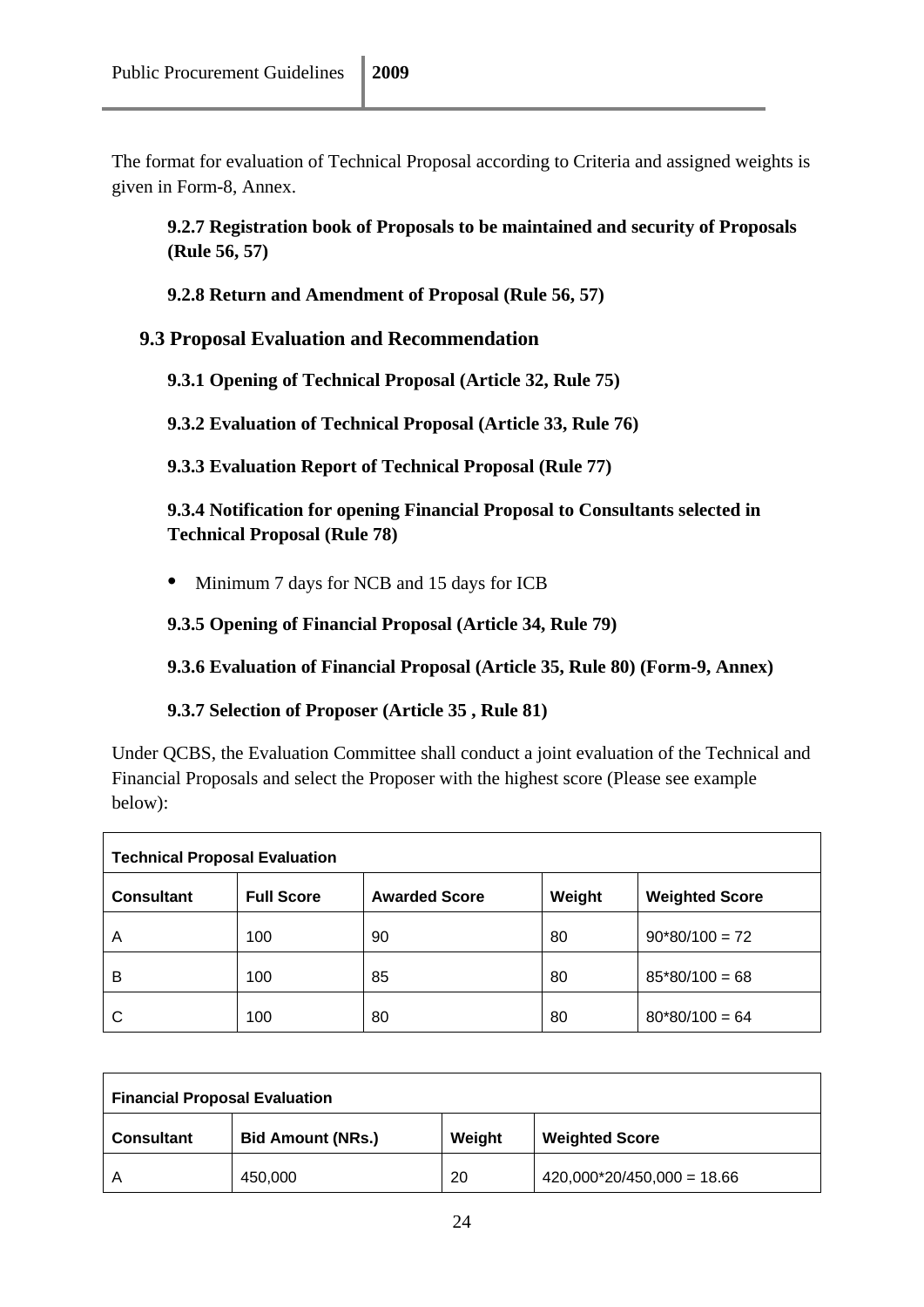The format for evaluation of Technical Proposal according to Criteria and assigned weights is given in Form-8, Annex.

#### 9.2.7 Registration book of Proposals to be maintained and security of Proposals (Rule 56, 57)

#### 9.2.8 Return and Amendment of Proposal (Rule 56, 57)

### 9.3 Proposal Evaluation and Recommendation

#### 9.3.1 Opening of Technical Proposal (Article 32, Rule 75)

#### 9.3.2 Evaluation of Technical Proposal (Article 33, Rule 76)

#### 9.3.3 Evaluation Report of Technical Proposal (Rule 77)

#### 9.3.4 Notification for opening Financial Proposal to Consultants selected in Technical Proposal (Rule 78)

- Minimum 7 days for NCB and 15 days for ICB

#### 9.3.5 Opening of Financial Proposal (Article 34, Rule 79)

#### 9.3.6 Evaluation of Financial Proposal (Article 35, Rule 80) (Form-9, Annex)

#### 9.3.7 Selection of Proposer (Article 35 , Rule 81)

Under QCBS, the Evaluation Committee shall conduct a joint evaluation of the Technical and Financial Proposals and select the Proposer with the highest score (Please see example below):

| **Technical Proposal Evaluation** | | | | |
|---|---|---|---|---|
| **Consultant** | **Full Score** | **Awarded Score** | **Weight** | **Weighted Score** |
| A | 100 | 90 | 80 | 90*80/100 = 72 |
| B | 100 | 85 | 80 | 85*80/100 = 68 |
| C | 100 | 80 | 80 | 80*80/100 = 64 |

| **Financial Proposal Evaluation** | | | |
|---|---|---|---|
| **Consultant** | **Bid Amount (NRs.)** | **Weight** | **Weighted Score** |
| A | 450,000 | 20 | 420,000*20/450,000 = 18.66 |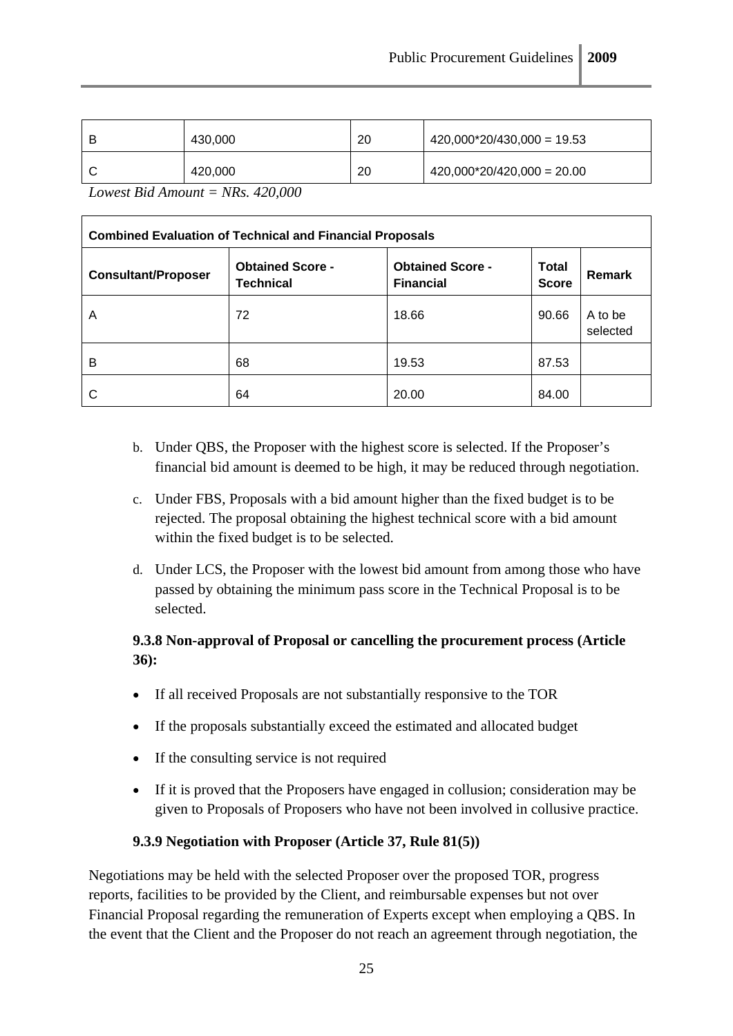| B | 430,000 | 20 | 420,000*20/430,000 = 19.53 |
|---|---|---|---|
| C | 420,000 | 20 | 420,000*20/420,000 = 20.00 |

*Lowest Bid Amount = NRs. 420,000*

| **Combined Evaluation of Technical and Financial Proposals** | | | | |
|---|---|---|---|---|
| **Consultant/Proposer** | **Obtained Score - Technical** | **Obtained Score - Financial** | **Total Score** | **Remark** |
| A | 72 | 18.66 | 90.66 | A to be selected |
| B | 68 | 19.53 | 87.53 | |
| C | 64 | 20.00 | 84.00 | |

b. Under QBS, the Proposer with the highest score is selected. If the Proposer's financial bid amount is deemed to be high, it may be reduced through negotiation.

c. Under FBS, Proposals with a bid amount higher than the fixed budget is to be rejected. The proposal obtaining the highest technical score with a bid amount within the fixed budget is to be selected.

d. Under LCS, the Proposer with the lowest bid amount from among those who have passed by obtaining the minimum pass score in the Technical Proposal is to be selected.

**9.3.8 Non-approval of Proposal or cancelling the procurement process (Article 36):**

- If all received Proposals are not substantially responsive to the TOR
- If the proposals substantially exceed the estimated and allocated budget
- If the consulting service is not required
- If it is proved that the Proposers have engaged in collusion; consideration may be given to Proposals of Proposers who have not been involved in collusive practice.

**9.3.9 Negotiation with Proposer (Article 37, Rule 81(5))**

Negotiations may be held with the selected Proposer over the proposed TOR, progress reports, facilities to be provided by the Client, and reimbursable expenses but not over Financial Proposal regarding the remuneration of Experts except when employing a QBS. In the event that the Client and the Proposer do not reach an agreement through negotiation, the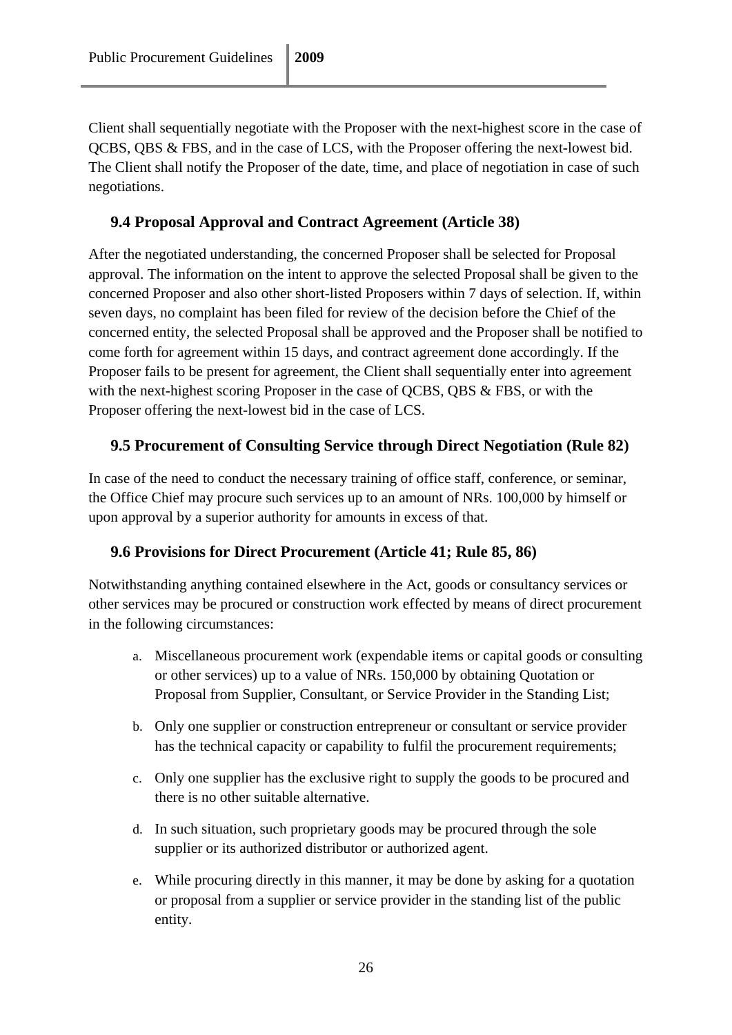Client shall sequentially negotiate with the Proposer with the next-highest score in the case of QCBS, QBS & FBS, and in the case of LCS, with the Proposer offering the next-lowest bid. The Client shall notify the Proposer of the date, time, and place of negotiation in case of such negotiations.

### 9.4 Proposal Approval and Contract Agreement (Article 38)

After the negotiated understanding, the concerned Proposer shall be selected for Proposal approval. The information on the intent to approve the selected Proposal shall be given to the concerned Proposer and also other short-listed Proposers within 7 days of selection. If, within seven days, no complaint has been filed for review of the decision before the Chief of the concerned entity, the selected Proposal shall be approved and the Proposer shall be notified to come forth for agreement within 15 days, and contract agreement done accordingly. If the Proposer fails to be present for agreement, the Client shall sequentially enter into agreement with the next-highest scoring Proposer in the case of QCBS, QBS & FBS, or with the Proposer offering the next-lowest bid in the case of LCS.

### 9.5 Procurement of Consulting Service through Direct Negotiation (Rule 82)

In case of the need to conduct the necessary training of office staff, conference, or seminar, the Office Chief may procure such services up to an amount of NRs. 100,000 by himself or upon approval by a superior authority for amounts in excess of that.

### 9.6 Provisions for Direct Procurement (Article 41; Rule 85, 86)

Notwithstanding anything contained elsewhere in the Act, goods or consultancy services or other services may be procured or construction work effected by means of direct procurement in the following circumstances:

a. Miscellaneous procurement work (expendable items or capital goods or consulting or other services) up to a value of NRs. 150,000 by obtaining Quotation or Proposal from Supplier, Consultant, or Service Provider in the Standing List;

b. Only one supplier or construction entrepreneur or consultant or service provider has the technical capacity or capability to fulfil the procurement requirements;

c. Only one supplier has the exclusive right to supply the goods to be procured and there is no other suitable alternative.

d. In such situation, such proprietary goods may be procured through the sole supplier or its authorized distributor or authorized agent.

e. While procuring directly in this manner, it may be done by asking for a quotation or proposal from a supplier or service provider in the standing list of the public entity.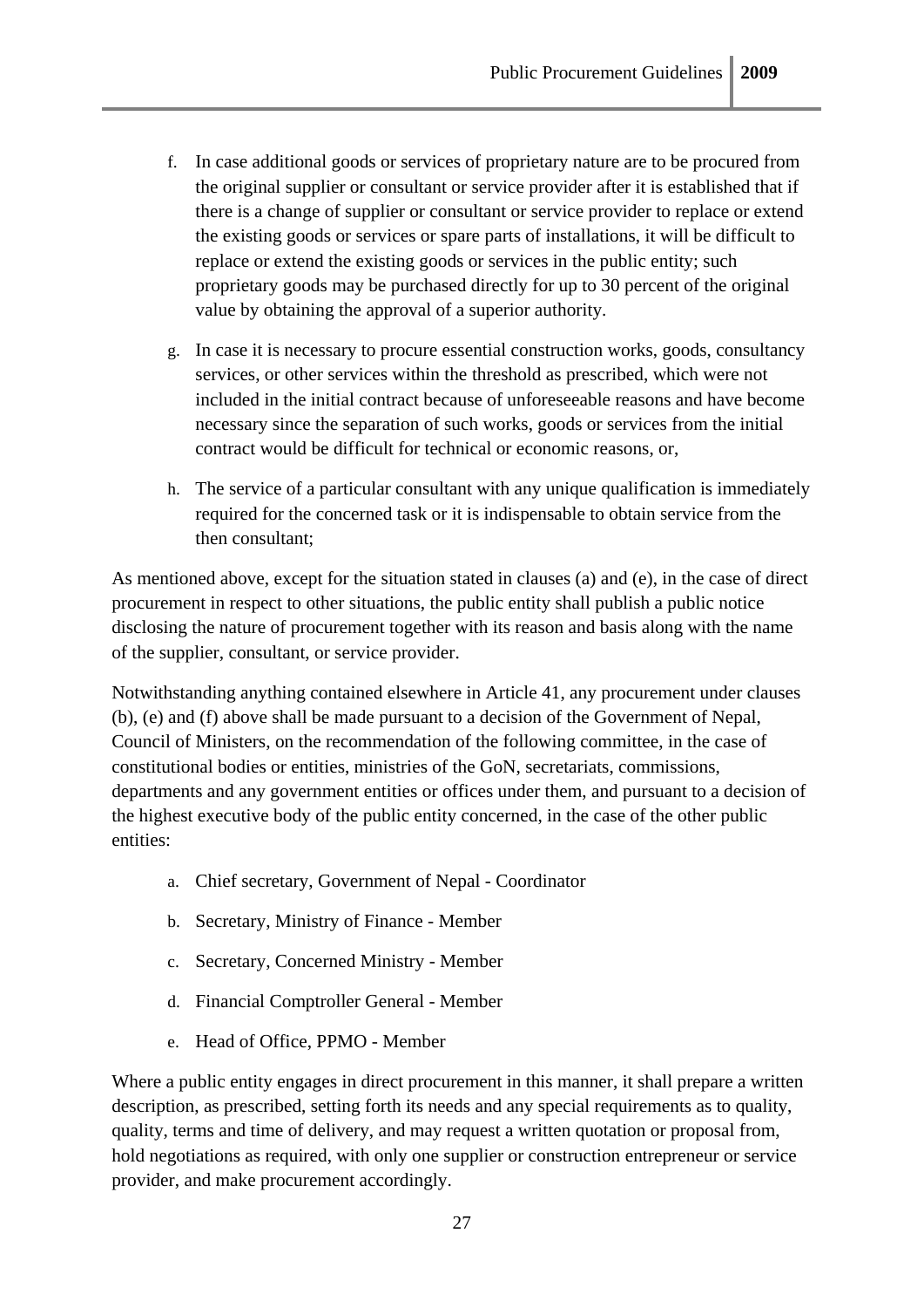f. In case additional goods or services of proprietary nature are to be procured from the original supplier or consultant or service provider after it is established that if there is a change of supplier or consultant or service provider to replace or extend the existing goods or services or spare parts of installations, it will be difficult to replace or extend the existing goods or services in the public entity; such proprietary goods may be purchased directly for up to 30 percent of the original value by obtaining the approval of a superior authority.

g. In case it is necessary to procure essential construction works, goods, consultancy services, or other services within the threshold as prescribed, which were not included in the initial contract because of unforeseeable reasons and have become necessary since the separation of such works, goods or services from the initial contract would be difficult for technical or economic reasons, or,

h. The service of a particular consultant with any unique qualification is immediately required for the concerned task or it is indispensable to obtain service from the then consultant;

As mentioned above, except for the situation stated in clauses (a) and (e), in the case of direct procurement in respect to other situations, the public entity shall publish a public notice disclosing the nature of procurement together with its reason and basis along with the name of the supplier, consultant, or service provider.

Notwithstanding anything contained elsewhere in Article 41, any procurement under clauses (b), (e) and (f) above shall be made pursuant to a decision of the Government of Nepal, Council of Ministers, on the recommendation of the following committee, in the case of constitutional bodies or entities, ministries of the GoN, secretariats, commissions, departments and any government entities or offices under them, and pursuant to a decision of the highest executive body of the public entity concerned, in the case of the other public entities:

a. Chief secretary, Government of Nepal - Coordinator

b. Secretary, Ministry of Finance - Member

c. Secretary, Concerned Ministry - Member

d. Financial Comptroller General - Member

e. Head of Office, PPMO - Member

Where a public entity engages in direct procurement in this manner, it shall prepare a written description, as prescribed, setting forth its needs and any special requirements as to quality, quality, terms and time of delivery, and may request a written quotation or proposal from, hold negotiations as required, with only one supplier or construction entrepreneur or service provider, and make procurement accordingly.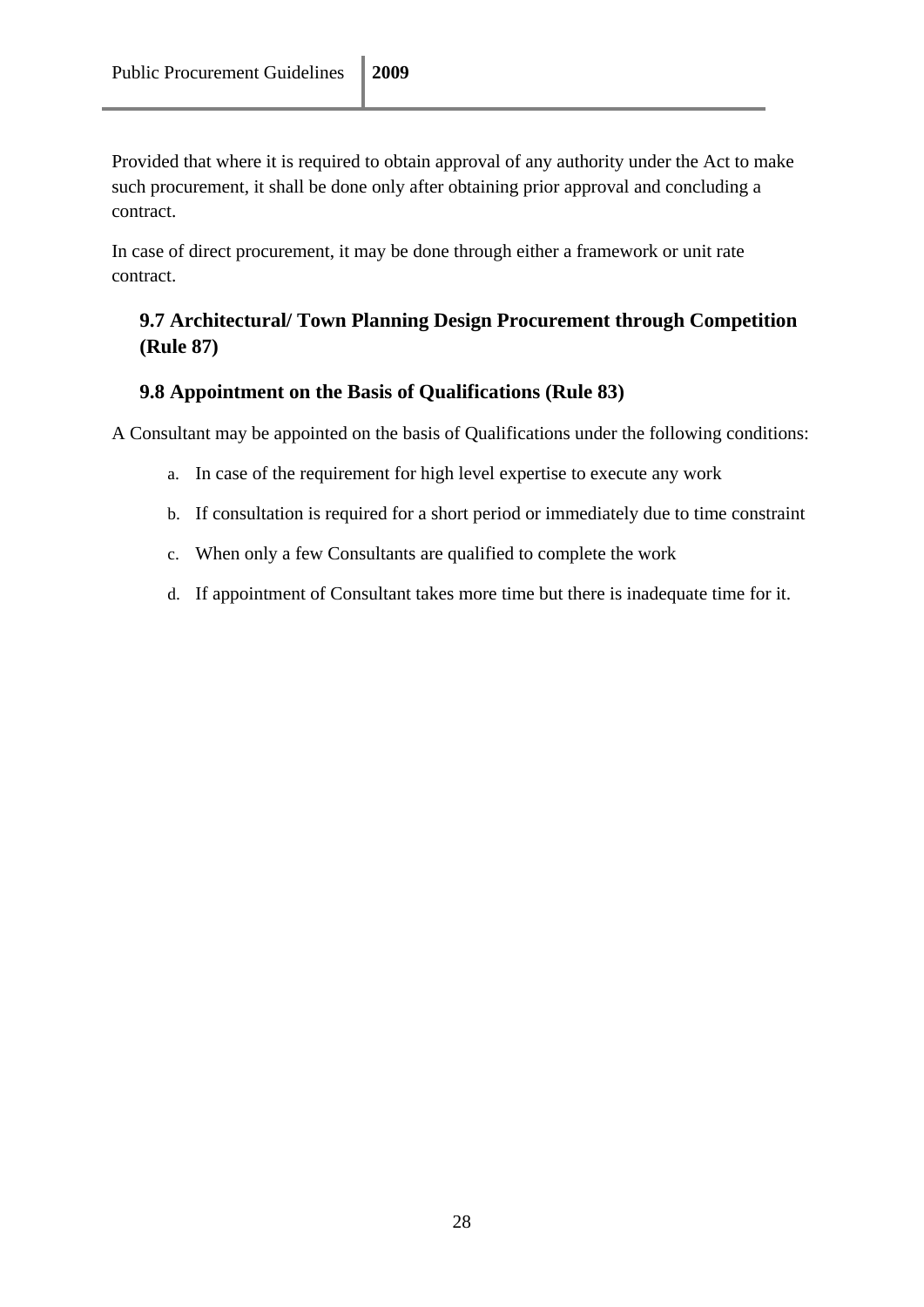Provided that where it is required to obtain approval of any authority under the Act to make such procurement, it shall be done only after obtaining prior approval and concluding a contract.

In case of direct procurement, it may be done through either a framework or unit rate contract.

### 9.7 Architectural/ Town Planning Design Procurement through Competition (Rule 87)

### 9.8 Appointment on the Basis of Qualifications (Rule 83)

A Consultant may be appointed on the basis of Qualifications under the following conditions:

a. In case of the requirement for high level expertise to execute any work

b. If consultation is required for a short period or immediately due to time constraint

c. When only a few Consultants are qualified to complete the work

d. If appointment of Consultant takes more time but there is inadequate time for it.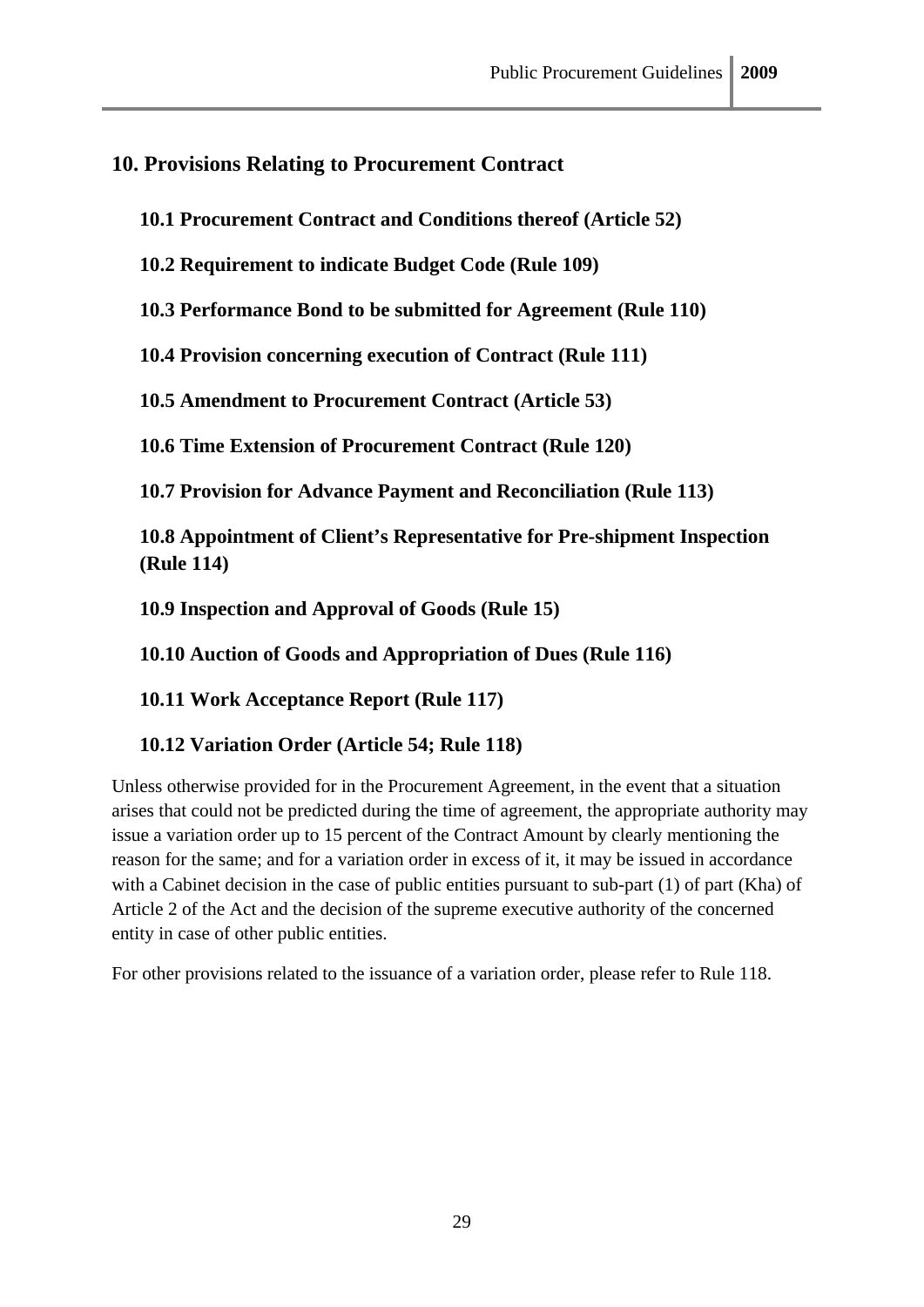## 10. Provisions Relating to Procurement Contract

### 10.1 Procurement Contract and Conditions thereof (Article 52)

### 10.2 Requirement to indicate Budget Code (Rule 109)

### 10.3 Performance Bond to be submitted for Agreement (Rule 110)

### 10.4 Provision concerning execution of Contract (Rule 111)

### 10.5 Amendment to Procurement Contract (Article 53)

### 10.6 Time Extension of Procurement Contract (Rule 120)

### 10.7 Provision for Advance Payment and Reconciliation (Rule 113)

### 10.8 Appointment of Client's Representative for Pre-shipment Inspection (Rule 114)

### 10.9 Inspection and Approval of Goods (Rule 15)

### 10.10 Auction of Goods and Appropriation of Dues (Rule 116)

### 10.11 Work Acceptance Report (Rule 117)

### 10.12 Variation Order (Article 54; Rule 118)

Unless otherwise provided for in the Procurement Agreement, in the event that a situation arises that could not be predicted during the time of agreement, the appropriate authority may issue a variation order up to 15 percent of the Contract Amount by clearly mentioning the reason for the same; and for a variation order in excess of it, it may be issued in accordance with a Cabinet decision in the case of public entities pursuant to sub-part (1) of part (Kha) of Article 2 of the Act and the decision of the supreme executive authority of the concerned entity in case of other public entities.

For other provisions related to the issuance of a variation order, please refer to Rule 118.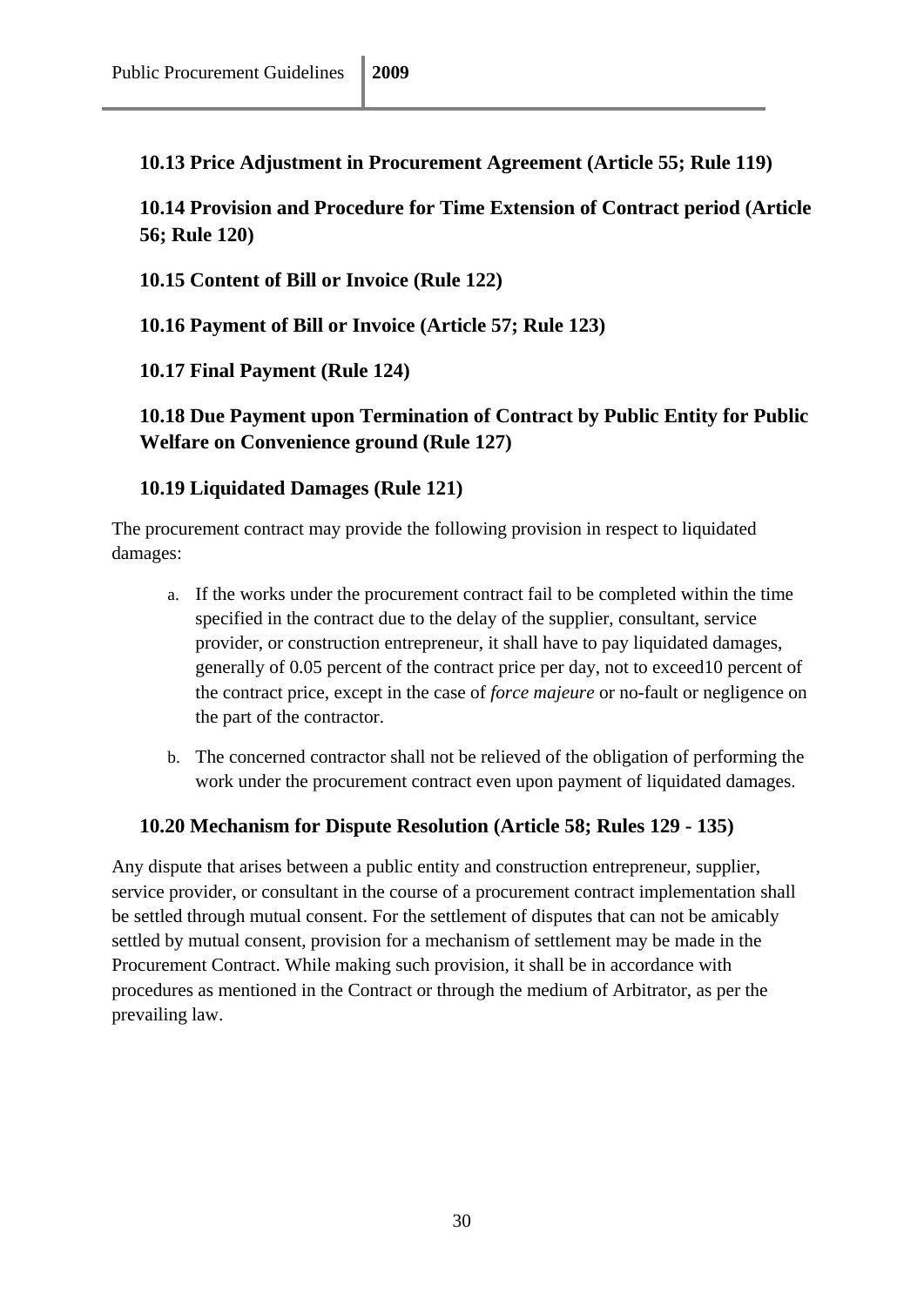### 10.13 Price Adjustment in Procurement Agreement (Article 55; Rule 119)

### 10.14 Provision and Procedure for Time Extension of Contract period (Article 56; Rule 120)

### 10.15 Content of Bill or Invoice (Rule 122)

### 10.16 Payment of Bill or Invoice (Article 57; Rule 123)

### 10.17 Final Payment (Rule 124)

### 10.18 Due Payment upon Termination of Contract by Public Entity for Public Welfare on Convenience ground (Rule 127)

### 10.19 Liquidated Damages (Rule 121)

The procurement contract may provide the following provision in respect to liquidated damages:

a. If the works under the procurement contract fail to be completed within the time specified in the contract due to the delay of the supplier, consultant, service provider, or construction entrepreneur, it shall have to pay liquidated damages, generally of 0.05 percent of the contract price per day, not to exceed10 percent of the contract price, except in the case of *force majeure* or no-fault or negligence on the part of the contractor.

b. The concerned contractor shall not be relieved of the obligation of performing the work under the procurement contract even upon payment of liquidated damages.

### 10.20 Mechanism for Dispute Resolution (Article 58; Rules 129 - 135)

Any dispute that arises between a public entity and construction entrepreneur, supplier, service provider, or consultant in the course of a procurement contract implementation shall be settled through mutual consent. For the settlement of disputes that can not be amicably settled by mutual consent, provision for a mechanism of settlement may be made in the Procurement Contract. While making such provision, it shall be in accordance with procedures as mentioned in the Contract or through the medium of Arbitrator, as per the prevailing law.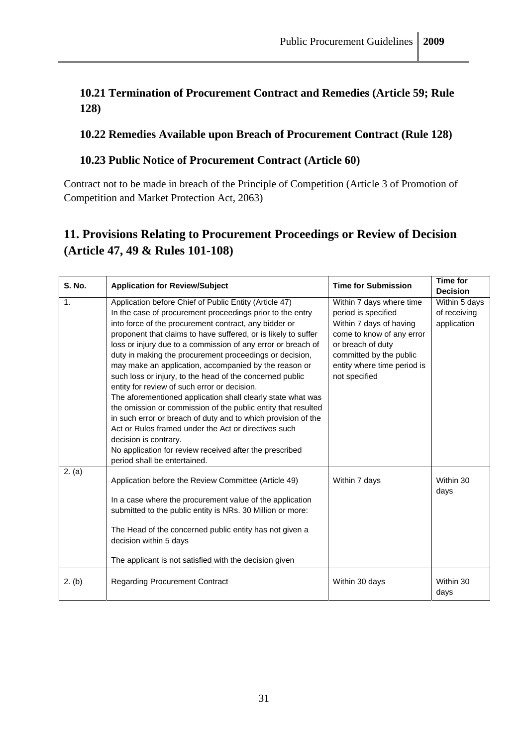### 10.21 Termination of Procurement Contract and Remedies (Article 59; Rule 128)

### 10.22 Remedies Available upon Breach of Procurement Contract (Rule 128)

### 10.23 Public Notice of Procurement Contract (Article 60)

Contract not to be made in breach of the Principle of Competition (Article 3 of Promotion of Competition and Market Protection Act, 2063)

## 11. Provisions Relating to Procurement Proceedings or Review of Decision (Article 47, 49 & Rules 101-108)

| S. No. | Application for Review/Subject | Time for Submission | Time for Decision |
|---|---|---|---|
| 1. | Application before Chief of Public Entity (Article 47)<br>In the case of procurement proceedings prior to the entry into force of the procurement contract, any bidder or proponent that claims to have suffered, or is likely to suffer loss or injury due to a commission of any error or breach of duty in making the procurement proceedings or decision, may make an application, accompanied by the reason or such loss or injury, to the head of the concerned public entity for review of such error or decision.<br>The aforementioned application shall clearly state what was the omission or commission of the public entity that resulted in such error or breach of duty and to which provision of the Act or Rules framed under the Act or directives such decision is contrary.<br>No application for review received after the prescribed period shall be entertained. | Within 7 days where time period is specified<br>Within 7 days of having come to know of any error or breach of duty committed by the public entity where time period is not specified | Within 5 days of receiving application |
| 2. (a) | Application before the Review Committee (Article 49)<br>In a case where the procurement value of the application submitted to the public entity is NRs. 30 Million or more:<br>The Head of the concerned public entity has not given a decision within 5 days<br>The applicant is not satisfied with the decision given | Within 7 days | Within 30 days |
| 2. (b) | Regarding Procurement Contract | Within 30 days | Within 30 days |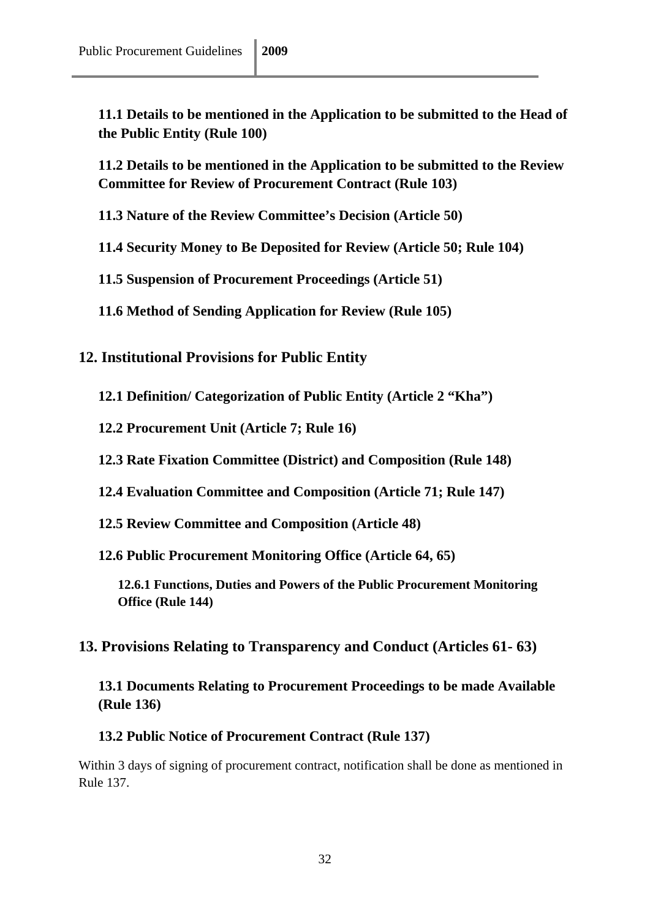### 11.1 Details to be mentioned in the Application to be submitted to the Head of the Public Entity (Rule 100)

### 11.2 Details to be mentioned in the Application to be submitted to the Review Committee for Review of Procurement Contract (Rule 103)

### 11.3 Nature of the Review Committee's Decision (Article 50)

### 11.4 Security Money to Be Deposited for Review (Article 50; Rule 104)

### 11.5 Suspension of Procurement Proceedings (Article 51)

### 11.6 Method of Sending Application for Review (Rule 105)

## 12. Institutional Provisions for Public Entity

### 12.1 Definition/ Categorization of Public Entity (Article 2 "Kha")

### 12.2 Procurement Unit (Article 7; Rule 16)

### 12.3 Rate Fixation Committee (District) and Composition (Rule 148)

### 12.4 Evaluation Committee and Composition (Article 71; Rule 147)

### 12.5 Review Committee and Composition (Article 48)

### 12.6 Public Procurement Monitoring Office (Article 64, 65)

#### 12.6.1 Functions, Duties and Powers of the Public Procurement Monitoring Office (Rule 144)

## 13. Provisions Relating to Transparency and Conduct (Articles 61- 63)

### 13.1 Documents Relating to Procurement Proceedings to be made Available (Rule 136)

### 13.2 Public Notice of Procurement Contract (Rule 137)

Within 3 days of signing of procurement contract, notification shall be done as mentioned in Rule 137.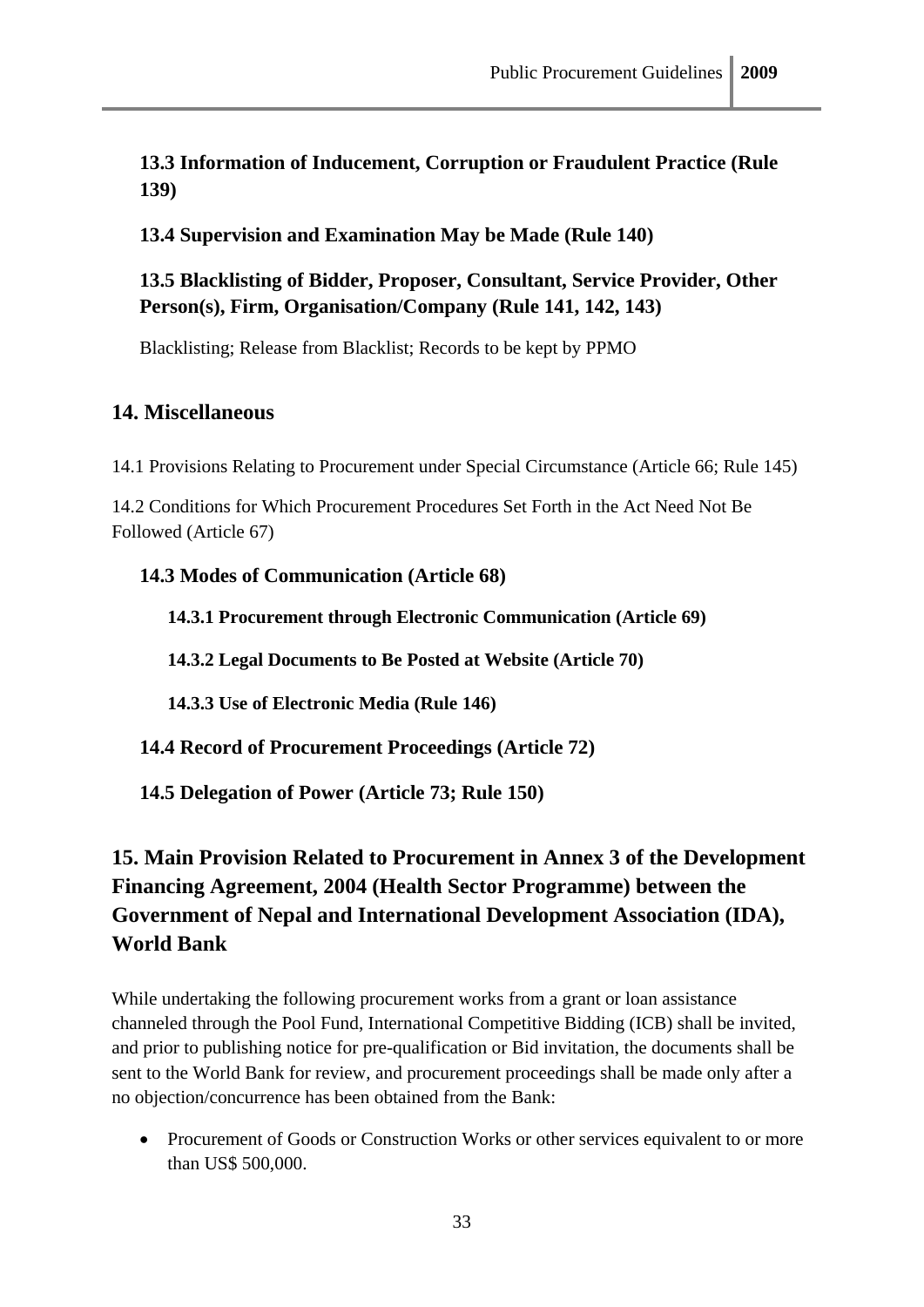### 13.3 Information of Inducement, Corruption or Fraudulent Practice (Rule 139)

### 13.4 Supervision and Examination May be Made (Rule 140)

### 13.5 Blacklisting of Bidder, Proposer, Consultant, Service Provider, Other Person(s), Firm, Organisation/Company (Rule 141, 142, 143)

Blacklisting; Release from Blacklist; Records to be kept by PPMO

## 14. Miscellaneous

14.1 Provisions Relating to Procurement under Special Circumstance (Article 66; Rule 145)

14.2 Conditions for Which Procurement Procedures Set Forth in the Act Need Not Be Followed (Article 67)

### 14.3 Modes of Communication (Article 68)

#### 14.3.1 Procurement through Electronic Communication (Article 69)

#### 14.3.2 Legal Documents to Be Posted at Website (Article 70)

#### 14.3.3 Use of Electronic Media (Rule 146)

### 14.4 Record of Procurement Proceedings (Article 72)

### 14.5 Delegation of Power (Article 73; Rule 150)

## 15. Main Provision Related to Procurement in Annex 3 of the Development Financing Agreement, 2004 (Health Sector Programme) between the Government of Nepal and International Development Association (IDA), World Bank

While undertaking the following procurement works from a grant or loan assistance channeled through the Pool Fund, International Competitive Bidding (ICB) shall be invited, and prior to publishing notice for pre-qualification or Bid invitation, the documents shall be sent to the World Bank for review, and procurement proceedings shall be made only after a no objection/concurrence has been obtained from the Bank:

- Procurement of Goods or Construction Works or other services equivalent to or more than US$ 500,000.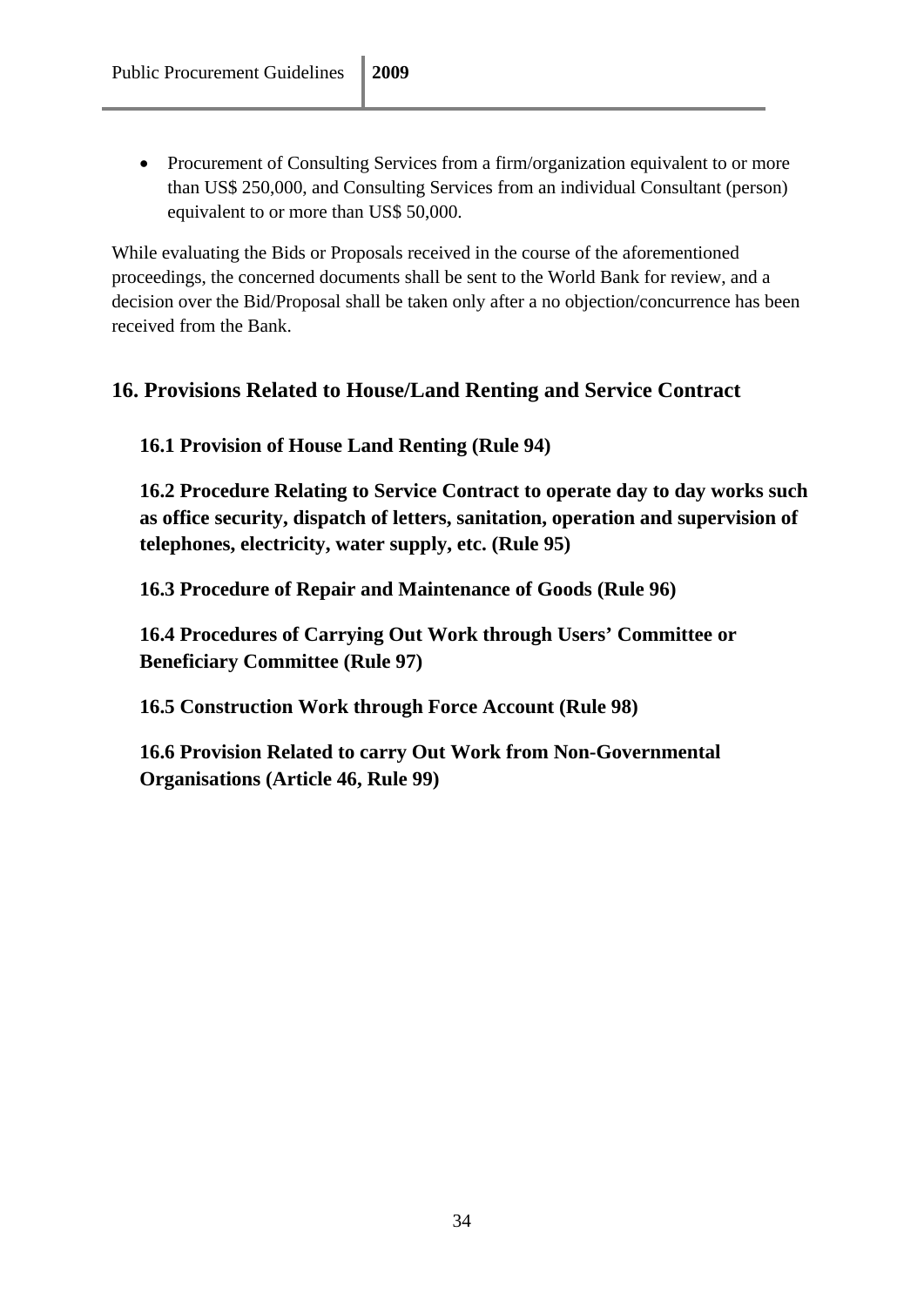- Procurement of Consulting Services from a firm/organization equivalent to or more than US$ 250,000, and Consulting Services from an individual Consultant (person) equivalent to or more than US$ 50,000.

While evaluating the Bids or Proposals received in the course of the aforementioned proceedings, the concerned documents shall be sent to the World Bank for review, and a decision over the Bid/Proposal shall be taken only after a no objection/concurrence has been received from the Bank.

## 16. Provisions Related to House/Land Renting and Service Contract

### 16.1 Provision of House Land Renting (Rule 94)

### 16.2 Procedure Relating to Service Contract to operate day to day works such as office security, dispatch of letters, sanitation, operation and supervision of telephones, electricity, water supply, etc. (Rule 95)

### 16.3 Procedure of Repair and Maintenance of Goods (Rule 96)

### 16.4 Procedures of Carrying Out Work through Users' Committee or Beneficiary Committee (Rule 97)

### 16.5 Construction Work through Force Account (Rule 98)

### 16.6 Provision Related to carry Out Work from Non-Governmental Organisations (Article 46, Rule 99)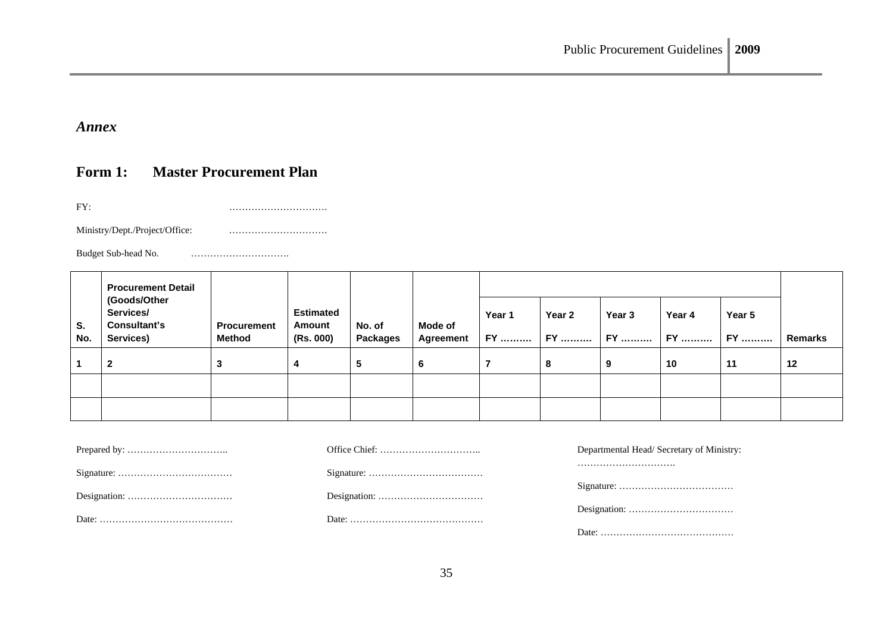*Annex*

## Form 1: Master Procurement Plan

FY: ………………………….

Ministry/Dept./Project/Office: ………………………….

Budget Sub-head No. ………………………….

| S. No. | Procurement Detail (Goods/Other Services/ Consultant's Services) | Procurement Method | Estimated Amount (Rs. 000) | No. of Packages | Mode of Agreement | Year 1 FY ……… | Year 2 FY ……… | Year 3 FY ……… | Year 4 FY ……… | Year 5 FY ……… | Remarks |
|---|---|---|---|---|---|---|---|---|---|---|---|
| 1 | 2 | 3 | 4 | 5 | 6 | 7 | 8 | 9 | 10 | 11 | 12 |
| | | | | | | | | | | | |
| | | | | | | | | | | | |

Prepared by: …………………………..

Signature: ………………………………

Designation: ……………………………

Date: ……………………………………

Office Chief: …………………………..

Signature: ………………………………

Designation: ……………………………

Date: ……………………………………

Departmental Head/ Secretary of Ministry: ………………………….

Signature: ………………………………

Designation: ……………………………

Date: ……………………………………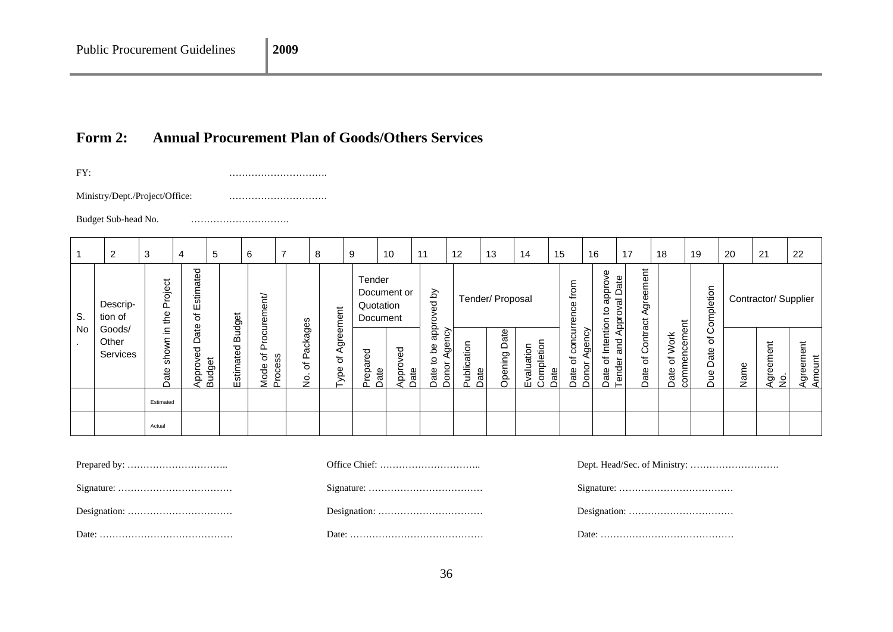## Form 2: Annual Procurement Plan of Goods/Others Services

FY: ………………………….

Ministry/Dept./Project/Office: ………………………….

Budget Sub-head No. ………………………….

| 1 | 2 | 3 | 4 | 5 | 6 | 7 | 8 | 9 | 10 | 11 | 12 | 13 | 14 | 15 | 16 | 17 | 18 | 19 | 20 | 21 | 22 |
|---|---|---|---|---|---|---|---|---|---|---|---|---|---|---|---|---|---|---|---|---|---|
| S. No. | Description of Goods/ Other Services | Date shown in the Project | Approved Date of Estimated Budget | Estimated Budget | Mode of Procurement/ Process | No. of Packages | Type of Agreement | Tender Document or Quotation Document | | Date to be approved by Donor Agency | Tender/ Proposal | | | Date of concurrence from Donor Agency | Date of Intention to approve Tender and Approval Date | Date of Contract Agreement | Date of Work commencement | Due Date of Completion | Contractor/ Supplier | | |
| | | | | | | | | Prepared Date | Approved Date | | Publication Date | Opening Date | Evaluation Completion Date | | | | | | Name | Agreement No. | Agreement Amount |
| | | Estimated | | | | | | | | | | | | | | | | | | | |
| | | Actual | | | | | | | | | | | | | | | | | | | |

Prepared by: …………………………..

Signature: ………………………………

Designation: ……………………………

Date: ……………………………………

Office Chief: …………………………..

Signature: ………………………………

Designation: ……………………………

Date: ……………………………………

Dept. Head/Sec. of Ministry: ……………………….

Signature: ………………………………

Designation: ……………………………

Date: ……………………………………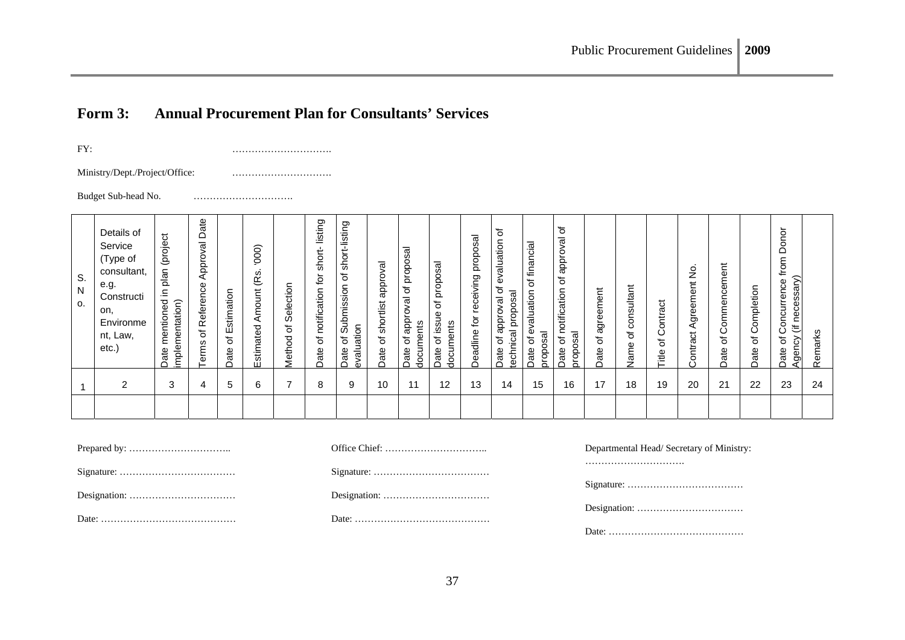## Form 3: Annual Procurement Plan for Consultants' Services

FY: ………………………….

Ministry/Dept./Project/Office: ………………………….

Budget Sub-head No. ………………………….

| S. No. | Details of Service (Type of consultant, e.g. Construction, Environment, Law, etc.) | Date mentioned in plan (project implementation) | Terms of Reference Approval Date | Date of Estimation | Estimated Amount (Rs. '000) | Method of Selection | Date of notification for short- listing | Date of Submission of short-listing evaluation | Date of shortlist approval | Date of approval of proposal documents | Date of issue of proposal documents | Deadline for receiving proposal | Date of approval of evaluation of technical proposal | Date of evaluation of financial proposal | Date of notification of approval of proposal | Date of agreement | Name of consultant | Title of Contract | Contract Agreement No. | Date of Commencement | Date of Completion | Date of Concurrence from Donor Agency (if necessary) | Remarks |
|---|---|---|---|---|---|---|---|---|---|---|---|---|---|---|---|---|---|---|---|---|---|---|---|
| 1 | 2 | 3 | 4 | 5 | 6 | 7 | 8 | 9 | 10 | 11 | 12 | 13 | 14 | 15 | 16 | 17 | 18 | 19 | 20 | 21 | 22 | 23 | 24 |
| | | | | | | | | | | | | | | | | | | | | | | | |

Prepared by: …………………………..

Signature: ………………………………

Designation: ……………………………

Date: ……………………………………

Office Chief: …………………………..

Signature: ………………………………

Designation: ……………………………

Date: ……………………………………

Departmental Head/ Secretary of Ministry: ………………………….

Signature: ………………………………

Designation: ……………………………

Date: ……………………………………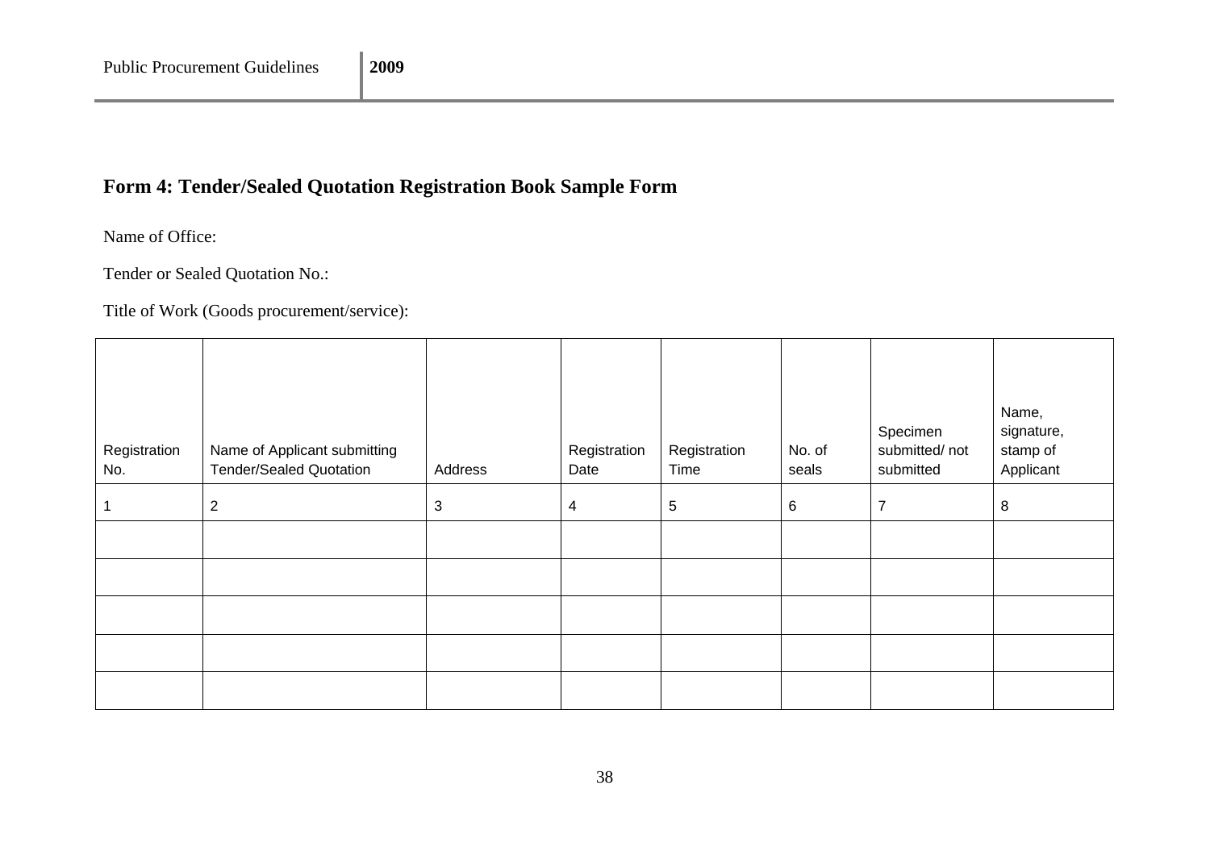## Form 4: Tender/Sealed Quotation Registration Book Sample Form

Name of Office:

Tender or Sealed Quotation No.:

Title of Work (Goods procurement/service):

| Registration No. | Name of Applicant submitting Tender/Sealed Quotation | Address | Registration Date | Registration Time | No. of seals | Specimen submitted/ not submitted | Name, signature, stamp of Applicant |
|---|---|---|---|---|---|---|---|
| 1 | 2 | 3 | 4 | 5 | 6 | 7 | 8 |
| | | | | | | | |
| | | | | | | | |
| | | | | | | | |
| | | | | | | | |
| | | | | | | | |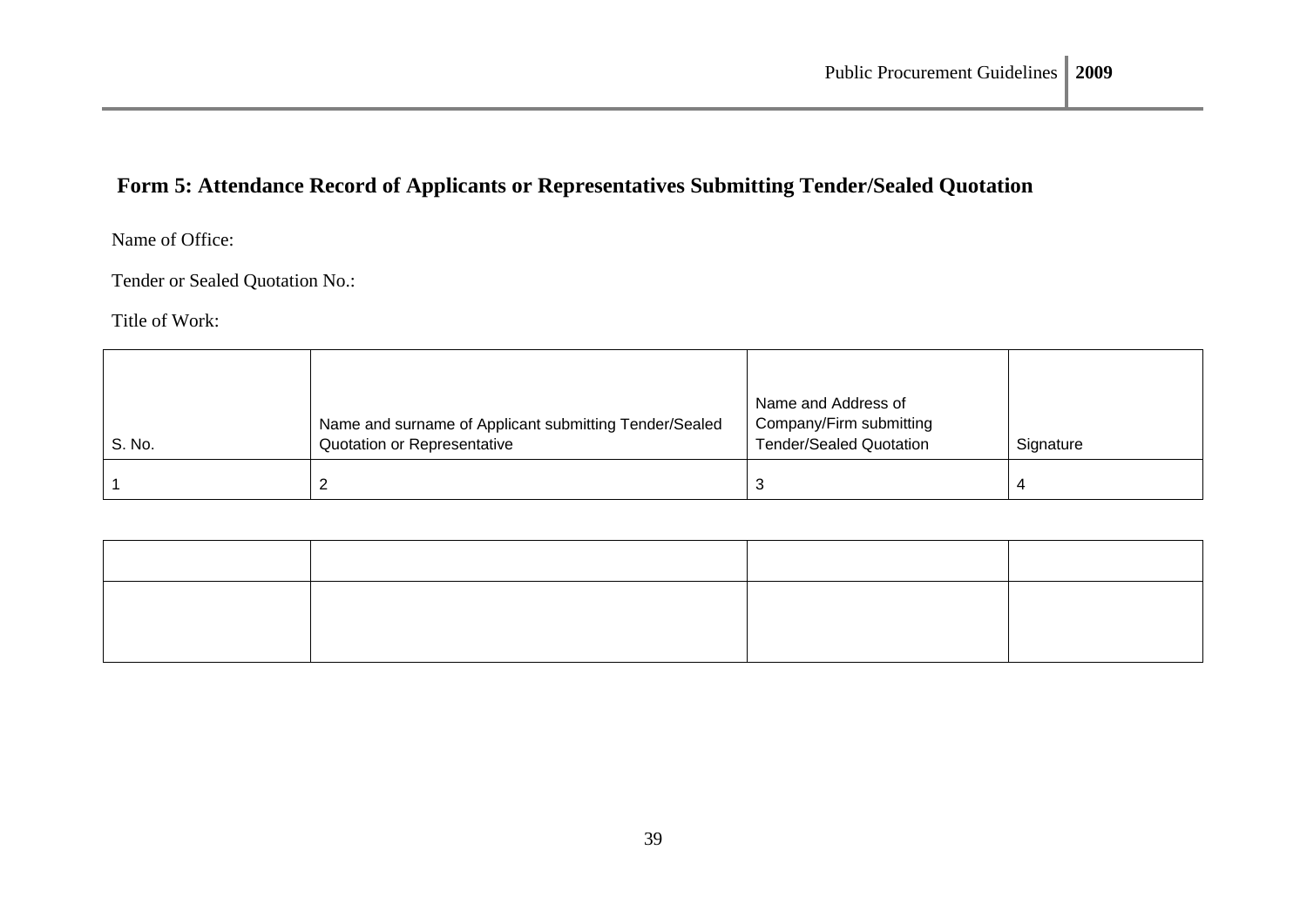## Form 5: Attendance Record of Applicants or Representatives Submitting Tender/Sealed Quotation

Name of Office:

Tender or Sealed Quotation No.:

Title of Work:

| S. No. | Name and surname of Applicant submitting Tender/Sealed Quotation or Representative | Name and Address of Company/Firm submitting Tender/Sealed Quotation | Signature |
|---|---|---|---|
| 1 | 2 | 3 | 4 |
| | | | |
| | | | |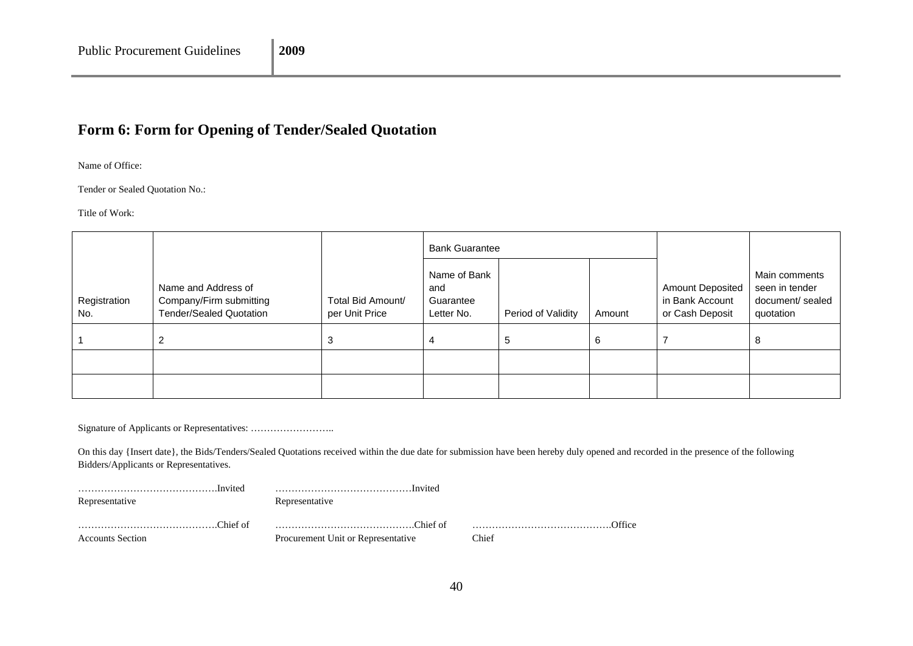## Form 6: Form for Opening of Tender/Sealed Quotation

Name of Office:

Tender or Sealed Quotation No.:

Title of Work:

| Registration No. | Name and Address of Company/Firm submitting Tender/Sealed Quotation | Total Bid Amount/ per Unit Price | Bank Guarantee | | | Amount Deposited in Bank Account or Cash Deposit | Main comments seen in tender document/ sealed quotation |
|---|---|---|---|---|---|---|---|
| | | | Name of Bank and Guarantee Letter No. | Period of Validity | Amount | | |
| 1 | 2 | 3 | 4 | 5 | 6 | 7 | 8 |
| | | | | | | | |
| | | | | | | | |

Signature of Applicants or Representatives: ……………………..

On this day {Insert date}, the Bids/Tenders/Sealed Quotations received within the due date for submission have been hereby duly opened and recorded in the presence of the following Bidders/Applicants or Representatives.

…………………………………….Invited Representative

……………………………………Invited Representative

…………………………………….Chief of Accounts Section

…………………………………….Chief of Procurement Unit or Representative

…………………………………….Office Chief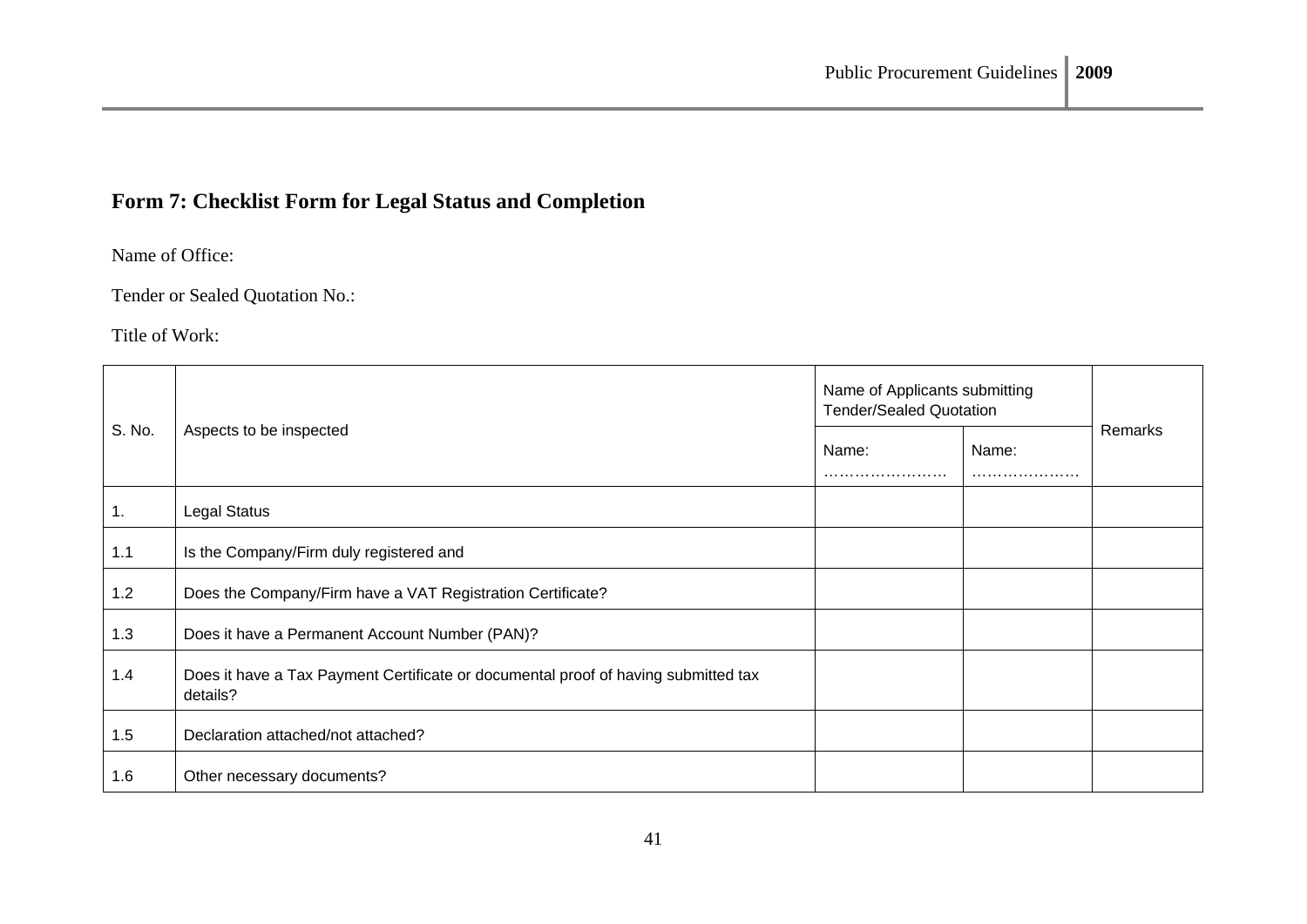## Form 7: Checklist Form for Legal Status and Completion

Name of Office:

Tender or Sealed Quotation No.:

Title of Work:

| S. No. | Aspects to be inspected | Name of Applicants submitting Tender/Sealed Quotation | | Remarks |
|---|---|---|---|---|
| | | Name: …………………… | Name: ………………… | |
| 1. | Legal Status | | | |
| 1.1 | Is the Company/Firm duly registered and | | | |
| 1.2 | Does the Company/Firm have a VAT Registration Certificate? | | | |
| 1.3 | Does it have a Permanent Account Number (PAN)? | | | |
| 1.4 | Does it have a Tax Payment Certificate or documental proof of having submitted tax details? | | | |
| 1.5 | Declaration attached/not attached? | | | |
| 1.6 | Other necessary documents? | | | |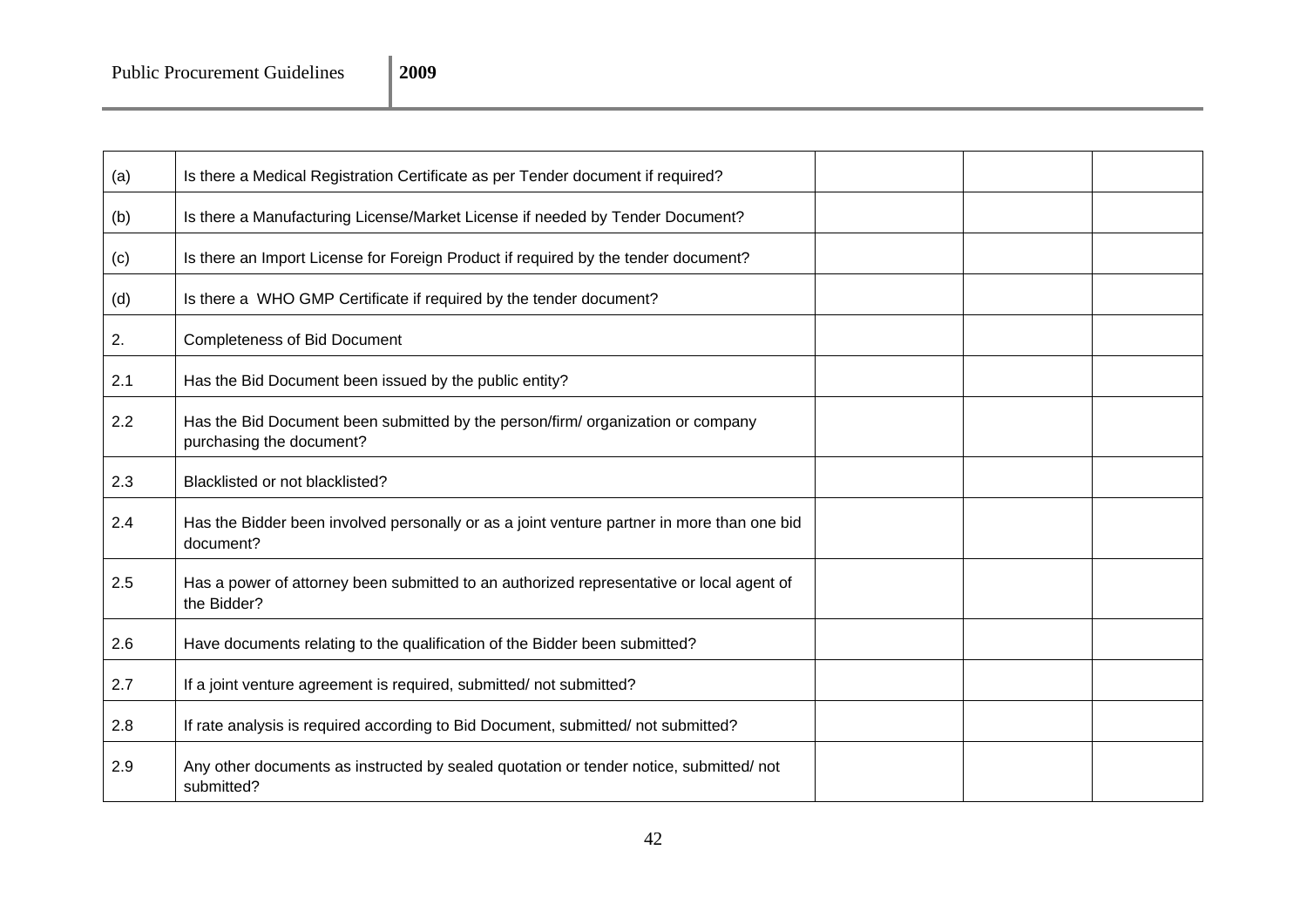| | | | | |
|---|---|---|---|---|
| (a) | Is there a Medical Registration Certificate as per Tender document if required? | | | |
| (b) | Is there a Manufacturing License/Market License if needed by Tender Document? | | | |
| (c) | Is there an Import License for Foreign Product if required by the tender document? | | | |
| (d) | Is there a WHO GMP Certificate if required by the tender document? | | | |
| 2. | Completeness of Bid Document | | | |
| 2.1 | Has the Bid Document been issued by the public entity? | | | |
| 2.2 | Has the Bid Document been submitted by the person/firm/ organization or company purchasing the document? | | | |
| 2.3 | Blacklisted or not blacklisted? | | | |
| 2.4 | Has the Bidder been involved personally or as a joint venture partner in more than one bid document? | | | |
| 2.5 | Has a power of attorney been submitted to an authorized representative or local agent of the Bidder? | | | |
| 2.6 | Have documents relating to the qualification of the Bidder been submitted? | | | |
| 2.7 | If a joint venture agreement is required, submitted/ not submitted? | | | |
| 2.8 | If rate analysis is required according to Bid Document, submitted/ not submitted? | | | |
| 2.9 | Any other documents as instructed by sealed quotation or tender notice, submitted/ not submitted? | | | |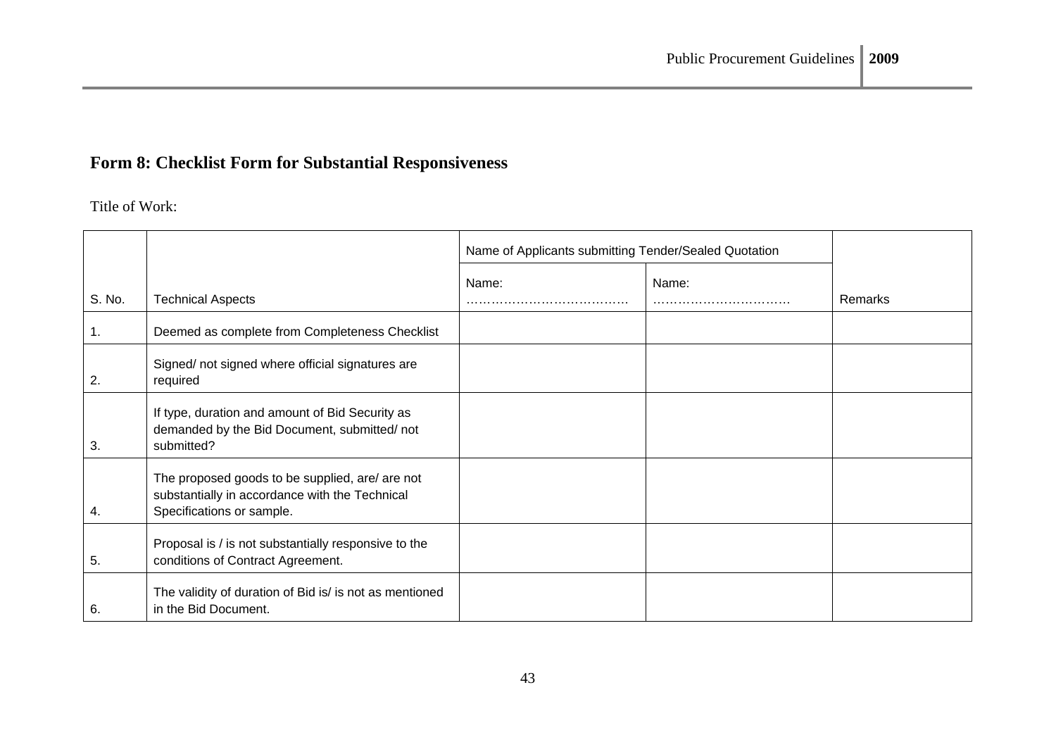## Form 8: Checklist Form for Substantial Responsiveness

Title of Work:

| S. No. | Technical Aspects | Name of Applicants submitting Tender/Sealed Quotation | | Remarks |
|---|---|---|---|---|
| | | Name: ………………………………… | Name: …………………………… | |
| 1. | Deemed as complete from Completeness Checklist | | | |
| 2. | Signed/ not signed where official signatures are required | | | |
| 3. | If type, duration and amount of Bid Security as demanded by the Bid Document, submitted/ not submitted? | | | |
| 4. | The proposed goods to be supplied, are/ are not substantially in accordance with the Technical Specifications or sample. | | | |
| 5. | Proposal is / is not substantially responsive to the conditions of Contract Agreement. | | | |
| 6. | The validity of duration of Bid is/ is not as mentioned in the Bid Document. | | | |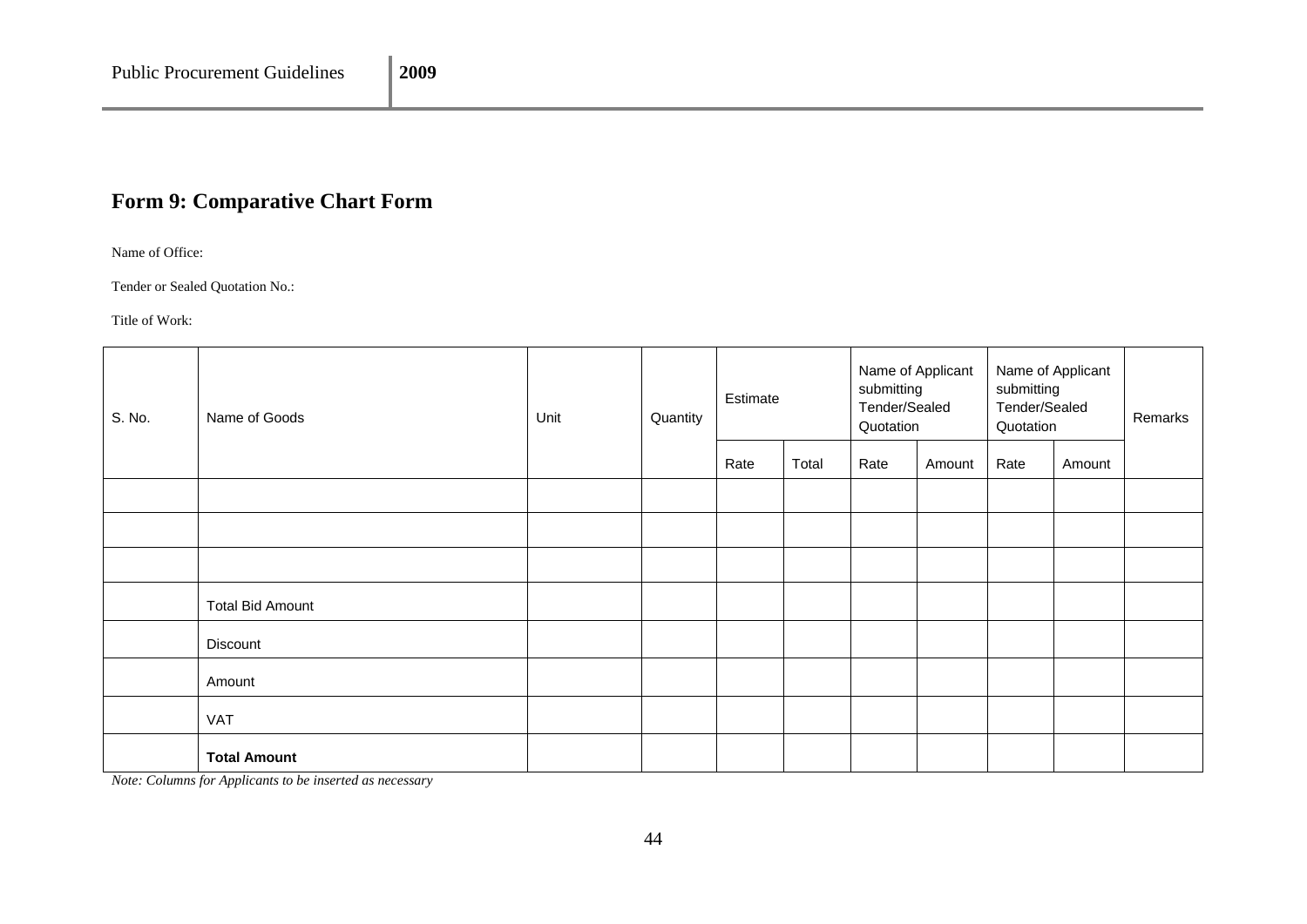## Form 9: Comparative Chart Form

Name of Office:

Tender or Sealed Quotation No.:

Title of Work:

| S. No. | Name of Goods | Unit | Quantity | Estimate | | Name of Applicant submitting Tender/Sealed Quotation | | Name of Applicant submitting Tender/Sealed Quotation | | Remarks |
|---|---|---|---|---|---|---|---|---|---|---|
| | | | | Rate | Total | Rate | Amount | Rate | Amount | |
| | | | | | | | | | | |
| | | | | | | | | | | |
| | | | | | | | | | | |
| | Total Bid Amount | | | | | | | | | |
| | Discount | | | | | | | | | |
| | Amount | | | | | | | | | |
| | VAT | | | | | | | | | |
| | **Total Amount** | | | | | | | | | |

*Note: Columns for Applicants to be inserted as necessary*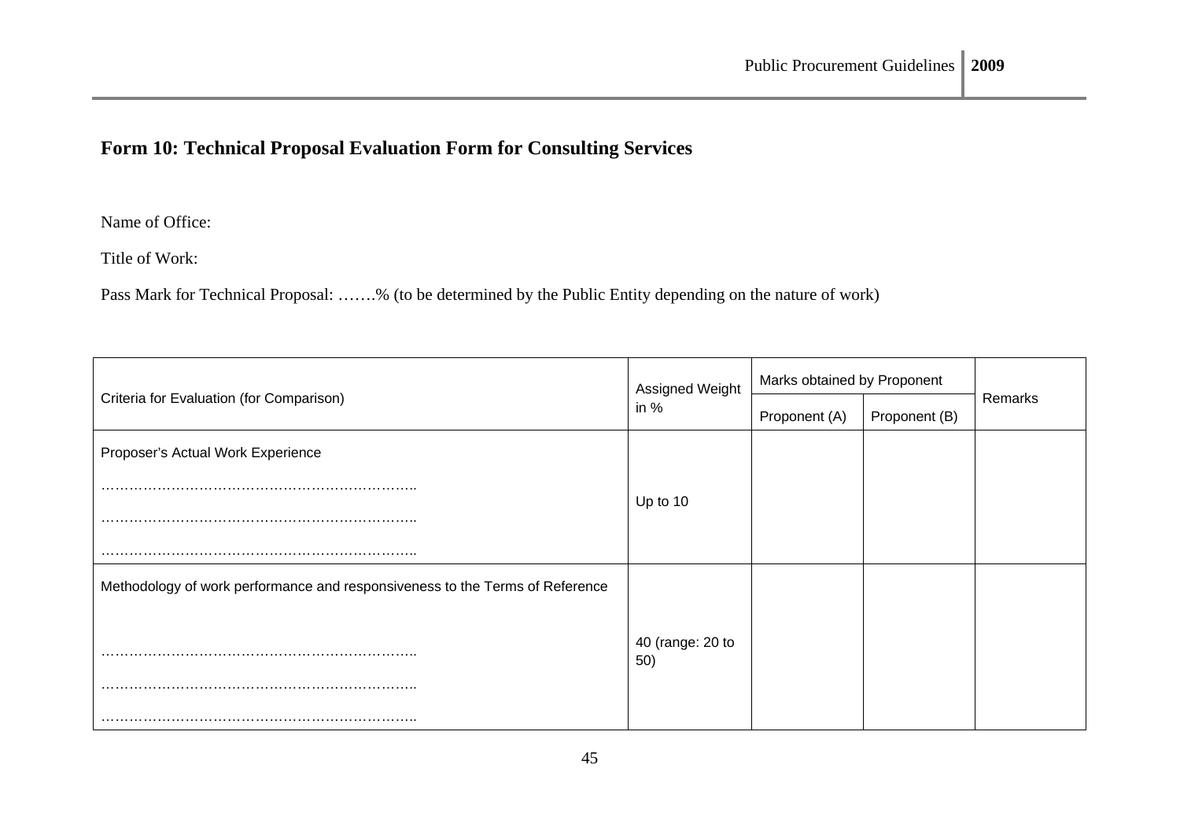## Form 10: Technical Proposal Evaluation Form for Consulting Services

Name of Office:

Title of Work:

Pass Mark for Technical Proposal: …….% (to be determined by the Public Entity depending on the nature of work)

| Criteria for Evaluation (for Comparison) | Assigned Weight in % | Marks obtained by Proponent | | Remarks |
|---|---|---|---|---|
| | | Proponent (A) | Proponent (B) | |
| Proposer's Actual Work Experience<br>…………………………………………………………..<br>…………………………………………………………..<br>………………………………………………………….. | Up to 10 | | | |
| Methodology of work performance and responsiveness to the Terms of Reference<br>…………………………………………………………..<br>…………………………………………………………..<br>………………………………………………………….. | 40 (range: 20 to 50) | | | |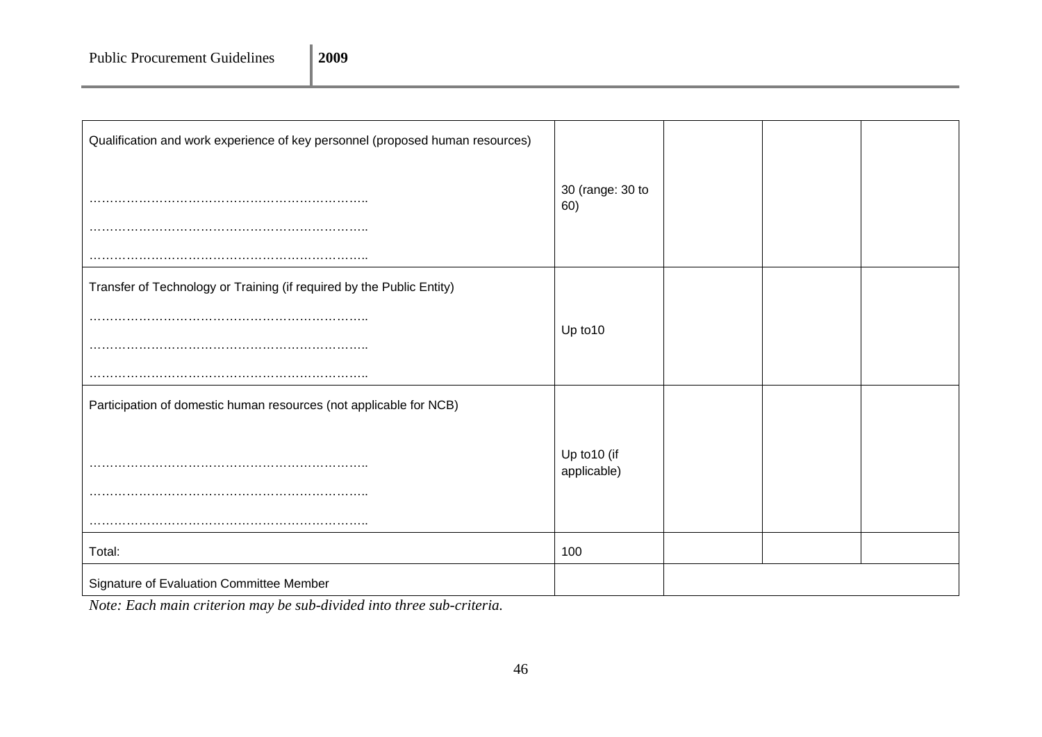| | | | | |
|---|---|---|---|---|
| Qualification and work experience of key personnel (proposed human resources)<br><br>……………………………………………………..<br>……………………………………………………..<br>…………………………………………………….. | 30 (range: 30 to 60) | | | |
| Transfer of Technology or Training (if required by the Public Entity)<br>……………………………………………………..<br>……………………………………………………..<br>…………………………………………………….. | Up to10 | | | |
| Participation of domestic human resources (not applicable for NCB)<br><br>……………………………………………………..<br>……………………………………………………..<br>…………………………………………………….. | Up to10 (if applicable) | | | |
| Total: | 100 | | | |
| Signature of Evaluation Committee Member | | | | |

*Note: Each main criterion may be sub-divided into three sub-criteria.*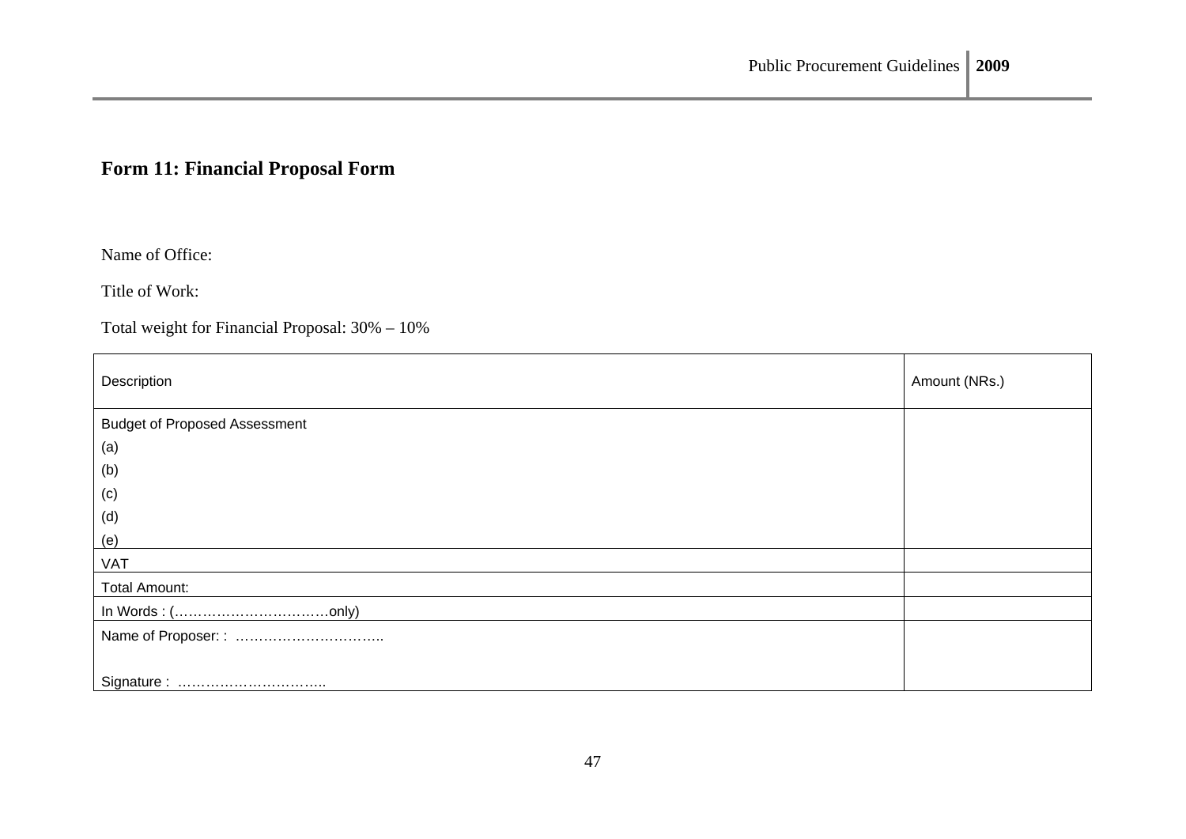## Form 11: Financial Proposal Form

Name of Office:

Title of Work:

Total weight for Financial Proposal: 30% – 10%

| Description | Amount (NRs.) |
|---|---|
| Budget of Proposed Assessment<br>(a)<br>(b)<br>(c)<br>(d)<br>(e) | |
| VAT | |
| Total Amount: | |
| In Words : (……………………………only) | |
| Name of Proposer: : …………………………..<br><br>Signature : ………………………….. | |